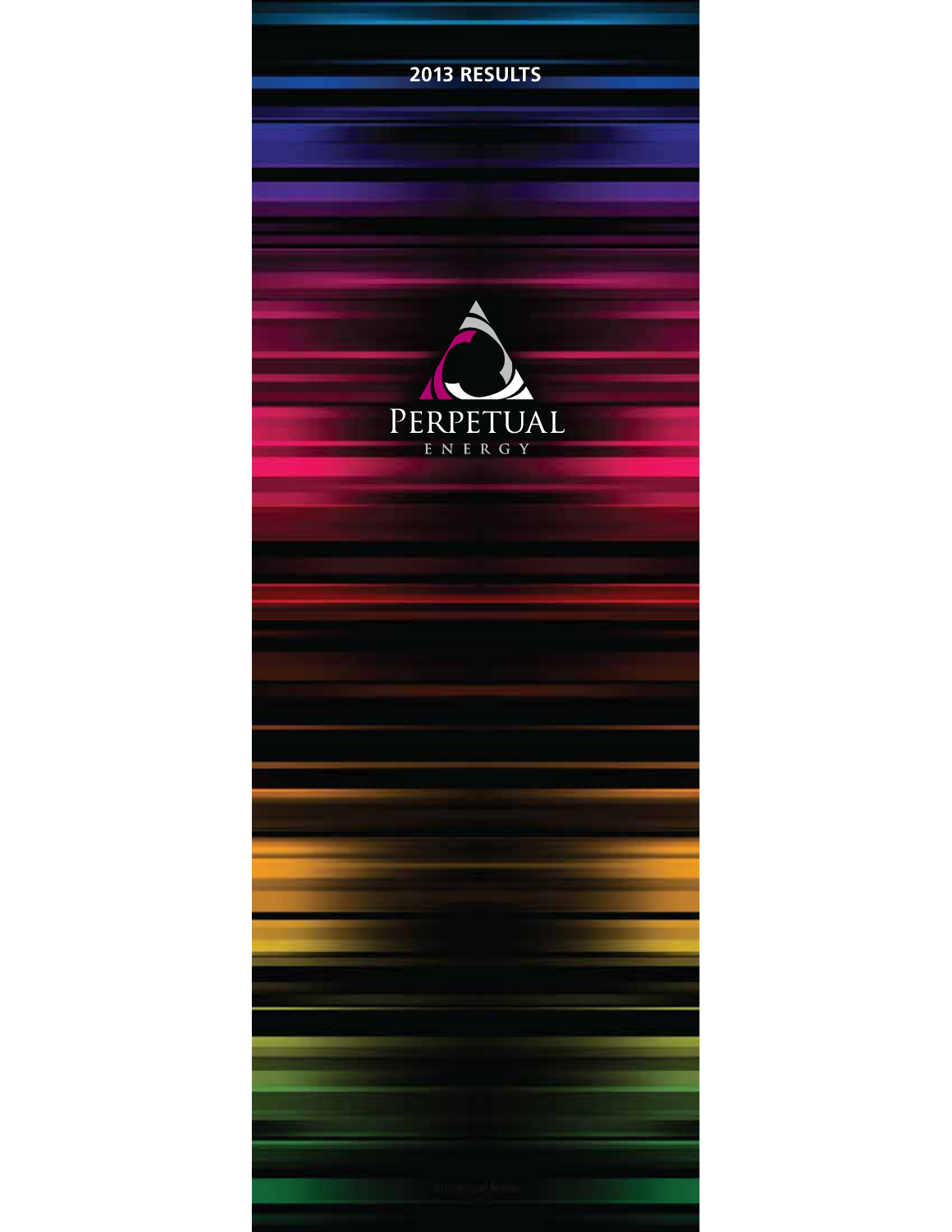# 2013 RESULTS

PERPETUAL

ENERGY

2013 Annual Report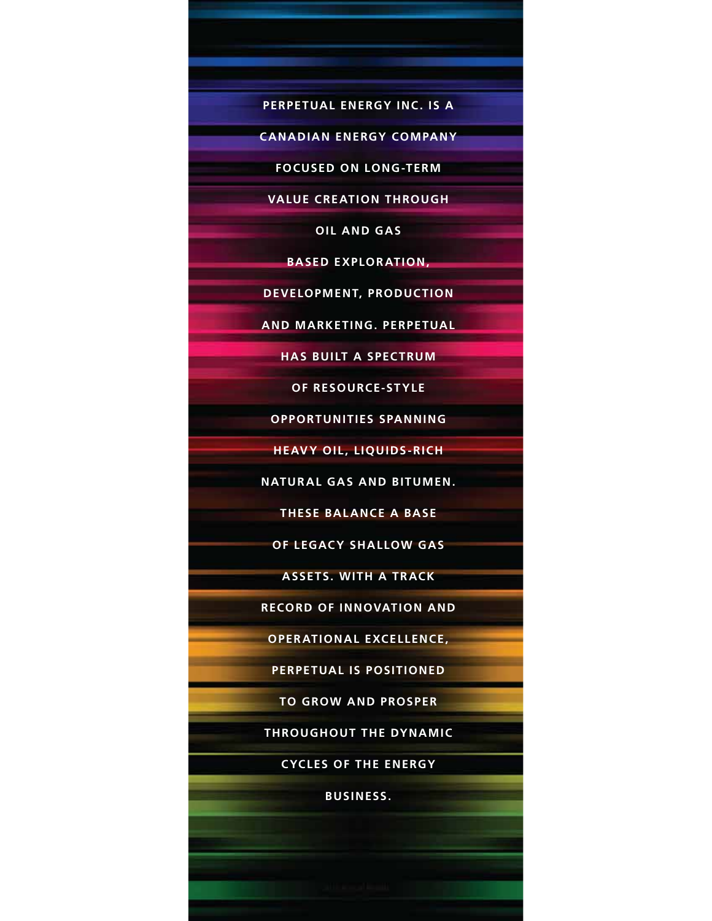PERPETUAL ENERGY INC. IS A CANADIAN ENERGY COMPANY FOCUSED ON LONG-TERM VALUE CREATION THROUGH OIL AND GAS BASED EXPLORATION, DEVELOPMENT, PRODUCTION AND MARKETING. PERPETUAL HAS BUILT A SPECTRUM OF RESOURCE-STYLE OPPORTUNITIES SPANNING HEAVY OIL, LIQUIDS-RICH NATURAL GAS AND BITUMEN. THESE BALANCE A BASE OF LEGACY SHALLOW GAS ASSETS. WITH A TRACK RECORD OF INNOVATION AND OPERATIONAL EXCELLENCE, PERPETUAL IS POSITIONED TO GROW AND PROSPER THROUGHOUT THE DYNAMIC CYCLES OF THE ENERGY BUSINESS.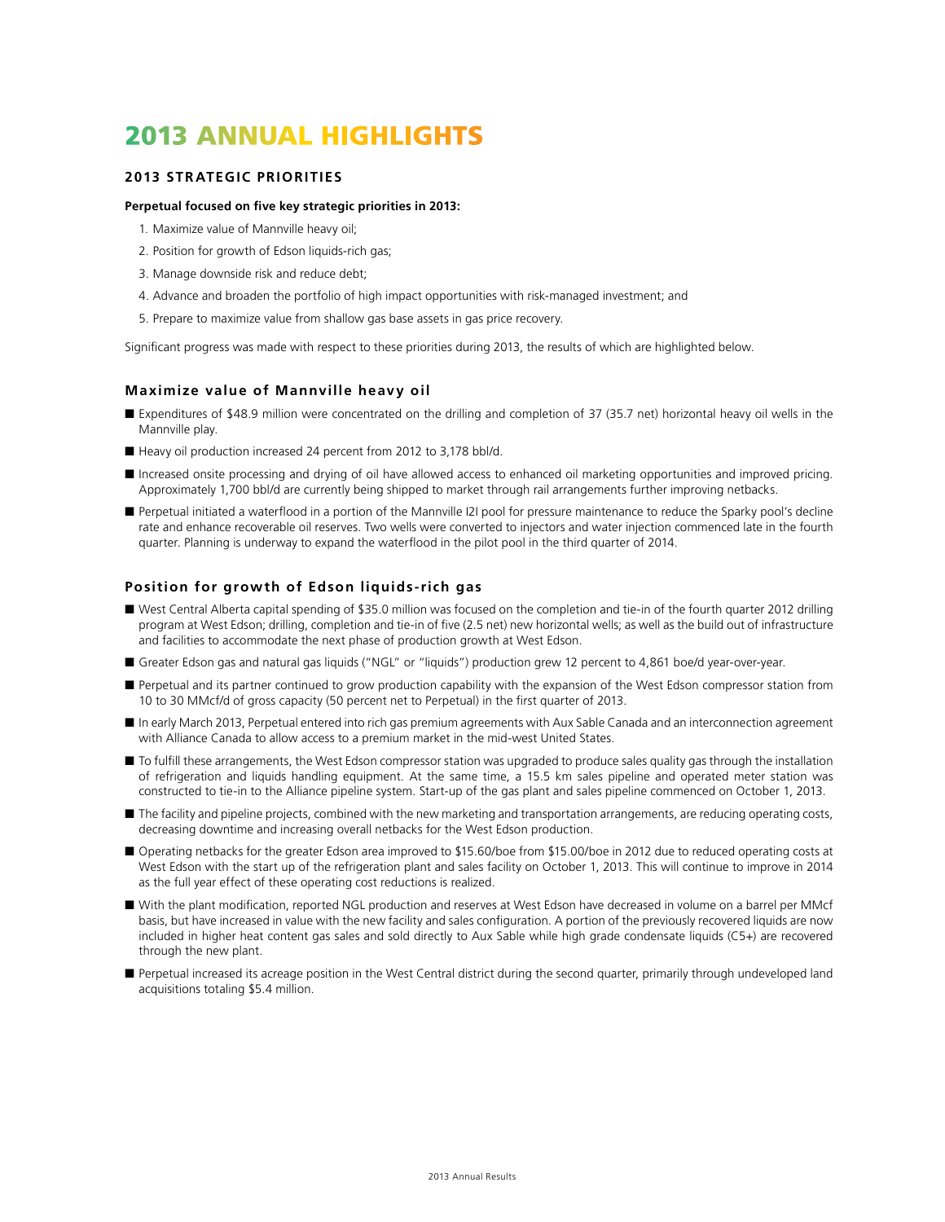# 2013 ANNUAL HIGHLIGHTS

## 2013 STRATEGIC PRIORITIES

**Perpetual focused on five key strategic priorities in 2013:**

1. Maximize value of Mannville heavy oil;
2. Position for growth of Edson liquids-rich gas;
3. Manage downside risk and reduce debt;
4. Advance and broaden the portfolio of high impact opportunities with risk-managed investment; and
5. Prepare to maximize value from shallow gas base assets in gas price recovery.

Significant progress was made with respect to these priorities during 2013, the results of which are highlighted below.

### Maximize value of Mannville heavy oil

- Expenditures of $48.9 million were concentrated on the drilling and completion of 37 (35.7 net) horizontal heavy oil wells in the Mannville play.
- Heavy oil production increased 24 percent from 2012 to 3,178 bbl/d.
- Increased onsite processing and drying of oil have allowed access to enhanced oil marketing opportunities and improved pricing. Approximately 1,700 bbl/d are currently being shipped to market through rail arrangements further improving netbacks.
- Perpetual initiated a waterflood in a portion of the Mannville I2I pool for pressure maintenance to reduce the Sparky pool's decline rate and enhance recoverable oil reserves. Two wells were converted to injectors and water injection commenced late in the fourth quarter. Planning is underway to expand the waterflood in the pilot pool in the third quarter of 2014.

### Position for growth of Edson liquids-rich gas

- West Central Alberta capital spending of $35.0 million was focused on the completion and tie-in of the fourth quarter 2012 drilling program at West Edson; drilling, completion and tie-in of five (2.5 net) new horizontal wells; as well as the build out of infrastructure and facilities to accommodate the next phase of production growth at West Edson.
- Greater Edson gas and natural gas liquids ("NGL" or "liquids") production grew 12 percent to 4,861 boe/d year-over-year.
- Perpetual and its partner continued to grow production capability with the expansion of the West Edson compressor station from 10 to 30 MMcf/d of gross capacity (50 percent net to Perpetual) in the first quarter of 2013.
- In early March 2013, Perpetual entered into rich gas premium agreements with Aux Sable Canada and an interconnection agreement with Alliance Canada to allow access to a premium market in the mid-west United States.
- To fulfill these arrangements, the West Edson compressor station was upgraded to produce sales quality gas through the installation of refrigeration and liquids handling equipment. At the same time, a 15.5 km sales pipeline and operated meter station was constructed to tie-in to the Alliance pipeline system. Start-up of the gas plant and sales pipeline commenced on October 1, 2013.
- The facility and pipeline projects, combined with the new marketing and transportation arrangements, are reducing operating costs, decreasing downtime and increasing overall netbacks for the West Edson production.
- Operating netbacks for the greater Edson area improved to $15.60/boe from $15.00/boe in 2012 due to reduced operating costs at West Edson with the start up of the refrigeration plant and sales facility on October 1, 2013. This will continue to improve in 2014 as the full year effect of these operating cost reductions is realized.
- With the plant modification, reported NGL production and reserves at West Edson have decreased in volume on a barrel per MMcf basis, but have increased in value with the new facility and sales configuration. A portion of the previously recovered liquids are now included in higher heat content gas sales and sold directly to Aux Sable while high grade condensate liquids (C5+) are recovered through the new plant.
- Perpetual increased its acreage position in the West Central district during the second quarter, primarily through undeveloped land acquisitions totaling $5.4 million.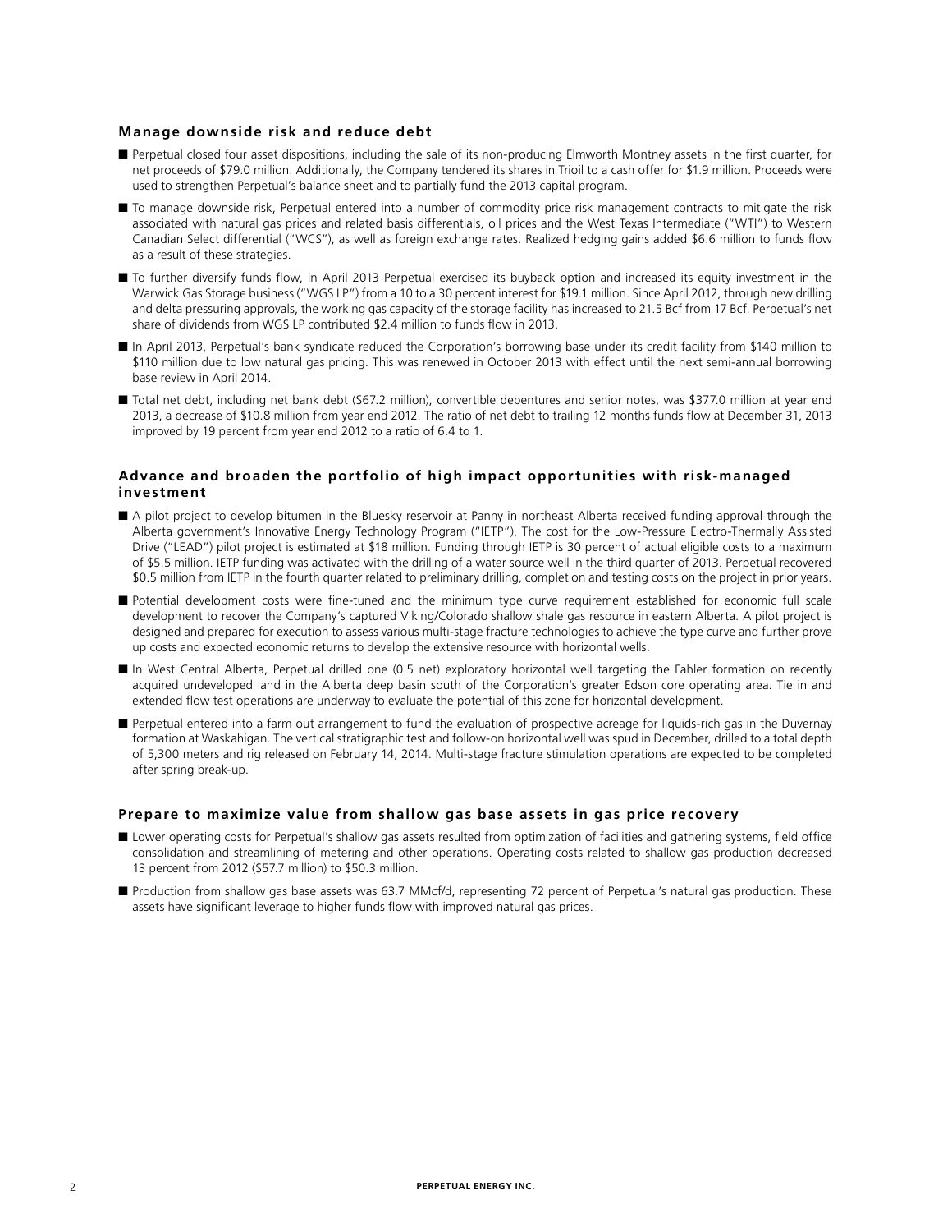### Manage downside risk and reduce debt

- Perpetual closed four asset dispositions, including the sale of its non-producing Elmworth Montney assets in the first quarter, for net proceeds of $79.0 million. Additionally, the Company tendered its shares in Trioil to a cash offer for $1.9 million. Proceeds were used to strengthen Perpetual's balance sheet and to partially fund the 2013 capital program.
- To manage downside risk, Perpetual entered into a number of commodity price risk management contracts to mitigate the risk associated with natural gas prices and related basis differentials, oil prices and the West Texas Intermediate ("WTI") to Western Canadian Select differential ("WCS"), as well as foreign exchange rates. Realized hedging gains added $6.6 million to funds flow as a result of these strategies.
- To further diversify funds flow, in April 2013 Perpetual exercised its buyback option and increased its equity investment in the Warwick Gas Storage business ("WGS LP") from a 10 to a 30 percent interest for $19.1 million. Since April 2012, through new drilling and delta pressuring approvals, the working gas capacity of the storage facility has increased to 21.5 Bcf from 17 Bcf. Perpetual's net share of dividends from WGS LP contributed $2.4 million to funds flow in 2013.
- In April 2013, Perpetual's bank syndicate reduced the Corporation's borrowing base under its credit facility from $140 million to $110 million due to low natural gas pricing. This was renewed in October 2013 with effect until the next semi-annual borrowing base review in April 2014.
- Total net debt, including net bank debt ($67.2 million), convertible debentures and senior notes, was $377.0 million at year end 2013, a decrease of $10.8 million from year end 2012. The ratio of net debt to trailing 12 months funds flow at December 31, 2013 improved by 19 percent from year end 2012 to a ratio of 6.4 to 1.

### Advance and broaden the portfolio of high impact opportunities with risk-managed investment

- A pilot project to develop bitumen in the Bluesky reservoir at Panny in northeast Alberta received funding approval through the Alberta government's Innovative Energy Technology Program ("IETP"). The cost for the Low-Pressure Electro-Thermally Assisted Drive ("LEAD") pilot project is estimated at $18 million. Funding through IETP is 30 percent of actual eligible costs to a maximum of $5.5 million. IETP funding was activated with the drilling of a water source well in the third quarter of 2013. Perpetual recovered $0.5 million from IETP in the fourth quarter related to preliminary drilling, completion and testing costs on the project in prior years.
- Potential development costs were fine-tuned and the minimum type curve requirement established for economic full scale development to recover the Company's captured Viking/Colorado shallow shale gas resource in eastern Alberta. A pilot project is designed and prepared for execution to assess various multi-stage fracture technologies to achieve the type curve and further prove up costs and expected economic returns to develop the extensive resource with horizontal wells.
- In West Central Alberta, Perpetual drilled one (0.5 net) exploratory horizontal well targeting the Fahler formation on recently acquired undeveloped land in the Alberta deep basin south of the Corporation's greater Edson core operating area. Tie in and extended flow test operations are underway to evaluate the potential of this zone for horizontal development.
- Perpetual entered into a farm out arrangement to fund the evaluation of prospective acreage for liquids-rich gas in the Duvernay formation at Waskahigan. The vertical stratigraphic test and follow-on horizontal well was spud in December, drilled to a total depth of 5,300 meters and rig released on February 14, 2014. Multi-stage fracture stimulation operations are expected to be completed after spring break-up.

### Prepare to maximize value from shallow gas base assets in gas price recovery

- Lower operating costs for Perpetual's shallow gas assets resulted from optimization of facilities and gathering systems, field office consolidation and streamlining of metering and other operations. Operating costs related to shallow gas production decreased 13 percent from 2012 ($57.7 million) to $50.3 million.
- Production from shallow gas base assets was 63.7 MMcf/d, representing 72 percent of Perpetual's natural gas production. These assets have significant leverage to higher funds flow with improved natural gas prices.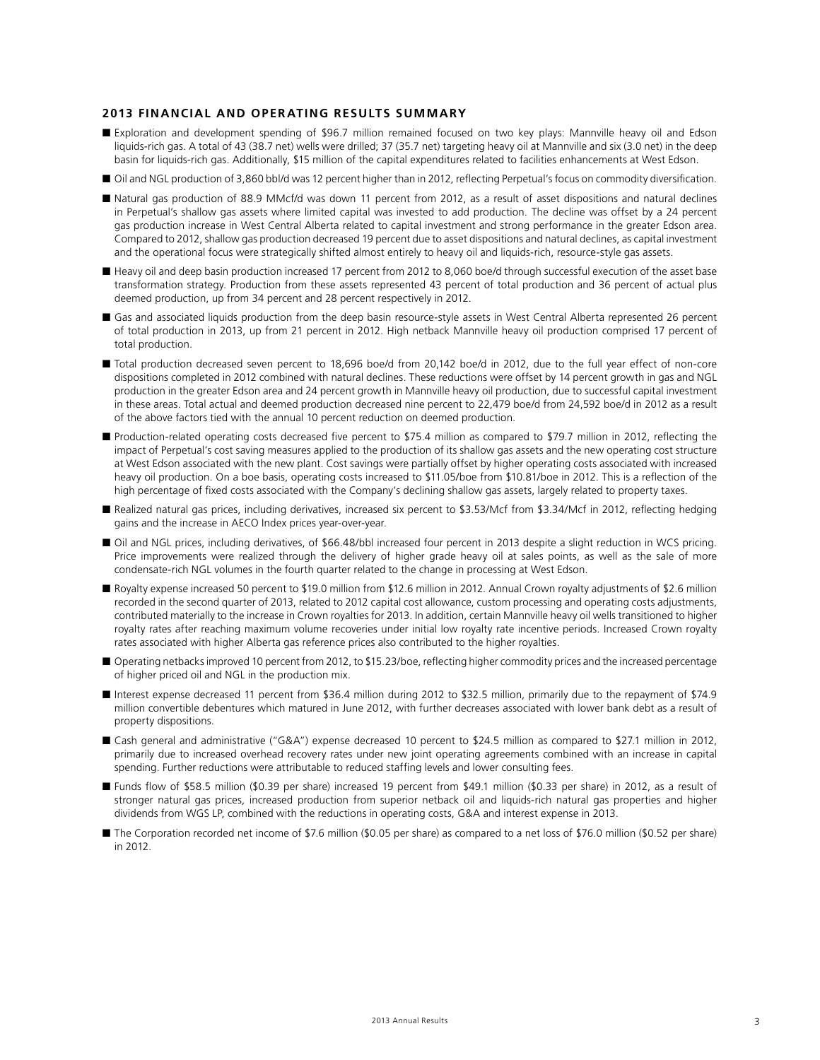## 2013 FINANCIAL AND OPERATING RESULTS SUMMARY

- Exploration and development spending of $96.7 million remained focused on two key plays: Mannville heavy oil and Edson liquids-rich gas. A total of 43 (38.7 net) wells were drilled; 37 (35.7 net) targeting heavy oil at Mannville and six (3.0 net) in the deep basin for liquids-rich gas. Additionally, $15 million of the capital expenditures related to facilities enhancements at West Edson.
- Oil and NGL production of 3,860 bbl/d was 12 percent higher than in 2012, reflecting Perpetual's focus on commodity diversification.
- Natural gas production of 88.9 MMcf/d was down 11 percent from 2012, as a result of asset dispositions and natural declines in Perpetual's shallow gas assets where limited capital was invested to add production. The decline was offset by a 24 percent gas production increase in West Central Alberta related to capital investment and strong performance in the greater Edson area. Compared to 2012, shallow gas production decreased 19 percent due to asset dispositions and natural declines, as capital investment and the operational focus were strategically shifted almost entirely to heavy oil and liquids-rich, resource-style gas assets.
- Heavy oil and deep basin production increased 17 percent from 2012 to 8,060 boe/d through successful execution of the asset base transformation strategy. Production from these assets represented 43 percent of total production and 36 percent of actual plus deemed production, up from 34 percent and 28 percent respectively in 2012.
- Gas and associated liquids production from the deep basin resource-style assets in West Central Alberta represented 26 percent of total production in 2013, up from 21 percent in 2012. High netback Mannville heavy oil production comprised 17 percent of total production.
- Total production decreased seven percent to 18,696 boe/d from 20,142 boe/d in 2012, due to the full year effect of non-core dispositions completed in 2012 combined with natural declines. These reductions were offset by 14 percent growth in gas and NGL production in the greater Edson area and 24 percent growth in Mannville heavy oil production, due to successful capital investment in these areas. Total actual and deemed production decreased nine percent to 22,479 boe/d from 24,592 boe/d in 2012 as a result of the above factors tied with the annual 10 percent reduction on deemed production.
- Production-related operating costs decreased five percent to $75.4 million as compared to $79.7 million in 2012, reflecting the impact of Perpetual's cost saving measures applied to the production of its shallow gas assets and the new operating cost structure at West Edson associated with the new plant. Cost savings were partially offset by higher operating costs associated with increased heavy oil production. On a boe basis, operating costs increased to $11.05/boe from $10.81/boe in 2012. This is a reflection of the high percentage of fixed costs associated with the Company's declining shallow gas assets, largely related to property taxes.
- Realized natural gas prices, including derivatives, increased six percent to $3.53/Mcf from $3.34/Mcf in 2012, reflecting hedging gains and the increase in AECO Index prices year-over-year.
- Oil and NGL prices, including derivatives, of $66.48/bbl increased four percent in 2013 despite a slight reduction in WCS pricing. Price improvements were realized through the delivery of higher grade heavy oil at sales points, as well as the sale of more condensate-rich NGL volumes in the fourth quarter related to the change in processing at West Edson.
- Royalty expense increased 50 percent to $19.0 million from $12.6 million in 2012. Annual Crown royalty adjustments of $2.6 million recorded in the second quarter of 2013, related to 2012 capital cost allowance, custom processing and operating costs adjustments, contributed materially to the increase in Crown royalties for 2013. In addition, certain Mannville heavy oil wells transitioned to higher royalty rates after reaching maximum volume recoveries under initial low royalty rate incentive periods. Increased Crown royalty rates associated with higher Alberta gas reference prices also contributed to the higher royalties.
- Operating netbacks improved 10 percent from 2012, to $15.23/boe, reflecting higher commodity prices and the increased percentage of higher priced oil and NGL in the production mix.
- Interest expense decreased 11 percent from $36.4 million during 2012 to $32.5 million, primarily due to the repayment of $74.9 million convertible debentures which matured in June 2012, with further decreases associated with lower bank debt as a result of property dispositions.
- Cash general and administrative ("G&A") expense decreased 10 percent to $24.5 million as compared to $27.1 million in 2012, primarily due to increased overhead recovery rates under new joint operating agreements combined with an increase in capital spending. Further reductions were attributable to reduced staffing levels and lower consulting fees.
- Funds flow of $58.5 million ($0.39 per share) increased 19 percent from $49.1 million ($0.33 per share) in 2012, as a result of stronger natural gas prices, increased production from superior netback oil and liquids-rich natural gas properties and higher dividends from WGS LP, combined with the reductions in operating costs, G&A and interest expense in 2013.
- The Corporation recorded net income of $7.6 million ($0.05 per share) as compared to a net loss of $76.0 million ($0.52 per share) in 2012.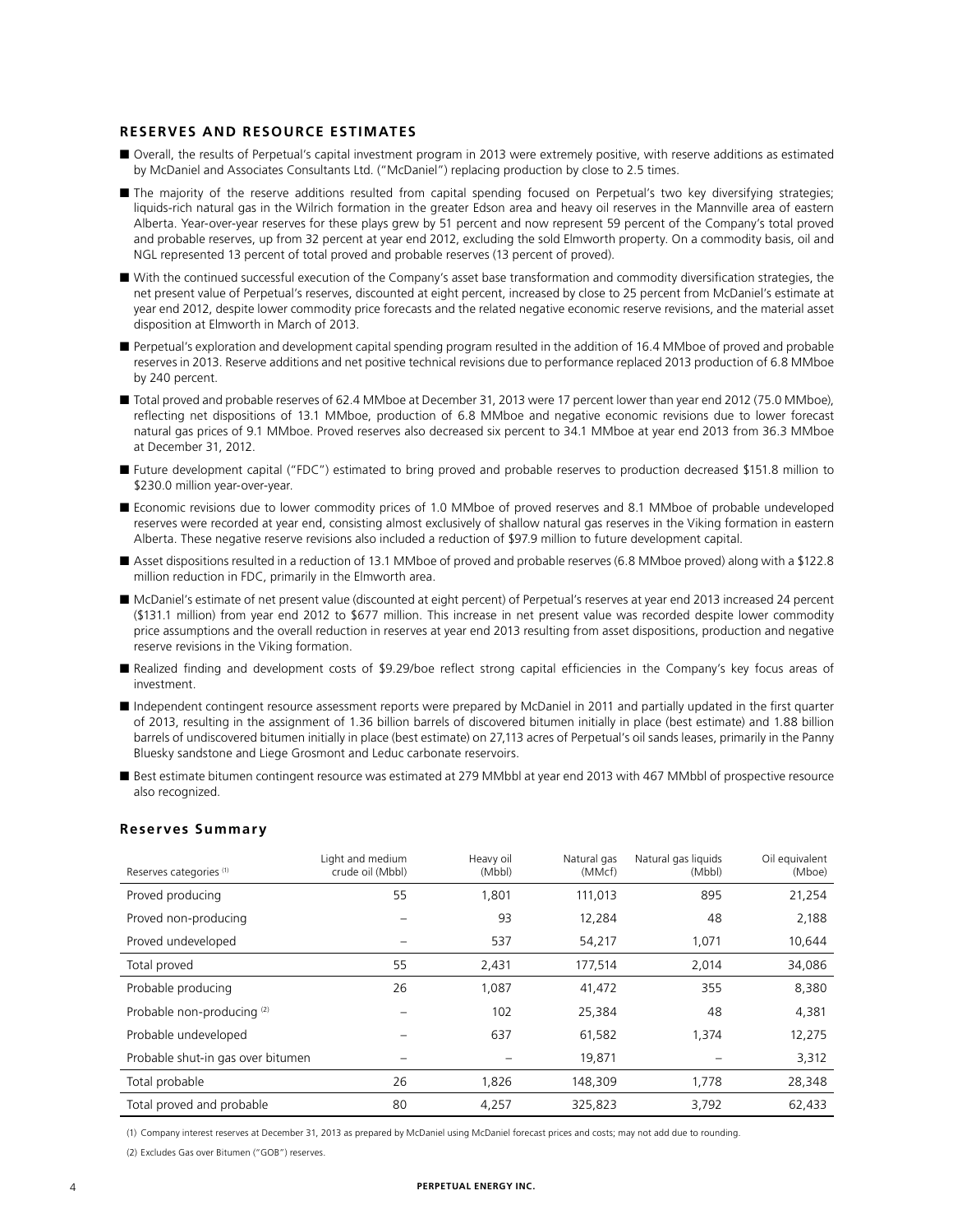## RESERVES AND RESOURCE ESTIMATES

- Overall, the results of Perpetual's capital investment program in 2013 were extremely positive, with reserve additions as estimated by McDaniel and Associates Consultants Ltd. ("McDaniel") replacing production by close to 2.5 times.
- The majority of the reserve additions resulted from capital spending focused on Perpetual's two key diversifying strategies; liquids-rich natural gas in the Wilrich formation in the greater Edson area and heavy oil reserves in the Mannville area of eastern Alberta. Year-over-year reserves for these plays grew by 51 percent and now represent 59 percent of the Company's total proved and probable reserves, up from 32 percent at year end 2012, excluding the sold Elmworth property. On a commodity basis, oil and NGL represented 13 percent of total proved and probable reserves (13 percent of proved).
- With the continued successful execution of the Company's asset base transformation and commodity diversification strategies, the net present value of Perpetual's reserves, discounted at eight percent, increased by close to 25 percent from McDaniel's estimate at year end 2012, despite lower commodity price forecasts and the related negative economic reserve revisions, and the material asset disposition at Elmworth in March of 2013.
- Perpetual's exploration and development capital spending program resulted in the addition of 16.4 MMboe of proved and probable reserves in 2013. Reserve additions and net positive technical revisions due to performance replaced 2013 production of 6.8 MMboe by 240 percent.
- Total proved and probable reserves of 62.4 MMboe at December 31, 2013 were 17 percent lower than year end 2012 (75.0 MMboe), reflecting net dispositions of 13.1 MMboe, production of 6.8 MMboe and negative economic revisions due to lower forecast natural gas prices of 9.1 MMboe. Proved reserves also decreased six percent to 34.1 MMboe at year end 2013 from 36.3 MMboe at December 31, 2012.
- Future development capital ("FDC") estimated to bring proved and probable reserves to production decreased $151.8 million to $230.0 million year-over-year.
- Economic revisions due to lower commodity prices of 1.0 MMboe of proved reserves and 8.1 MMboe of probable undeveloped reserves were recorded at year end, consisting almost exclusively of shallow natural gas reserves in the Viking formation in eastern Alberta. These negative reserve revisions also included a reduction of $97.9 million to future development capital.
- Asset dispositions resulted in a reduction of 13.1 MMboe of proved and probable reserves (6.8 MMboe proved) along with a $122.8 million reduction in FDC, primarily in the Elmworth area.
- McDaniel's estimate of net present value (discounted at eight percent) of Perpetual's reserves at year end 2013 increased 24 percent ($131.1 million) from year end 2012 to $677 million. This increase in net present value was recorded despite lower commodity price assumptions and the overall reduction in reserves at year end 2013 resulting from asset dispositions, production and negative reserve revisions in the Viking formation.
- Realized finding and development costs of $9.29/boe reflect strong capital efficiencies in the Company's key focus areas of investment.
- Independent contingent resource assessment reports were prepared by McDaniel in 2011 and partially updated in the first quarter of 2013, resulting in the assignment of 1.36 billion barrels of discovered bitumen initially in place (best estimate) and 1.88 billion barrels of undiscovered bitumen initially in place (best estimate) on 27,113 acres of Perpetual's oil sands leases, primarily in the Panny Bluesky sandstone and Liege Grosmont and Leduc carbonate reservoirs.
- Best estimate bitumen contingent resource was estimated at 279 MMbbl at year end 2013 with 467 MMbbl of prospective resource also recognized.

### Reserves Summary

| Reserves categories (1) | Light and medium crude oil (Mbbl) | Heavy oil (Mbbl) | Natural gas (MMcf) | Natural gas liquids (Mbbl) | Oil equivalent (Mboe) |
|---|---|---|---|---|---|
| Proved producing | 55 | 1,801 | 111,013 | 895 | 21,254 |
| Proved non-producing | – | 93 | 12,284 | 48 | 2,188 |
| Proved undeveloped | – | 537 | 54,217 | 1,071 | 10,644 |
| Total proved | 55 | 2,431 | 177,514 | 2,014 | 34,086 |
| Probable producing | 26 | 1,087 | 41,472 | 355 | 8,380 |
| Probable non-producing (2) | – | 102 | 25,384 | 48 | 4,381 |
| Probable undeveloped | – | 637 | 61,582 | 1,374 | 12,275 |
| Probable shut-in gas over bitumen | – | – | 19,871 | – | 3,312 |
| Total probable | 26 | 1,826 | 148,309 | 1,778 | 28,348 |
| Total proved and probable | 80 | 4,257 | 325,823 | 3,792 | 62,433 |

(1) Company interest reserves at December 31, 2013 as prepared by McDaniel using McDaniel forecast prices and costs; may not add due to rounding.

(2) Excludes Gas over Bitumen ("GOB") reserves.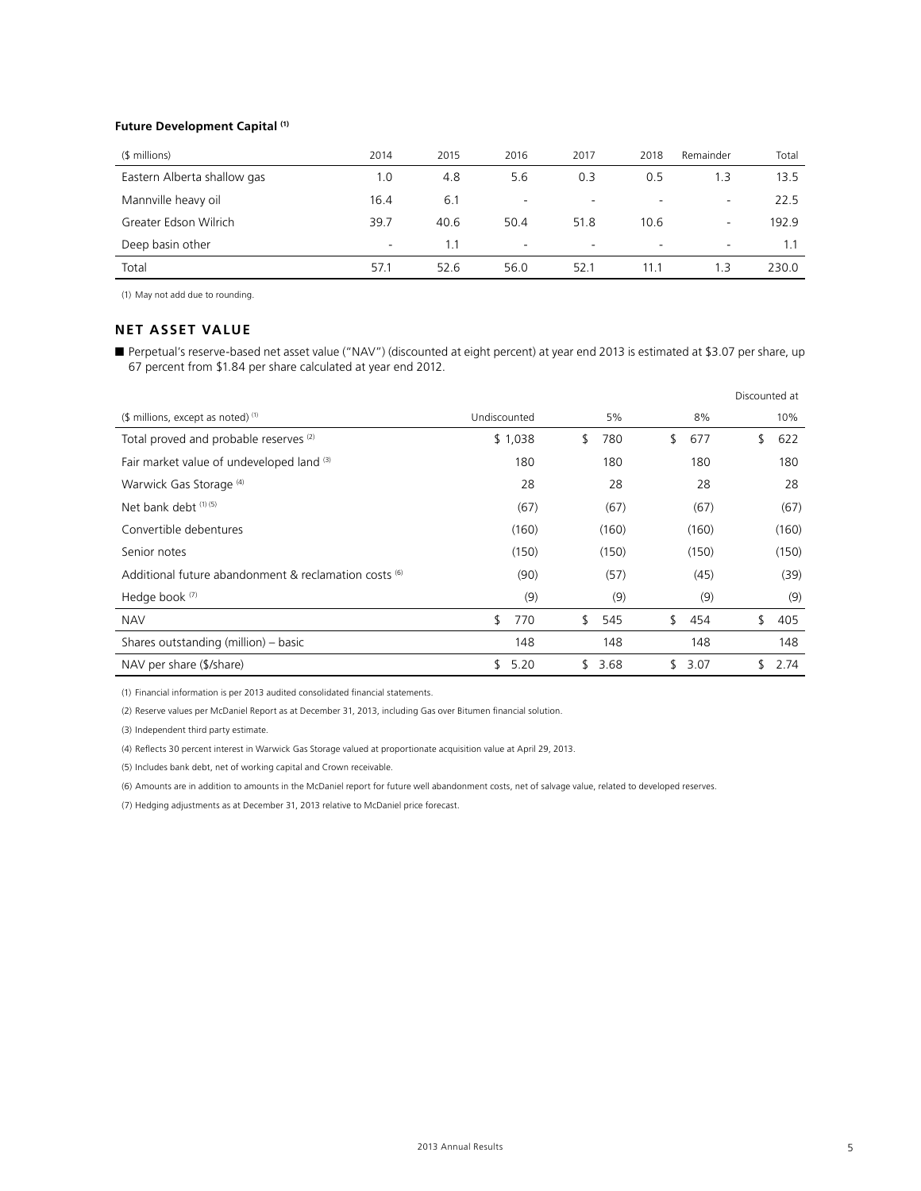**Future Development Capital (1)**

| ($ millions) | 2014 | 2015 | 2016 | 2017 | 2018 | Remainder | Total |
|---|---|---|---|---|---|---|---|
| Eastern Alberta shallow gas | 1.0 | 4.8 | 5.6 | 0.3 | 0.5 | 1.3 | 13.5 |
| Mannville heavy oil | 16.4 | 6.1 | - | - | - | - | 22.5 |
| Greater Edson Wilrich | 39.7 | 40.6 | 50.4 | 51.8 | 10.6 | - | 192.9 |
| Deep basin other | - | 1.1 | - | - | - | - | 1.1 |
| Total | 57.1 | 52.6 | 56.0 | 52.1 | 11.1 | 1.3 | 230.0 |

(1) May not add due to rounding.

## NET ASSET VALUE

- Perpetual's reserve-based net asset value ("NAV") (discounted at eight percent) at year end 2013 is estimated at $3.07 per share, up 67 percent from $1.84 per share calculated at year end 2012.

| | | | | Discounted at |
|---|---|---|---|---|
| ($ millions, except as noted) (1) | Undiscounted | 5% | 8% | 10% |
| Total proved and probable reserves (2) | $ 1,038 | $ 780 | $ 677 | $ 622 |
| Fair market value of undeveloped land (3) | 180 | 180 | 180 | 180 |
| Warwick Gas Storage (4) | 28 | 28 | 28 | 28 |
| Net bank debt (1) (5) | (67) | (67) | (67) | (67) |
| Convertible debentures | (160) | (160) | (160) | (160) |
| Senior notes | (150) | (150) | (150) | (150) |
| Additional future abandonment & reclamation costs (6) | (90) | (57) | (45) | (39) |
| Hedge book (7) | (9) | (9) | (9) | (9) |
| NAV | $ 770 | $ 545 | $ 454 | $ 405 |
| Shares outstanding (million) – basic | 148 | 148 | 148 | 148 |
| NAV per share ($/share) | $ 5.20 | $ 3.68 | $ 3.07 | $ 2.74 |

(1) Financial information is per 2013 audited consolidated financial statements.

(2) Reserve values per McDaniel Report as at December 31, 2013, including Gas over Bitumen financial solution.

(3) Independent third party estimate.

(4) Reflects 30 percent interest in Warwick Gas Storage valued at proportionate acquisition value at April 29, 2013.

(5) Includes bank debt, net of working capital and Crown receivable.

(6) Amounts are in addition to amounts in the McDaniel report for future well abandonment costs, net of salvage value, related to developed reserves.

(7) Hedging adjustments as at December 31, 2013 relative to McDaniel price forecast.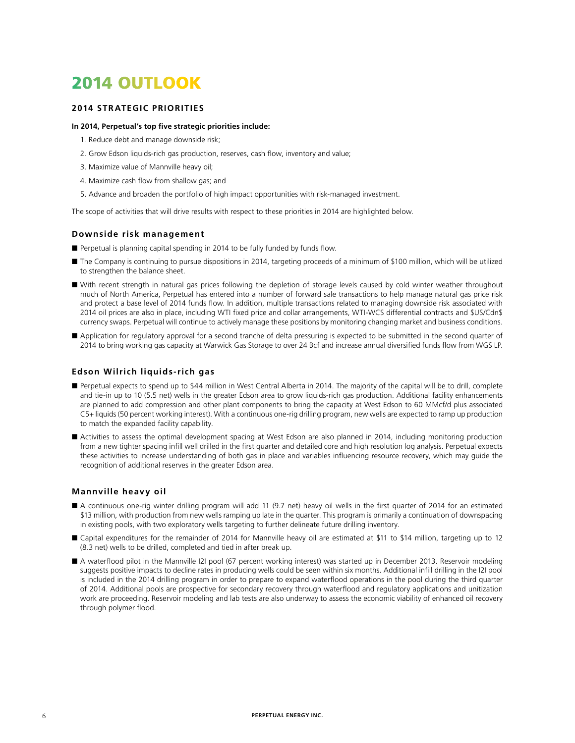# 2014 OUTLOOK

## 2014 STRATEGIC PRIORITIES

**In 2014, Perpetual's top five strategic priorities include:**

1. Reduce debt and manage downside risk;
2. Grow Edson liquids-rich gas production, reserves, cash flow, inventory and value;
3. Maximize value of Mannville heavy oil;
4. Maximize cash flow from shallow gas; and
5. Advance and broaden the portfolio of high impact opportunities with risk-managed investment.

The scope of activities that will drive results with respect to these priorities in 2014 are highlighted below.

### Downside risk management

- Perpetual is planning capital spending in 2014 to be fully funded by funds flow.
- The Company is continuing to pursue dispositions in 2014, targeting proceeds of a minimum of $100 million, which will be utilized to strengthen the balance sheet.
- With recent strength in natural gas prices following the depletion of storage levels caused by cold winter weather throughout much of North America, Perpetual has entered into a number of forward sale transactions to help manage natural gas price risk and protect a base level of 2014 funds flow. In addition, multiple transactions related to managing downside risk associated with 2014 oil prices are also in place, including WTI fixed price and collar arrangements, WTI-WCS differential contracts and $US/Cdn$ currency swaps. Perpetual will continue to actively manage these positions by monitoring changing market and business conditions.
- Application for regulatory approval for a second tranche of delta pressuring is expected to be submitted in the second quarter of 2014 to bring working gas capacity at Warwick Gas Storage to over 24 Bcf and increase annual diversified funds flow from WGS LP.

### Edson Wilrich liquids-rich gas

- Perpetual expects to spend up to $44 million in West Central Alberta in 2014. The majority of the capital will be to drill, complete and tie-in up to 10 (5.5 net) wells in the greater Edson area to grow liquids-rich gas production. Additional facility enhancements are planned to add compression and other plant components to bring the capacity at West Edson to 60 MMcf/d plus associated C5+ liquids (50 percent working interest). With a continuous one-rig drilling program, new wells are expected to ramp up production to match the expanded facility capability.
- Activities to assess the optimal development spacing at West Edson are also planned in 2014, including monitoring production from a new tighter spacing infill well drilled in the first quarter and detailed core and high resolution log analysis. Perpetual expects these activities to increase understanding of both gas in place and variables influencing resource recovery, which may guide the recognition of additional reserves in the greater Edson area.

### Mannville heavy oil

- A continuous one-rig winter drilling program will add 11 (9.7 net) heavy oil wells in the first quarter of 2014 for an estimated $13 million, with production from new wells ramping up late in the quarter. This program is primarily a continuation of downspacing in existing pools, with two exploratory wells targeting to further delineate future drilling inventory.
- Capital expenditures for the remainder of 2014 for Mannville heavy oil are estimated at $11 to $14 million, targeting up to 12 (8.3 net) wells to be drilled, completed and tied in after break up.
- A waterflood pilot in the Mannville I2I pool (67 percent working interest) was started up in December 2013. Reservoir modeling suggests positive impacts to decline rates in producing wells could be seen within six months. Additional infill drilling in the I2I pool is included in the 2014 drilling program in order to prepare to expand waterflood operations in the pool during the third quarter of 2014. Additional pools are prospective for secondary recovery through waterflood and regulatory applications and unitization work are proceeding. Reservoir modeling and lab tests are also underway to assess the economic viability of enhanced oil recovery through polymer flood.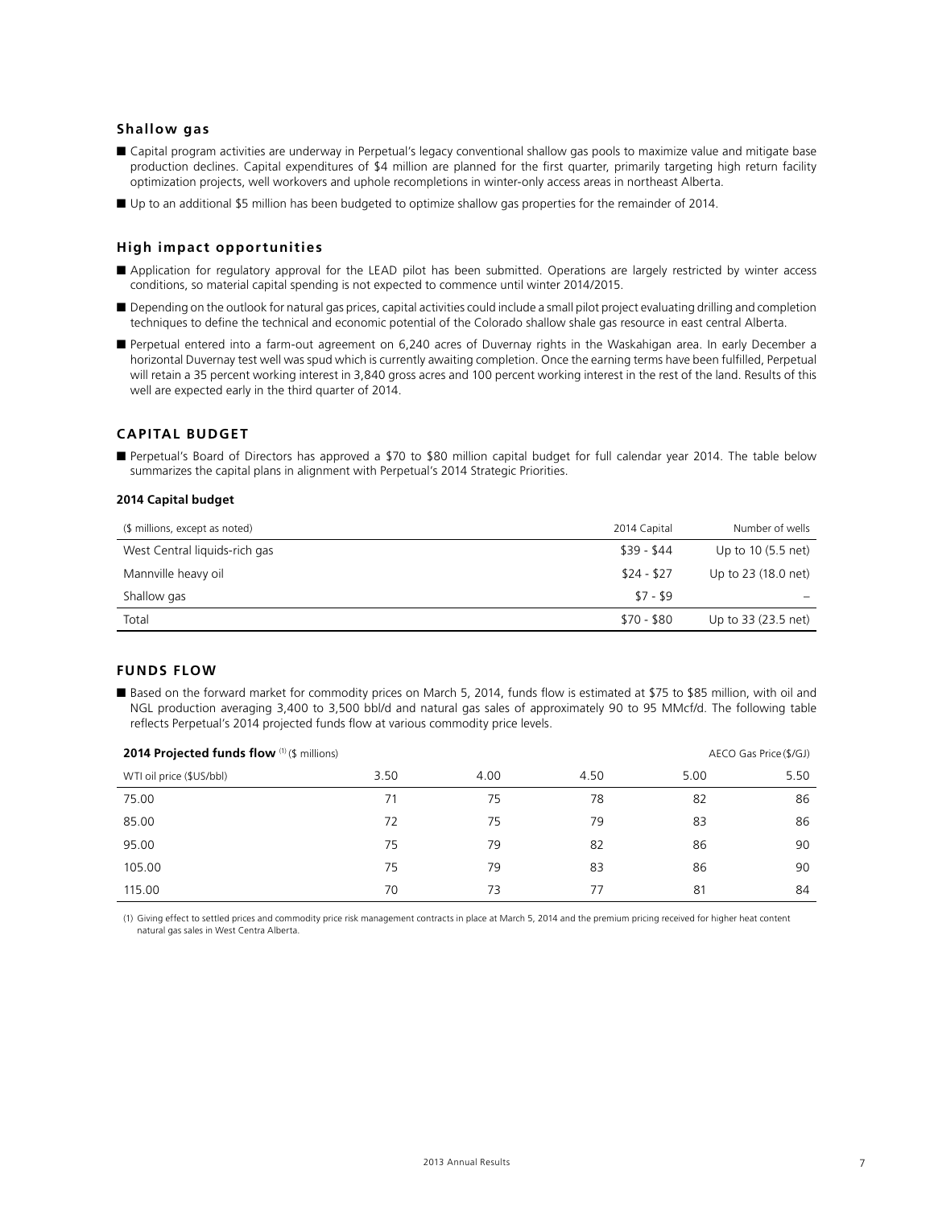### Shallow gas

- Capital program activities are underway in Perpetual's legacy conventional shallow gas pools to maximize value and mitigate base production declines. Capital expenditures of $4 million are planned for the first quarter, primarily targeting high return facility optimization projects, well workovers and uphole recompletions in winter-only access areas in northeast Alberta.
- Up to an additional $5 million has been budgeted to optimize shallow gas properties for the remainder of 2014.

### High impact opportunities

- Application for regulatory approval for the LEAD pilot has been submitted. Operations are largely restricted by winter access conditions, so material capital spending is not expected to commence until winter 2014/2015.
- Depending on the outlook for natural gas prices, capital activities could include a small pilot project evaluating drilling and completion techniques to define the technical and economic potential of the Colorado shallow shale gas resource in east central Alberta.
- Perpetual entered into a farm-out agreement on 6,240 acres of Duvernay rights in the Waskahigan area. In early December a horizontal Duvernay test well was spud which is currently awaiting completion. Once the earning terms have been fulfilled, Perpetual will retain a 35 percent working interest in 3,840 gross acres and 100 percent working interest in the rest of the land. Results of this well are expected early in the third quarter of 2014.

## CAPITAL BUDGET

- Perpetual's Board of Directors has approved a $70 to $80 million capital budget for full calendar year 2014. The table below summarizes the capital plans in alignment with Perpetual's 2014 Strategic Priorities.

**2014 Capital budget**

| ($ millions, except as noted) | 2014 Capital | Number of wells |
|---|---|---|
| West Central liquids-rich gas | $39 - $44 | Up to 10 (5.5 net) |
| Mannville heavy oil | $24 - $27 | Up to 23 (18.0 net) |
| Shallow gas | $7 - $9 | – |
| Total | $70 - $80 | Up to 33 (23.5 net) |

## FUNDS FLOW

- Based on the forward market for commodity prices on March 5, 2014, funds flow is estimated at $75 to $85 million, with oil and NGL production averaging 3,400 to 3,500 bbl/d and natural gas sales of approximately 90 to 95 MMcf/d. The following table reflects Perpetual's 2014 projected funds flow at various commodity price levels.

| **2014 Projected funds flow** (1) ($ millions) | | | | | AECO Gas Price ($/GJ) |
|---|---|---|---|---|---|
| WTI oil price ($US/bbl) | 3.50 | 4.00 | 4.50 | 5.00 | 5.50 |
| 75.00 | 71 | 75 | 78 | 82 | 86 |
| 85.00 | 72 | 75 | 79 | 83 | 86 |
| 95.00 | 75 | 79 | 82 | 86 | 90 |
| 105.00 | 75 | 79 | 83 | 86 | 90 |
| 115.00 | 70 | 73 | 77 | 81 | 84 |

(1) Giving effect to settled prices and commodity price risk management contracts in place at March 5, 2014 and the premium pricing received for higher heat content natural gas sales in West Centra Alberta.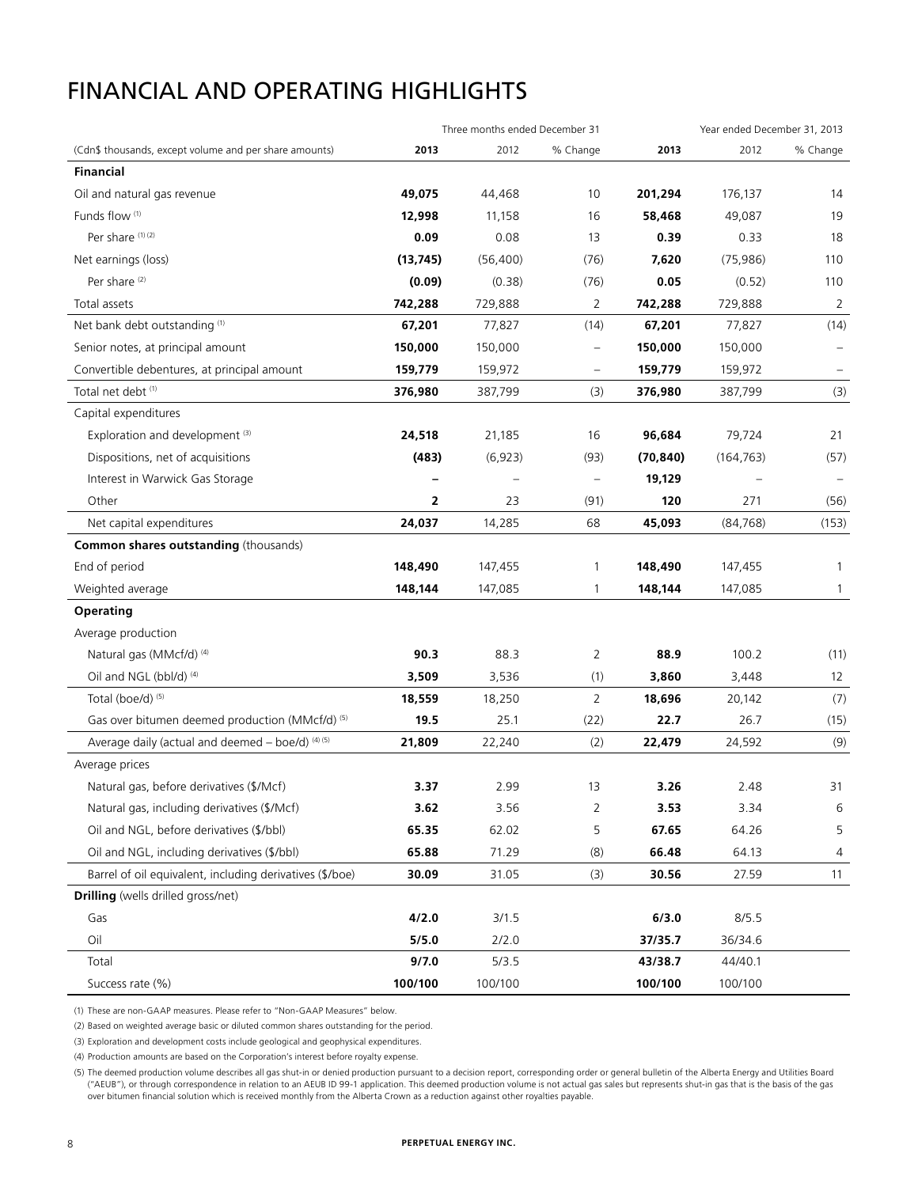# FINANCIAL AND OPERATING HIGHLIGHTS

| | Three months ended December 31 | | | Year ended December 31, 2013 | | |
|---|---|---|---|---|---|---|
| (Cdn$ thousands, except volume and per share amounts) | **2013** | 2012 | % Change | **2013** | 2012 | % Change |
| **Financial** | | | | | | |
| Oil and natural gas revenue | **49,075** | 44,468 | 10 | **201,294** | 176,137 | 14 |
| Funds flow (1) | **12,998** | 11,158 | 16 | **58,468** | 49,087 | 19 |
| Per share (1) (2) | **0.09** | 0.08 | 13 | **0.39** | 0.33 | 18 |
| Net earnings (loss) | **(13,745)** | (56,400) | (76) | **7,620** | (75,986) | 110 |
| Per share (2) | **(0.09)** | (0.38) | (76) | **0.05** | (0.52) | 110 |
| Total assets | **742,288** | 729,888 | 2 | **742,288** | 729,888 | 2 |
| Net bank debt outstanding (1) | **67,201** | 77,827 | (14) | **67,201** | 77,827 | (14) |
| Senior notes, at principal amount | **150,000** | 150,000 | – | **150,000** | 150,000 | – |
| Convertible debentures, at principal amount | **159,779** | 159,972 | – | **159,779** | 159,972 | – |
| Total net debt (1) | **376,980** | 387,799 | (3) | **376,980** | 387,799 | (3) |
| Capital expenditures | | | | | | |
| Exploration and development (3) | **24,518** | 21,185 | 16 | **96,684** | 79,724 | 21 |
| Dispositions, net of acquisitions | **(483)** | (6,923) | (93) | **(70,840)** | (164,763) | (57) |
| Interest in Warwick Gas Storage | **–** | – | – | **19,129** | – | – |
| Other | **2** | 23 | (91) | **120** | 271 | (56) |
| Net capital expenditures | **24,037** | 14,285 | 68 | **45,093** | (84,768) | (153) |
| **Common shares outstanding** (thousands) | | | | | | |
| End of period | **148,490** | 147,455 | 1 | **148,490** | 147,455 | 1 |
| Weighted average | **148,144** | 147,085 | 1 | **148,144** | 147,085 | 1 |
| **Operating** | | | | | | |
| Average production | | | | | | |
| Natural gas (MMcf/d) (4) | **90.3** | 88.3 | 2 | **88.9** | 100.2 | (11) |
| Oil and NGL (bbl/d) (4) | **3,509** | 3,536 | (1) | **3,860** | 3,448 | 12 |
| Total (boe/d) (5) | **18,559** | 18,250 | 2 | **18,696** | 20,142 | (7) |
| Gas over bitumen deemed production (MMcf/d) (5) | **19.5** | 25.1 | (22) | **22.7** | 26.7 | (15) |
| Average daily (actual and deemed – boe/d) (4) (5) | **21,809** | 22,240 | (2) | **22,479** | 24,592 | (9) |
| Average prices | | | | | | |
| Natural gas, before derivatives ($/Mcf) | **3.37** | 2.99 | 13 | **3.26** | 2.48 | 31 |
| Natural gas, including derivatives ($/Mcf) | **3.62** | 3.56 | 2 | **3.53** | 3.34 | 6 |
| Oil and NGL, before derivatives ($/bbl) | **65.35** | 62.02 | 5 | **67.65** | 64.26 | 5 |
| Oil and NGL, including derivatives ($/bbl) | **65.88** | 71.29 | (8) | **66.48** | 64.13 | 4 |
| Barrel of oil equivalent, including derivatives ($/boe) | **30.09** | 31.05 | (3) | **30.56** | 27.59 | 11 |
| **Drilling** (wells drilled gross/net) | | | | | | |
| Gas | **4/2.0** | 3/1.5 | | **6/3.0** | 8/5.5 | |
| Oil | **5/5.0** | 2/2.0 | | **37/35.7** | 36/34.6 | |
| Total | **9/7.0** | 5/3.5 | | **43/38.7** | 44/40.1 | |
| Success rate (%) | **100/100** | 100/100 | | **100/100** | 100/100 | |

(1) These are non-GAAP measures. Please refer to "Non-GAAP Measures" below.

(2) Based on weighted average basic or diluted common shares outstanding for the period.

(3) Exploration and development costs include geological and geophysical expenditures.

(4) Production amounts are based on the Corporation's interest before royalty expense.

(5) The deemed production volume describes all gas shut-in or denied production pursuant to a decision report, corresponding order or general bulletin of the Alberta Energy and Utilities Board ("AEUB"), or through correspondence in relation to an AEUB ID 99-1 application. This deemed production volume is not actual gas sales but represents shut-in gas that is the basis of the gas over bitumen financial solution which is received monthly from the Alberta Crown as a reduction against other royalties payable.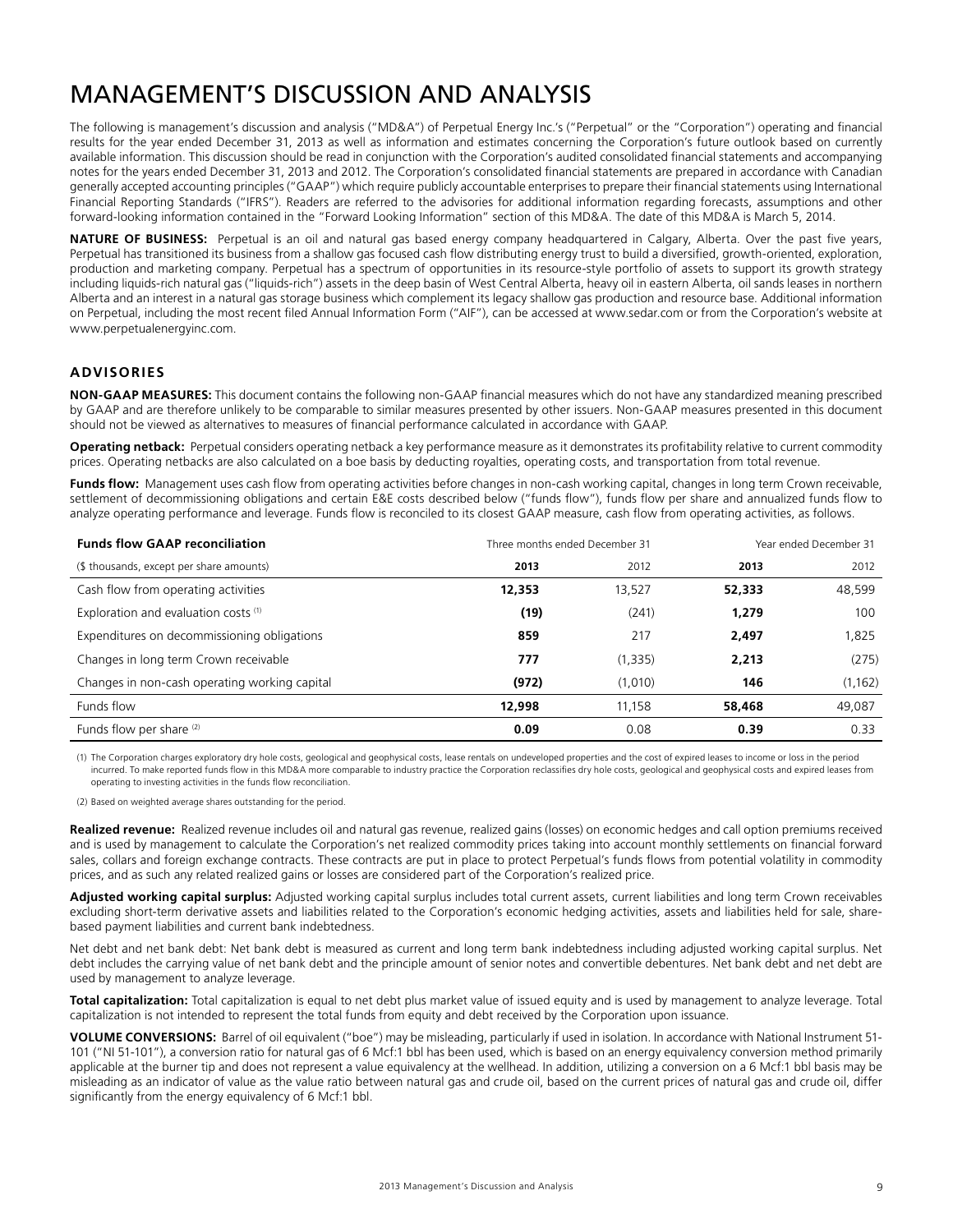# MANAGEMENT'S DISCUSSION AND ANALYSIS

The following is management's discussion and analysis ("MD&A") of Perpetual Energy Inc.'s ("Perpetual" or the "Corporation") operating and financial results for the year ended December 31, 2013 as well as information and estimates concerning the Corporation's future outlook based on currently available information. This discussion should be read in conjunction with the Corporation's audited consolidated financial statements and accompanying notes for the years ended December 31, 2013 and 2012. The Corporation's consolidated financial statements are prepared in accordance with Canadian generally accepted accounting principles ("GAAP") which require publicly accountable enterprises to prepare their financial statements using International Financial Reporting Standards ("IFRS"). Readers are referred to the advisories for additional information regarding forecasts, assumptions and other forward-looking information contained in the "Forward Looking Information" section of this MD&A. The date of this MD&A is March 5, 2014.

**NATURE OF BUSINESS:** Perpetual is an oil and natural gas based energy company headquartered in Calgary, Alberta. Over the past five years, Perpetual has transitioned its business from a shallow gas focused cash flow distributing energy trust to build a diversified, growth-oriented, exploration, production and marketing company. Perpetual has a spectrum of opportunities in its resource-style portfolio of assets to support its growth strategy including liquids-rich natural gas ("liquids-rich") assets in the deep basin of West Central Alberta, heavy oil in eastern Alberta, oil sands leases in northern Alberta and an interest in a natural gas storage business which complement its legacy shallow gas production and resource base. Additional information on Perpetual, including the most recent filed Annual Information Form ("AIF"), can be accessed at www.sedar.com or from the Corporation's website at www.perpetualenergyinc.com.

## ADVISORIES

**NON-GAAP MEASURES:** This document contains the following non-GAAP financial measures which do not have any standardized meaning prescribed by GAAP and are therefore unlikely to be comparable to similar measures presented by other issuers. Non-GAAP measures presented in this document should not be viewed as alternatives to measures of financial performance calculated in accordance with GAAP.

**Operating netback:** Perpetual considers operating netback a key performance measure as it demonstrates its profitability relative to current commodity prices. Operating netbacks are also calculated on a boe basis by deducting royalties, operating costs, and transportation from total revenue.

**Funds flow:** Management uses cash flow from operating activities before changes in non-cash working capital, changes in long term Crown receivable, settlement of decommissioning obligations and certain E&E costs described below ("funds flow"), funds flow per share and annualized funds flow to analyze operating performance and leverage. Funds flow is reconciled to its closest GAAP measure, cash flow from operating activities, as follows.

| Funds flow GAAP reconciliation | Three months ended December 31 | | Year ended December 31 | |
|---|---|---|---|---|
| ($ thousands, except per share amounts) | **2013** | 2012 | **2013** | 2012 |
| Cash flow from operating activities | **12,353** | 13,527 | **52,333** | 48,599 |
| Exploration and evaluation costs (1) | **(19)** | (241) | **1,279** | 100 |
| Expenditures on decommissioning obligations | **859** | 217 | **2,497** | 1,825 |
| Changes in long term Crown receivable | **777** | (1,335) | **2,213** | (275) |
| Changes in non-cash operating working capital | **(972)** | (1,010) | **146** | (1,162) |
| Funds flow | **12,998** | 11,158 | **58,468** | 49,087 |
| Funds flow per share (2) | **0.09** | 0.08 | **0.39** | 0.33 |

(1) The Corporation charges exploratory dry hole costs, geological and geophysical costs, lease rentals on undeveloped properties and the cost of expired leases to income or loss in the period incurred. To make reported funds flow in this MD&A more comparable to industry practice the Corporation reclassifies dry hole costs, geological and geophysical costs and expired leases from operating to investing activities in the funds flow reconciliation.

(2) Based on weighted average shares outstanding for the period.

**Realized revenue:** Realized revenue includes oil and natural gas revenue, realized gains (losses) on economic hedges and call option premiums received and is used by management to calculate the Corporation's net realized commodity prices taking into account monthly settlements on financial forward sales, collars and foreign exchange contracts. These contracts are put in place to protect Perpetual's funds flows from potential volatility in commodity prices, and as such any related realized gains or losses are considered part of the Corporation's realized price.

**Adjusted working capital surplus:** Adjusted working capital surplus includes total current assets, current liabilities and long term Crown receivables excluding short-term derivative assets and liabilities related to the Corporation's economic hedging activities, assets and liabilities held for sale, share-based payment liabilities and current bank indebtedness.

Net debt and net bank debt: Net bank debt is measured as current and long term bank indebtedness including adjusted working capital surplus. Net debt includes the carrying value of net bank debt and the principle amount of senior notes and convertible debentures. Net bank debt and net debt are used by management to analyze leverage.

**Total capitalization:** Total capitalization is equal to net debt plus market value of issued equity and is used by management to analyze leverage. Total capitalization is not intended to represent the total funds from equity and debt received by the Corporation upon issuance.

**VOLUME CONVERSIONS:** Barrel of oil equivalent ("boe") may be misleading, particularly if used in isolation. In accordance with National Instrument 51-101 ("NI 51-101"), a conversion ratio for natural gas of 6 Mcf:1 bbl has been used, which is based on an energy equivalency conversion method primarily applicable at the burner tip and does not represent a value equivalency at the wellhead. In addition, utilizing a conversion on a 6 Mcf:1 bbl basis may be misleading as an indicator of value as the value ratio between natural gas and crude oil, based on the current prices of natural gas and crude oil, differ significantly from the energy equivalency of 6 Mcf:1 bbl.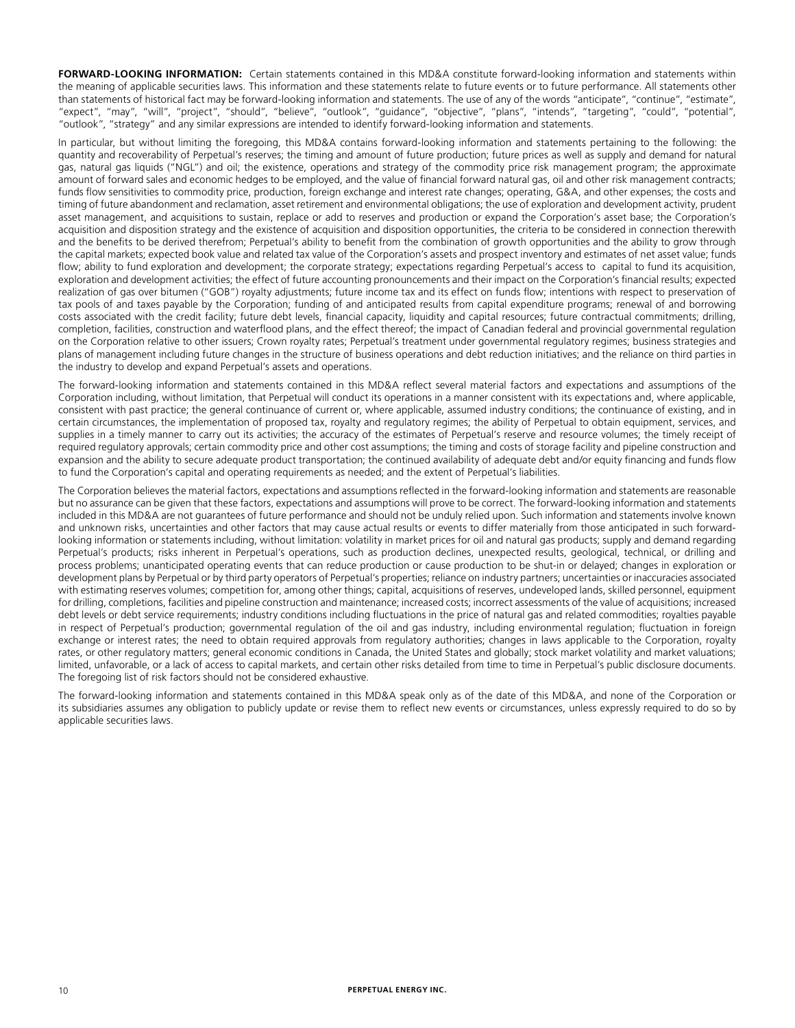**FORWARD-LOOKING INFORMATION:** Certain statements contained in this MD&A constitute forward-looking information and statements within the meaning of applicable securities laws. This information and these statements relate to future events or to future performance. All statements other than statements of historical fact may be forward-looking information and statements. The use of any of the words "anticipate", "continue", "estimate", "expect", "may", "will", "project", "should", "believe", "outlook", "guidance", "objective", "plans", "intends", "targeting", "could", "potential", "outlook", "strategy" and any similar expressions are intended to identify forward-looking information and statements.

In particular, but without limiting the foregoing, this MD&A contains forward-looking information and statements pertaining to the following: the quantity and recoverability of Perpetual's reserves; the timing and amount of future production; future prices as well as supply and demand for natural gas, natural gas liquids ("NGL") and oil; the existence, operations and strategy of the commodity price risk management program; the approximate amount of forward sales and economic hedges to be employed, and the value of financial forward natural gas, oil and other risk management contracts; funds flow sensitivities to commodity price, production, foreign exchange and interest rate changes; operating, G&A, and other expenses; the costs and timing of future abandonment and reclamation, asset retirement and environmental obligations; the use of exploration and development activity, prudent asset management, and acquisitions to sustain, replace or add to reserves and production or expand the Corporation's asset base; the Corporation's acquisition and disposition strategy and the existence of acquisition and disposition opportunities, the criteria to be considered in connection therewith and the benefits to be derived therefrom; Perpetual's ability to benefit from the combination of growth opportunities and the ability to grow through the capital markets; expected book value and related tax value of the Corporation's assets and prospect inventory and estimates of net asset value; funds flow; ability to fund exploration and development; the corporate strategy; expectations regarding Perpetual's access to capital to fund its acquisition, exploration and development activities; the effect of future accounting pronouncements and their impact on the Corporation's financial results; expected realization of gas over bitumen ("GOB") royalty adjustments; future income tax and its effect on funds flow; intentions with respect to preservation of tax pools of and taxes payable by the Corporation; funding of and anticipated results from capital expenditure programs; renewal of and borrowing costs associated with the credit facility; future debt levels, financial capacity, liquidity and capital resources; future contractual commitments; drilling, completion, facilities, construction and waterflood plans, and the effect thereof; the impact of Canadian federal and provincial governmental regulation on the Corporation relative to other issuers; Crown royalty rates; Perpetual's treatment under governmental regulatory regimes; business strategies and plans of management including future changes in the structure of business operations and debt reduction initiatives; and the reliance on third parties in the industry to develop and expand Perpetual's assets and operations.

The forward-looking information and statements contained in this MD&A reflect several material factors and expectations and assumptions of the Corporation including, without limitation, that Perpetual will conduct its operations in a manner consistent with its expectations and, where applicable, consistent with past practice; the general continuance of current or, where applicable, assumed industry conditions; the continuance of existing, and in certain circumstances, the implementation of proposed tax, royalty and regulatory regimes; the ability of Perpetual to obtain equipment, services, and supplies in a timely manner to carry out its activities; the accuracy of the estimates of Perpetual's reserve and resource volumes; the timely receipt of required regulatory approvals; certain commodity price and other cost assumptions; the timing and costs of storage facility and pipeline construction and expansion and the ability to secure adequate product transportation; the continued availability of adequate debt and/or equity financing and funds flow to fund the Corporation's capital and operating requirements as needed; and the extent of Perpetual's liabilities.

The Corporation believes the material factors, expectations and assumptions reflected in the forward-looking information and statements are reasonable but no assurance can be given that these factors, expectations and assumptions will prove to be correct. The forward-looking information and statements included in this MD&A are not guarantees of future performance and should not be unduly relied upon. Such information and statements involve known and unknown risks, uncertainties and other factors that may cause actual results or events to differ materially from those anticipated in such forward-looking information or statements including, without limitation: volatility in market prices for oil and natural gas products; supply and demand regarding Perpetual's products; risks inherent in Perpetual's operations, such as production declines, unexpected results, geological, technical, or drilling and process problems; unanticipated operating events that can reduce production or cause production to be shut-in or delayed; changes in exploration or development plans by Perpetual or by third party operators of Perpetual's properties; reliance on industry partners; uncertainties or inaccuracies associated with estimating reserves volumes; competition for, among other things; capital, acquisitions of reserves, undeveloped lands, skilled personnel, equipment for drilling, completions, facilities and pipeline construction and maintenance; increased costs; incorrect assessments of the value of acquisitions; increased debt levels or debt service requirements; industry conditions including fluctuations in the price of natural gas and related commodities; royalties payable in respect of Perpetual's production; governmental regulation of the oil and gas industry, including environmental regulation; fluctuation in foreign exchange or interest rates; the need to obtain required approvals from regulatory authorities; changes in laws applicable to the Corporation, royalty rates, or other regulatory matters; general economic conditions in Canada, the United States and globally; stock market volatility and market valuations; limited, unfavorable, or a lack of access to capital markets, and certain other risks detailed from time to time in Perpetual's public disclosure documents. The foregoing list of risk factors should not be considered exhaustive.

The forward-looking information and statements contained in this MD&A speak only as of the date of this MD&A, and none of the Corporation or its subsidiaries assumes any obligation to publicly update or revise them to reflect new events or circumstances, unless expressly required to do so by applicable securities laws.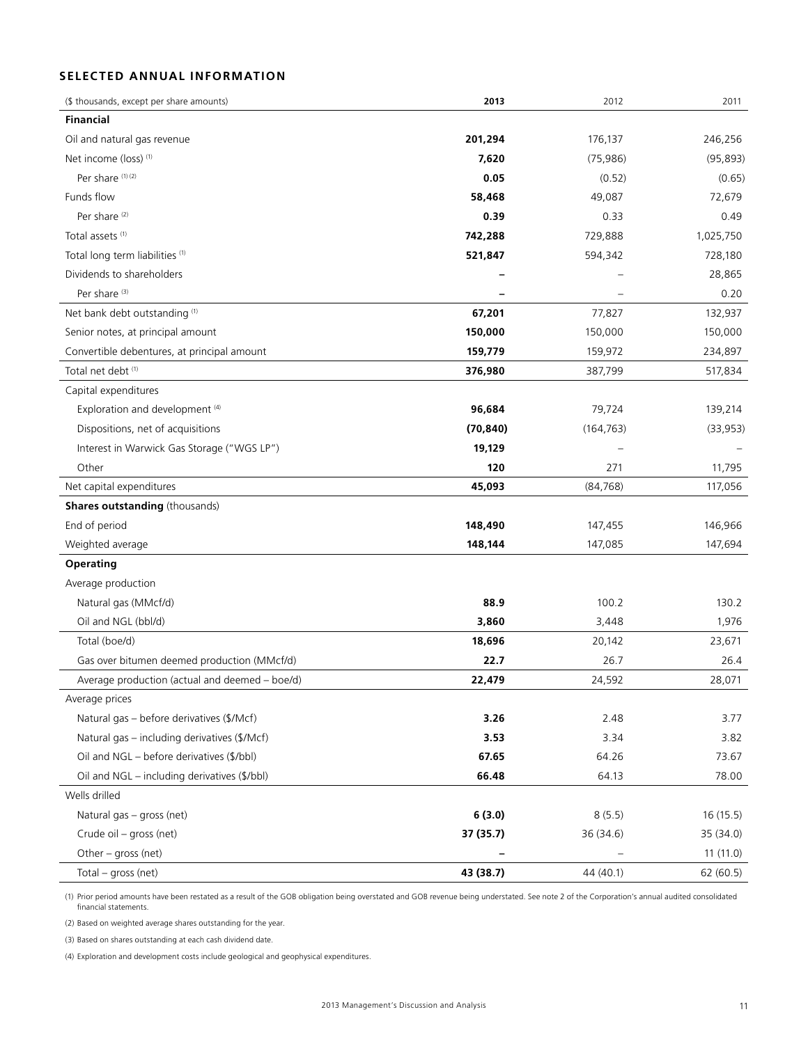## SELECTED ANNUAL INFORMATION

| ($ thousands, except per share amounts) | **2013** | 2012 | 2011 |
|---|---|---|---|
| **Financial** | | | |
| Oil and natural gas revenue | **201,294** | 176,137 | 246,256 |
| Net income (loss) [(1)] | **7,620** | (75,986) | (95,893) |
| Per share [(1) (2)] | **0.05** | (0.52) | (0.65) |
| Funds flow | **58,468** | 49,087 | 72,679 |
| Per share [(2)] | **0.39** | 0.33 | 0.49 |
| Total assets [(1)] | **742,288** | 729,888 | 1,025,750 |
| Total long term liabilities [(1)] | **521,847** | 594,342 | 728,180 |
| Dividends to shareholders | **–** | – | 28,865 |
| Per share [(3)] | **–** | – | 0.20 |
| Net bank debt outstanding [(1)] | **67,201** | 77,827 | 132,937 |
| Senior notes, at principal amount | **150,000** | 150,000 | 150,000 |
| Convertible debentures, at principal amount | **159,779** | 159,972 | 234,897 |
| Total net debt [(1)] | **376,980** | 387,799 | 517,834 |
| Capital expenditures | | | |
| Exploration and development [(4)] | **96,684** | 79,724 | 139,214 |
| Dispositions, net of acquisitions | **(70,840)** | (164,763) | (33,953) |
| Interest in Warwick Gas Storage ("WGS LP") | **19,129** | – | – |
| Other | **120** | 271 | 11,795 |
| Net capital expenditures | **45,093** | (84,768) | 117,056 |
| **Shares outstanding** (thousands) | | | |
| End of period | **148,490** | 147,455 | 146,966 |
| Weighted average | **148,144** | 147,085 | 147,694 |
| **Operating** | | | |
| Average production | | | |
| Natural gas (MMcf/d) | **88.9** | 100.2 | 130.2 |
| Oil and NGL (bbl/d) | **3,860** | 3,448 | 1,976 |
| Total (boe/d) | **18,696** | 20,142 | 23,671 |
| Gas over bitumen deemed production (MMcf/d) | **22.7** | 26.7 | 26.4 |
| Average production (actual and deemed – boe/d) | **22,479** | 24,592 | 28,071 |
| Average prices | | | |
| Natural gas – before derivatives ($/Mcf) | **3.26** | 2.48 | 3.77 |
| Natural gas – including derivatives ($/Mcf) | **3.53** | 3.34 | 3.82 |
| Oil and NGL – before derivatives ($/bbl) | **67.65** | 64.26 | 73.67 |
| Oil and NGL – including derivatives ($/bbl) | **66.48** | 64.13 | 78.00 |
| Wells drilled | | | |
| Natural gas – gross (net) | **6 (3.0)** | 8 (5.5) | 16 (15.5) |
| Crude oil – gross (net) | **37 (35.7)** | 36 (34.6) | 35 (34.0) |
| Other – gross (net) | **–** | – | 11 (11.0) |
| Total – gross (net) | **43 (38.7)** | 44 (40.1) | 62 (60.5) |

(1) Prior period amounts have been restated as a result of the GOB obligation being overstated and GOB revenue being understated. See note 2 of the Corporation's annual audited consolidated financial statements.

(2) Based on weighted average shares outstanding for the year.

(3) Based on shares outstanding at each cash dividend date.

(4) Exploration and development costs include geological and geophysical expenditures.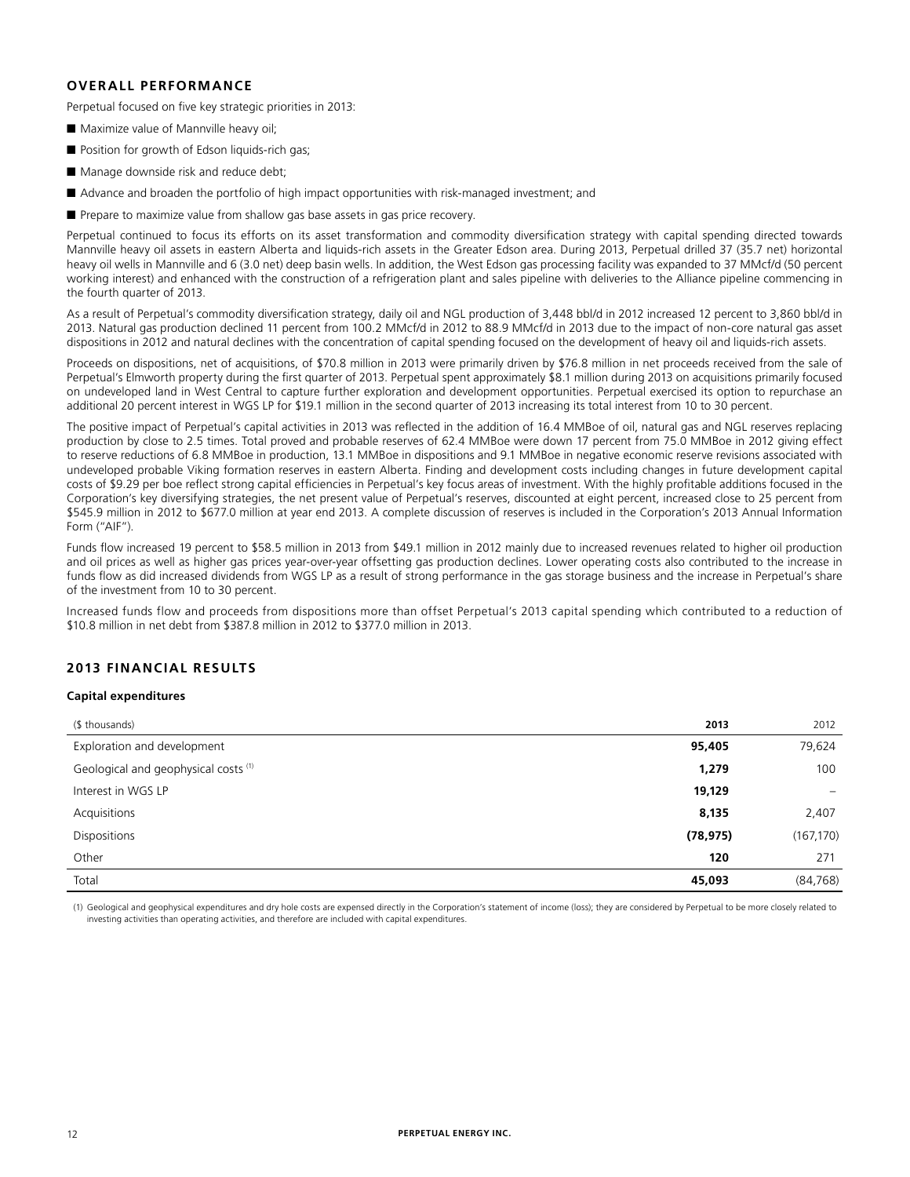## OVERALL PERFORMANCE

Perpetual focused on five key strategic priorities in 2013:

- Maximize value of Mannville heavy oil;
- Position for growth of Edson liquids-rich gas;
- Manage downside risk and reduce debt;
- Advance and broaden the portfolio of high impact opportunities with risk-managed investment; and
- Prepare to maximize value from shallow gas base assets in gas price recovery.

Perpetual continued to focus its efforts on its asset transformation and commodity diversification strategy with capital spending directed towards Mannville heavy oil assets in eastern Alberta and liquids-rich assets in the Greater Edson area. During 2013, Perpetual drilled 37 (35.7 net) horizontal heavy oil wells in Mannville and 6 (3.0 net) deep basin wells. In addition, the West Edson gas processing facility was expanded to 37 MMcf/d (50 percent working interest) and enhanced with the construction of a refrigeration plant and sales pipeline with deliveries to the Alliance pipeline commencing in the fourth quarter of 2013.

As a result of Perpetual's commodity diversification strategy, daily oil and NGL production of 3,448 bbl/d in 2012 increased 12 percent to 3,860 bbl/d in 2013. Natural gas production declined 11 percent from 100.2 MMcf/d in 2012 to 88.9 MMcf/d in 2013 due to the impact of non-core natural gas asset dispositions in 2012 and natural declines with the concentration of capital spending focused on the development of heavy oil and liquids-rich assets.

Proceeds on dispositions, net of acquisitions, of $70.8 million in 2013 were primarily driven by $76.8 million in net proceeds received from the sale of Perpetual's Elmworth property during the first quarter of 2013. Perpetual spent approximately $8.1 million during 2013 on acquisitions primarily focused on undeveloped land in West Central to capture further exploration and development opportunities. Perpetual exercised its option to repurchase an additional 20 percent interest in WGS LP for $19.1 million in the second quarter of 2013 increasing its total interest from 10 to 30 percent.

The positive impact of Perpetual's capital activities in 2013 was reflected in the addition of 16.4 MMBoe of oil, natural gas and NGL reserves replacing production by close to 2.5 times. Total proved and probable reserves of 62.4 MMBoe were down 17 percent from 75.0 MMBoe in 2012 giving effect to reserve reductions of 6.8 MMBoe in production, 13.1 MMBoe in dispositions and 9.1 MMBoe in negative economic reserve revisions associated with undeveloped probable Viking formation reserves in eastern Alberta. Finding and development costs including changes in future development capital costs of $9.29 per boe reflect strong capital efficiencies in Perpetual's key focus areas of investment. With the highly profitable additions focused in the Corporation's key diversifying strategies, the net present value of Perpetual's reserves, discounted at eight percent, increased close to 25 percent from $545.9 million in 2012 to $677.0 million at year end 2013. A complete discussion of reserves is included in the Corporation's 2013 Annual Information Form ("AIF").

Funds flow increased 19 percent to $58.5 million in 2013 from $49.1 million in 2012 mainly due to increased revenues related to higher oil production and oil prices as well as higher gas prices year-over-year offsetting gas production declines. Lower operating costs also contributed to the increase in funds flow as did increased dividends from WGS LP as a result of strong performance in the gas storage business and the increase in Perpetual's share of the investment from 10 to 30 percent.

Increased funds flow and proceeds from dispositions more than offset Perpetual's 2013 capital spending which contributed to a reduction of $10.8 million in net debt from $387.8 million in 2012 to $377.0 million in 2013.

## 2013 FINANCIAL RESULTS

### Capital expenditures

| ($ thousands) | **2013** | 2012 |
|---|---|---|
| Exploration and development | **95,405** | 79,624 |
| Geological and geophysical costs [(1)] | **1,279** | 100 |
| Interest in WGS LP | **19,129** | – |
| Acquisitions | **8,135** | 2,407 |
| Dispositions | **(78,975)** | (167,170) |
| Other | **120** | 271 |
| Total | **45,093** | (84,768) |

(1) Geological and geophysical expenditures and dry hole costs are expensed directly in the Corporation's statement of income (loss); they are considered by Perpetual to be more closely related to investing activities than operating activities, and therefore are included with capital expenditures.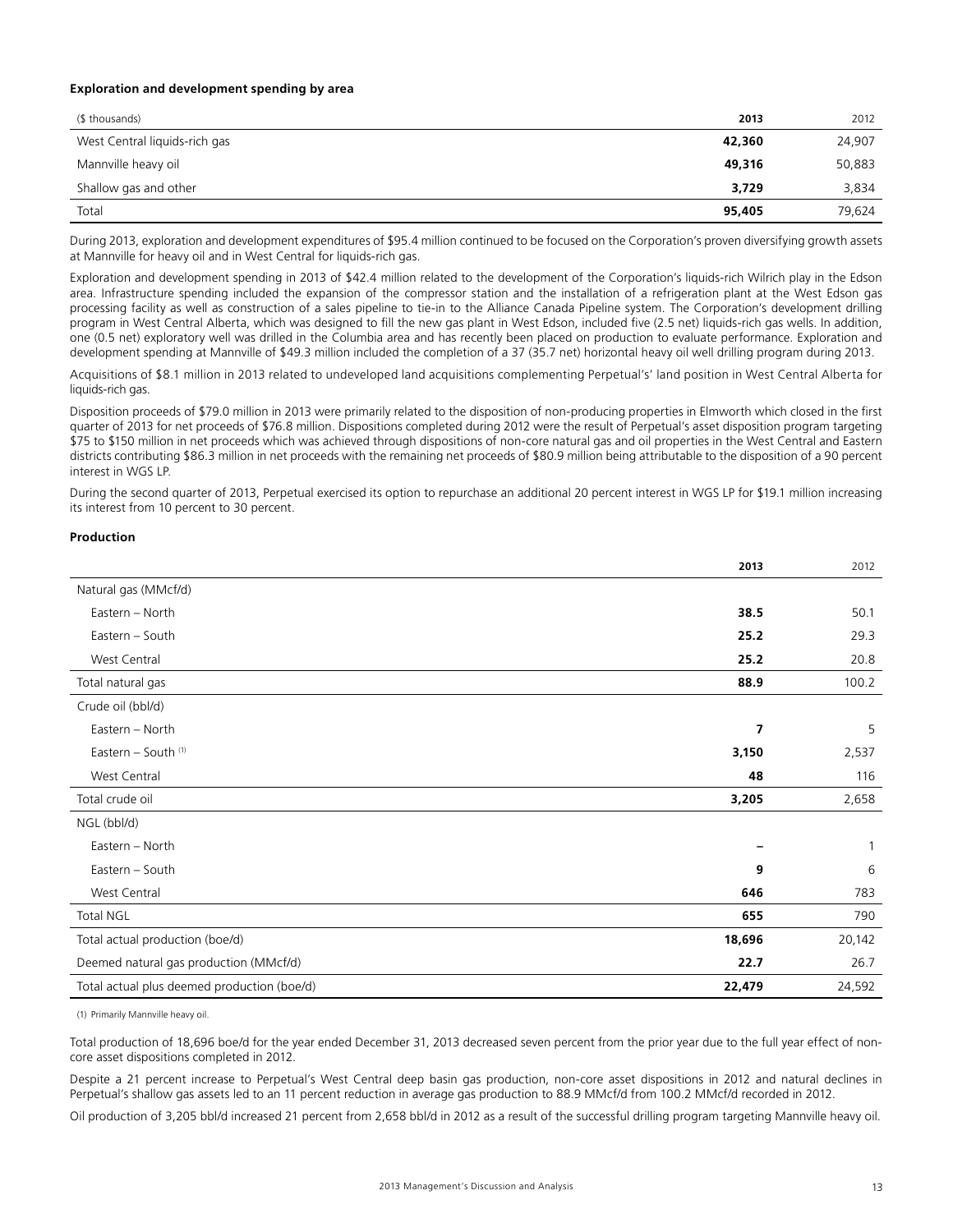**Exploration and development spending by area**

| ($ thousands) | 2013 | 2012 |
|---|---|---|
| West Central liquids-rich gas | **42,360** | 24,907 |
| Mannville heavy oil | **49,316** | 50,883 |
| Shallow gas and other | **3,729** | 3,834 |
| Total | **95,405** | 79,624 |

During 2013, exploration and development expenditures of $95.4 million continued to be focused on the Corporation's proven diversifying growth assets at Mannville for heavy oil and in West Central for liquids-rich gas.

Exploration and development spending in 2013 of $42.4 million related to the development of the Corporation's liquids-rich Wilrich play in the Edson area. Infrastructure spending included the expansion of the compressor station and the installation of a refrigeration plant at the West Edson gas processing facility as well as construction of a sales pipeline to tie-in to the Alliance Canada Pipeline system. The Corporation's development drilling program in West Central Alberta, which was designed to fill the new gas plant in West Edson, included five (2.5 net) liquids-rich gas wells. In addition, one (0.5 net) exploratory well was drilled in the Columbia area and has recently been placed on production to evaluate performance. Exploration and development spending at Mannville of $49.3 million included the completion of a 37 (35.7 net) horizontal heavy oil well drilling program during 2013.

Acquisitions of $8.1 million in 2013 related to undeveloped land acquisitions complementing Perpetual's' land position in West Central Alberta for liquids-rich gas.

Disposition proceeds of $79.0 million in 2013 were primarily related to the disposition of non-producing properties in Elmworth which closed in the first quarter of 2013 for net proceeds of $76.8 million. Dispositions completed during 2012 were the result of Perpetual's asset disposition program targeting $75 to $150 million in net proceeds which was achieved through dispositions of non-core natural gas and oil properties in the West Central and Eastern districts contributing $86.3 million in net proceeds with the remaining net proceeds of $80.9 million being attributable to the disposition of a 90 percent interest in WGS LP.

During the second quarter of 2013, Perpetual exercised its option to repurchase an additional 20 percent interest in WGS LP for $19.1 million increasing its interest from 10 percent to 30 percent.

**Production**

| | 2013 | 2012 |
|---|---|---|
| Natural gas (MMcf/d) | | |
| Eastern – North | **38.5** | 50.1 |
| Eastern – South | **25.2** | 29.3 |
| West Central | **25.2** | 20.8 |
| Total natural gas | **88.9** | 100.2 |
| Crude oil (bbl/d) | | |
| Eastern – North | **7** | 5 |
| Eastern – South [(1)] | **3,150** | 2,537 |
| West Central | **48** | 116 |
| Total crude oil | **3,205** | 2,658 |
| NGL (bbl/d) | | |
| Eastern – North | **–** | 1 |
| Eastern – South | **9** | 6 |
| West Central | **646** | 783 |
| Total NGL | **655** | 790 |
| Total actual production (boe/d) | **18,696** | 20,142 |
| Deemed natural gas production (MMcf/d) | **22.7** | 26.7 |
| Total actual plus deemed production (boe/d) | **22,479** | 24,592 |

(1) Primarily Mannville heavy oil.

Total production of 18,696 boe/d for the year ended December 31, 2013 decreased seven percent from the prior year due to the full year effect of non-core asset dispositions completed in 2012.

Despite a 21 percent increase to Perpetual's West Central deep basin gas production, non-core asset dispositions in 2012 and natural declines in Perpetual's shallow gas assets led to an 11 percent reduction in average gas production to 88.9 MMcf/d from 100.2 MMcf/d recorded in 2012.

Oil production of 3,205 bbl/d increased 21 percent from 2,658 bbl/d in 2012 as a result of the successful drilling program targeting Mannville heavy oil.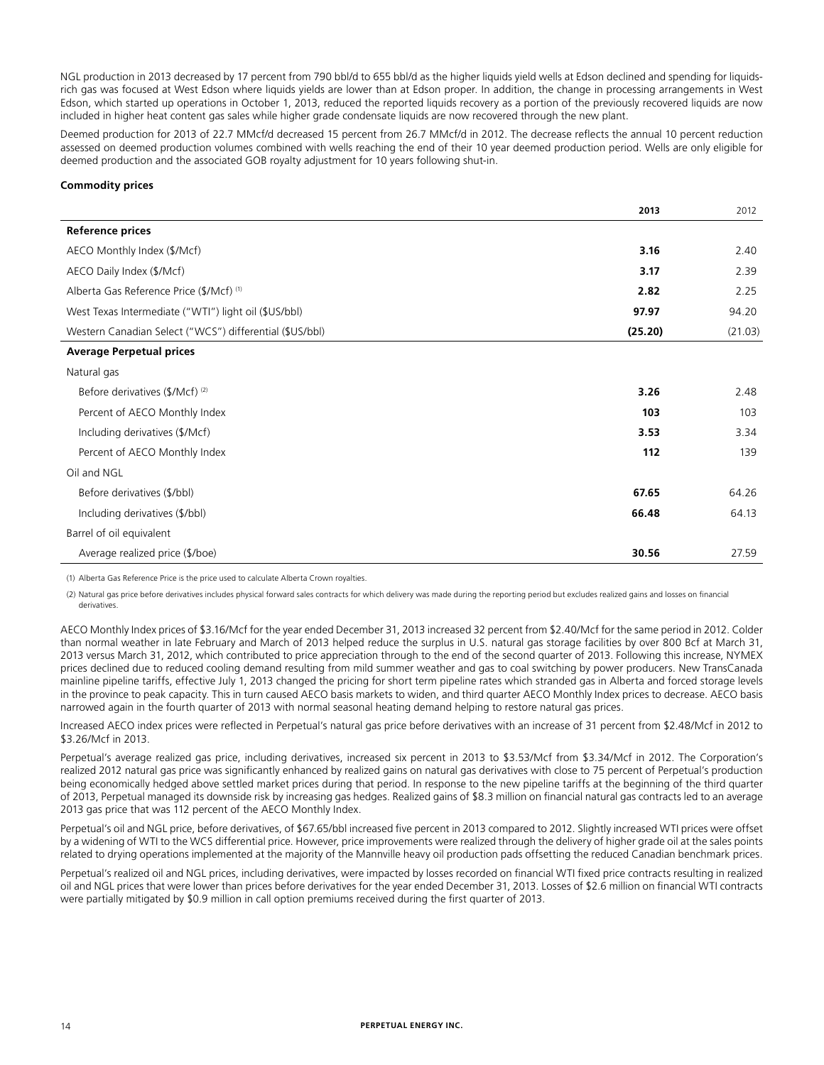NGL production in 2013 decreased by 17 percent from 790 bbl/d to 655 bbl/d as the higher liquids yield wells at Edson declined and spending for liquids-rich gas was focused at West Edson where liquids yields are lower than at Edson proper. In addition, the change in processing arrangements in West Edson, which started up operations in October 1, 2013, reduced the reported liquids recovery as a portion of the previously recovered liquids are now included in higher heat content gas sales while higher grade condensate liquids are now recovered through the new plant.

Deemed production for 2013 of 22.7 MMcf/d decreased 15 percent from 26.7 MMcf/d in 2012. The decrease reflects the annual 10 percent reduction assessed on deemed production volumes combined with wells reaching the end of their 10 year deemed production period. Wells are only eligible for deemed production and the associated GOB royalty adjustment for 10 years following shut-in.

**Commodity prices**

| | **2013** | 2012 |
|---|---|---|
| **Reference prices** | | |
| AECO Monthly Index ($/Mcf) | **3.16** | 2.40 |
| AECO Daily Index ($/Mcf) | **3.17** | 2.39 |
| Alberta Gas Reference Price ($/Mcf) (1) | **2.82** | 2.25 |
| West Texas Intermediate ("WTI") light oil ($US/bbl) | **97.97** | 94.20 |
| Western Canadian Select ("WCS") differential ($US/bbl) | **(25.20)** | (21.03) |
| **Average Perpetual prices** | | |
| Natural gas | | |
| Before derivatives ($/Mcf) (2) | **3.26** | 2.48 |
| Percent of AECO Monthly Index | **103** | 103 |
| Including derivatives ($/Mcf) | **3.53** | 3.34 |
| Percent of AECO Monthly Index | **112** | 139 |
| Oil and NGL | | |
| Before derivatives ($/bbl) | **67.65** | 64.26 |
| Including derivatives ($/bbl) | **66.48** | 64.13 |
| Barrel of oil equivalent | | |
| Average realized price ($/boe) | **30.56** | 27.59 |

(1) Alberta Gas Reference Price is the price used to calculate Alberta Crown royalties.

(2) Natural gas price before derivatives includes physical forward sales contracts for which delivery was made during the reporting period but excludes realized gains and losses on financial derivatives.

AECO Monthly Index prices of $3.16/Mcf for the year ended December 31, 2013 increased 32 percent from $2.40/Mcf for the same period in 2012. Colder than normal weather in late February and March of 2013 helped reduce the surplus in U.S. natural gas storage facilities by over 800 Bcf at March 31, 2013 versus March 31, 2012, which contributed to price appreciation through to the end of the second quarter of 2013. Following this increase, NYMEX prices declined due to reduced cooling demand resulting from mild summer weather and gas to coal switching by power producers. New TransCanada mainline pipeline tariffs, effective July 1, 2013 changed the pricing for short term pipeline rates which stranded gas in Alberta and forced storage levels in the province to peak capacity. This in turn caused AECO basis markets to widen, and third quarter AECO Monthly Index prices to decrease. AECO basis narrowed again in the fourth quarter of 2013 with normal seasonal heating demand helping to restore natural gas prices.

Increased AECO index prices were reflected in Perpetual's natural gas price before derivatives with an increase of 31 percent from $2.48/Mcf in 2012 to $3.26/Mcf in 2013.

Perpetual's average realized gas price, including derivatives, increased six percent in 2013 to $3.53/Mcf from $3.34/Mcf in 2012. The Corporation's realized 2012 natural gas price was significantly enhanced by realized gains on natural gas derivatives with close to 75 percent of Perpetual's production being economically hedged above settled market prices during that period. In response to the new pipeline tariffs at the beginning of the third quarter of 2013, Perpetual managed its downside risk by increasing gas hedges. Realized gains of $8.3 million on financial natural gas contracts led to an average 2013 gas price that was 112 percent of the AECO Monthly Index.

Perpetual's oil and NGL price, before derivatives, of $67.65/bbl increased five percent in 2013 compared to 2012. Slightly increased WTI prices were offset by a widening of WTI to the WCS differential price. However, price improvements were realized through the delivery of higher grade oil at the sales points related to drying operations implemented at the majority of the Mannville heavy oil production pads offsetting the reduced Canadian benchmark prices.

Perpetual's realized oil and NGL prices, including derivatives, were impacted by losses recorded on financial WTI fixed price contracts resulting in realized oil and NGL prices that were lower than prices before derivatives for the year ended December 31, 2013. Losses of $2.6 million on financial WTI contracts were partially mitigated by $0.9 million in call option premiums received during the first quarter of 2013.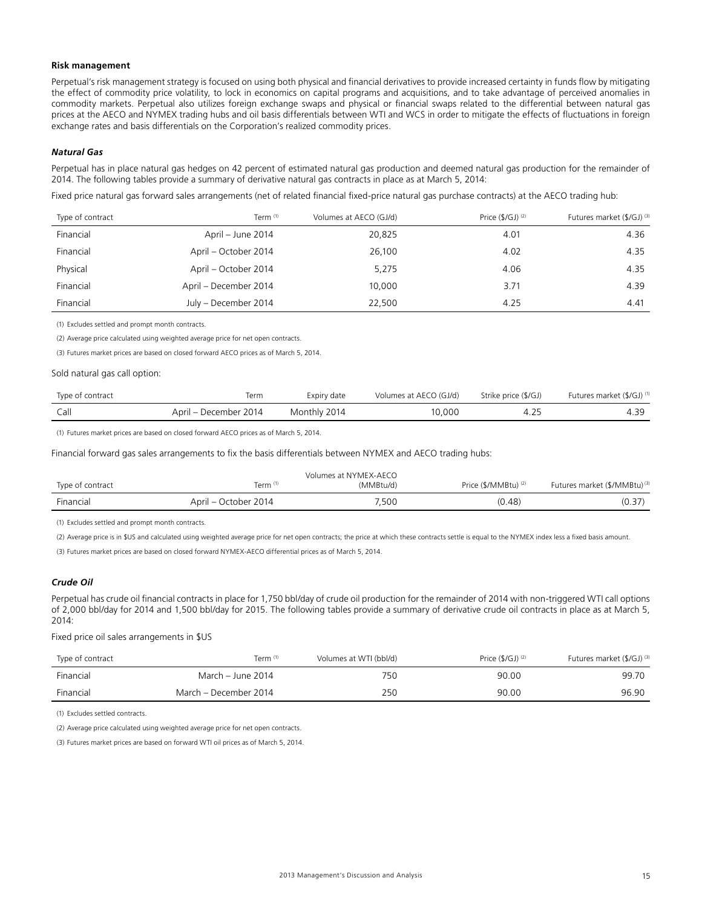### Risk management

Perpetual's risk management strategy is focused on using both physical and financial derivatives to provide increased certainty in funds flow by mitigating the effect of commodity price volatility, to lock in economics on capital programs and acquisitions, and to take advantage of perceived anomalies in commodity markets. Perpetual also utilizes foreign exchange swaps and physical or financial swaps related to the differential between natural gas prices at the AECO and NYMEX trading hubs and oil basis differentials between WTI and WCS in order to mitigate the effects of fluctuations in foreign exchange rates and basis differentials on the Corporation's realized commodity prices.

#### *Natural Gas*

Perpetual has in place natural gas hedges on 42 percent of estimated natural gas production and deemed natural gas production for the remainder of 2014. The following tables provide a summary of derivative natural gas contracts in place as at March 5, 2014:

Fixed price natural gas forward sales arrangements (net of related financial fixed-price natural gas purchase contracts) at the AECO trading hub:

| Type of contract | Term [(1)] | Volumes at AECO (GJ/d) | Price ($/GJ) [(2)] | Futures market ($/GJ) [(3)] |
|---|---|---|---|---|
| Financial | April – June 2014 | 20,825 | 4.01 | 4.36 |
| Financial | April – October 2014 | 26,100 | 4.02 | 4.35 |
| Physical | April – October 2014 | 5,275 | 4.06 | 4.35 |
| Financial | April – December 2014 | 10,000 | 3.71 | 4.39 |
| Financial | July – December 2014 | 22,500 | 4.25 | 4.41 |

(1) Excludes settled and prompt month contracts.

(2) Average price calculated using weighted average price for net open contracts.

(3) Futures market prices are based on closed forward AECO prices as of March 5, 2014.

Sold natural gas call option:

| Type of contract | Term | Expiry date | Volumes at AECO (GJ/d) | Strike price ($/GJ) | Futures market ($/GJ) [(1)] |
|---|---|---|---|---|---|
| Call | April – December 2014 | Monthly 2014 | 10,000 | 4.25 | 4.39 |

(1) Futures market prices are based on closed forward AECO prices as of March 5, 2014.

Financial forward gas sales arrangements to fix the basis differentials between NYMEX and AECO trading hubs:

| Type of contract | Term [(1)] | Volumes at NYMEX-AECO (MMBtu/d) | Price ($/MMBtu) [(2)] | Futures market ($/MMBtu) [(3)] |
|---|---|---|---|---|
| Financial | April – October 2014 | 7,500 | (0.48) | (0.37) |

(1) Excludes settled and prompt month contracts.

(2) Average price is in $US and calculated using weighted average price for net open contracts; the price at which these contracts settle is equal to the NYMEX index less a fixed basis amount.

(3) Futures market prices are based on closed forward NYMEX-AECO differential prices as of March 5, 2014.

#### *Crude Oil*

Perpetual has crude oil financial contracts in place for 1,750 bbl/day of crude oil production for the remainder of 2014 with non-triggered WTI call options of 2,000 bbl/day for 2014 and 1,500 bbl/day for 2015. The following tables provide a summary of derivative crude oil contracts in place as at March 5, 2014:

Fixed price oil sales arrangements in $US

| Type of contract | Term [(1)] | Volumes at WTI (bbl/d) | Price ($/GJ) [(2)] | Futures market ($/GJ) [(3)] |
|---|---|---|---|---|
| Financial | March – June 2014 | 750 | 90.00 | 99.70 |
| Financial | March – December 2014 | 250 | 90.00 | 96.90 |

(1) Excludes settled contracts.

(2) Average price calculated using weighted average price for net open contracts.

(3) Futures market prices are based on forward WTI oil prices as of March 5, 2014.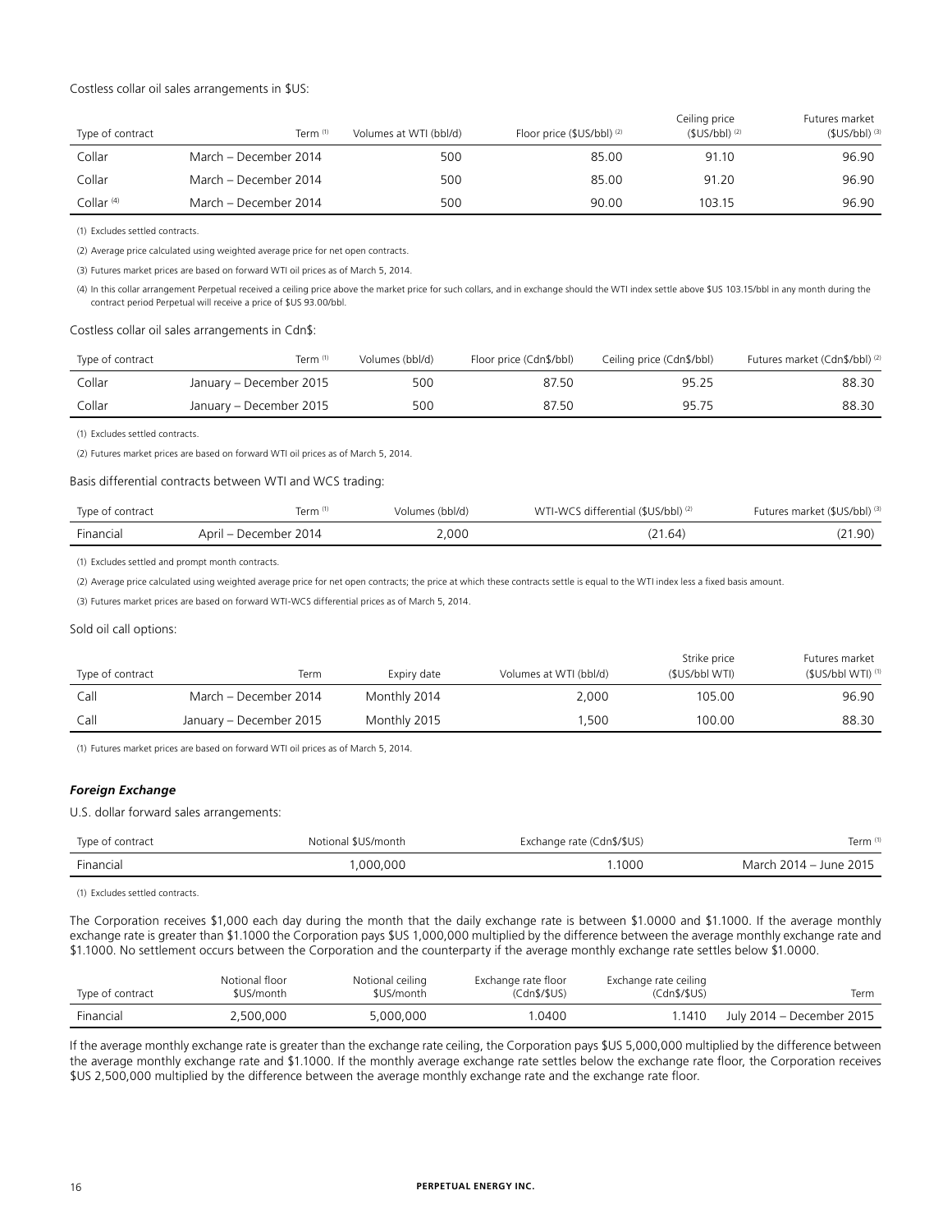Costless collar oil sales arrangements in $US:

| Type of contract | Term [(1)] | Volumes at WTI (bbl/d) | Floor price ($US/bbl) [(2)] | Ceiling price ($US/bbl) [(2)] | Futures market ($US/bbl) [(3)] |
|---|---|---|---|---|---|
| Collar | March – December 2014 | 500 | 85.00 | 91.10 | 96.90 |
| Collar | March – December 2014 | 500 | 85.00 | 91.20 | 96.90 |
| Collar [(4)] | March – December 2014 | 500 | 90.00 | 103.15 | 96.90 |

(1) Excludes settled contracts.

(2) Average price calculated using weighted average price for net open contracts.

(3) Futures market prices are based on forward WTI oil prices as of March 5, 2014.

(4) In this collar arrangement Perpetual received a ceiling price above the market price for such collars, and in exchange should the WTI index settle above $US 103.15/bbl in any month during the contract period Perpetual will receive a price of $US 93.00/bbl.

Costless collar oil sales arrangements in Cdn$:

| Type of contract | Term [(1)] | Volumes (bbl/d) | Floor price (Cdn$/bbl) | Ceiling price (Cdn$/bbl) | Futures market (Cdn$/bbl) [(2)] |
|---|---|---|---|---|---|
| Collar | January – December 2015 | 500 | 87.50 | 95.25 | 88.30 |
| Collar | January – December 2015 | 500 | 87.50 | 95.75 | 88.30 |

(1) Excludes settled contracts.

(2) Futures market prices are based on forward WTI oil prices as of March 5, 2014.

Basis differential contracts between WTI and WCS trading:

| Type of contract | Term [(1)] | Volumes (bbl/d) | WTI-WCS differential ($US/bbl) [(2)] | Futures market ($US/bbl) [(3)] |
|---|---|---|---|---|
| Financial | April – December 2014 | 2,000 | (21.64) | (21.90) |

(1) Excludes settled and prompt month contracts.

(2) Average price calculated using weighted average price for net open contracts; the price at which these contracts settle is equal to the WTI index less a fixed basis amount.

(3) Futures market prices are based on forward WTI-WCS differential prices as of March 5, 2014.

Sold oil call options:

| Type of contract | Term | Expiry date | Volumes at WTI (bbl/d) | Strike price ($US/bbl WTI) | Futures market ($US/bbl WTI) [(1)] |
|---|---|---|---|---|---|
| Call | March – December 2014 | Monthly 2014 | 2,000 | 105.00 | 96.90 |
| Call | January – December 2015 | Monthly 2015 | 1,500 | 100.00 | 88.30 |

(1) Futures market prices are based on forward WTI oil prices as of March 5, 2014.

### *Foreign Exchange*

U.S. dollar forward sales arrangements:

| Type of contract | Notional $US/month | Exchange rate (Cdn$/$US) | Term [(1)] |
|---|---|---|---|
| Financial | 1,000,000 | 1.1000 | March 2014 – June 2015 |

(1) Excludes settled contracts.

The Corporation receives $1,000 each day during the month that the daily exchange rate is between $1.0000 and $1.1000. If the average monthly exchange rate is greater than $1.1000 the Corporation pays $US 1,000,000 multiplied by the difference between the average monthly exchange rate and $1.1000. No settlement occurs between the Corporation and the counterparty if the average monthly exchange rate settles below $1.0000.

| Type of contract | Notional floor $US/month | Notional ceiling $US/month | Exchange rate floor (Cdn$/$US) | Exchange rate ceiling (Cdn$/$US) | Term |
|---|---|---|---|---|---|
| Financial | 2,500,000 | 5,000,000 | 1.0400 | 1.1410 | July 2014 – December 2015 |

If the average monthly exchange rate is greater than the exchange rate ceiling, the Corporation pays $US 5,000,000 multiplied by the difference between the average monthly exchange rate and $1.1000. If the monthly average exchange rate settles below the exchange rate floor, the Corporation receives $US 2,500,000 multiplied by the difference between the average monthly exchange rate and the exchange rate floor.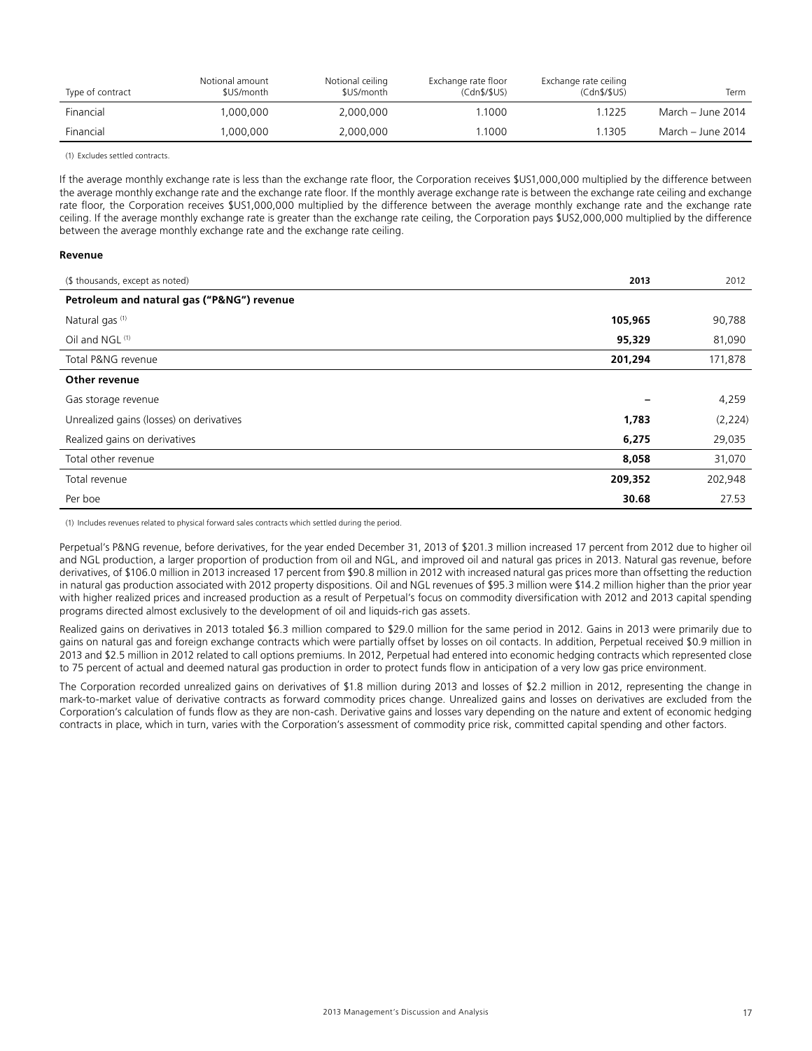| Type of contract | Notional amount $US/month | Notional ceiling $US/month | Exchange rate floor (Cdn$/$US) | Exchange rate ceiling (Cdn$/$US) | Term |
|---|---|---|---|---|---|
| Financial | 1,000,000 | 2,000,000 | 1.1000 | 1.1225 | March – June 2014 |
| Financial | 1,000,000 | 2,000,000 | 1.1000 | 1.1305 | March – June 2014 |

(1) Excludes settled contracts.

If the average monthly exchange rate is less than the exchange rate floor, the Corporation receives $US1,000,000 multiplied by the difference between the average monthly exchange rate and the exchange rate floor. If the monthly average exchange rate is between the exchange rate ceiling and exchange rate floor, the Corporation receives $US1,000,000 multiplied by the difference between the average monthly exchange rate and the exchange rate ceiling. If the average monthly exchange rate is greater than the exchange rate ceiling, the Corporation pays $US2,000,000 multiplied by the difference between the average monthly exchange rate and the exchange rate ceiling.

**Revenue**

| ($ thousands, except as noted) | 2013 | 2012 |
|---|---|---|
| **Petroleum and natural gas ("P&NG") revenue** | | |
| Natural gas (1) | **105,965** | 90,788 |
| Oil and NGL (1) | **95,329** | 81,090 |
| Total P&NG revenue | **201,294** | 171,878 |
| **Other revenue** | | |
| Gas storage revenue | **–** | 4,259 |
| Unrealized gains (losses) on derivatives | **1,783** | (2,224) |
| Realized gains on derivatives | **6,275** | 29,035 |
| Total other revenue | **8,058** | 31,070 |
| Total revenue | **209,352** | 202,948 |
| Per boe | **30.68** | 27.53 |

(1) Includes revenues related to physical forward sales contracts which settled during the period.

Perpetual's P&NG revenue, before derivatives, for the year ended December 31, 2013 of $201.3 million increased 17 percent from 2012 due to higher oil and NGL production, a larger proportion of production from oil and NGL, and improved oil and natural gas prices in 2013. Natural gas revenue, before derivatives, of $106.0 million in 2013 increased 17 percent from $90.8 million in 2012 with increased natural gas prices more than offsetting the reduction in natural gas production associated with 2012 property dispositions. Oil and NGL revenues of $95.3 million were $14.2 million higher than the prior year with higher realized prices and increased production as a result of Perpetual's focus on commodity diversification with 2012 and 2013 capital spending programs directed almost exclusively to the development of oil and liquids-rich gas assets.

Realized gains on derivatives in 2013 totaled $6.3 million compared to $29.0 million for the same period in 2012. Gains in 2013 were primarily due to gains on natural gas and foreign exchange contracts which were partially offset by losses on oil contacts. In addition, Perpetual received $0.9 million in 2013 and $2.5 million in 2012 related to call options premiums. In 2012, Perpetual had entered into economic hedging contracts which represented close to 75 percent of actual and deemed natural gas production in order to protect funds flow in anticipation of a very low gas price environment.

The Corporation recorded unrealized gains on derivatives of $1.8 million during 2013 and losses of $2.2 million in 2012, representing the change in mark-to-market value of derivative contracts as forward commodity prices change. Unrealized gains and losses on derivatives are excluded from the Corporation's calculation of funds flow as they are non-cash. Derivative gains and losses vary depending on the nature and extent of economic hedging contracts in place, which in turn, varies with the Corporation's assessment of commodity price risk, committed capital spending and other factors.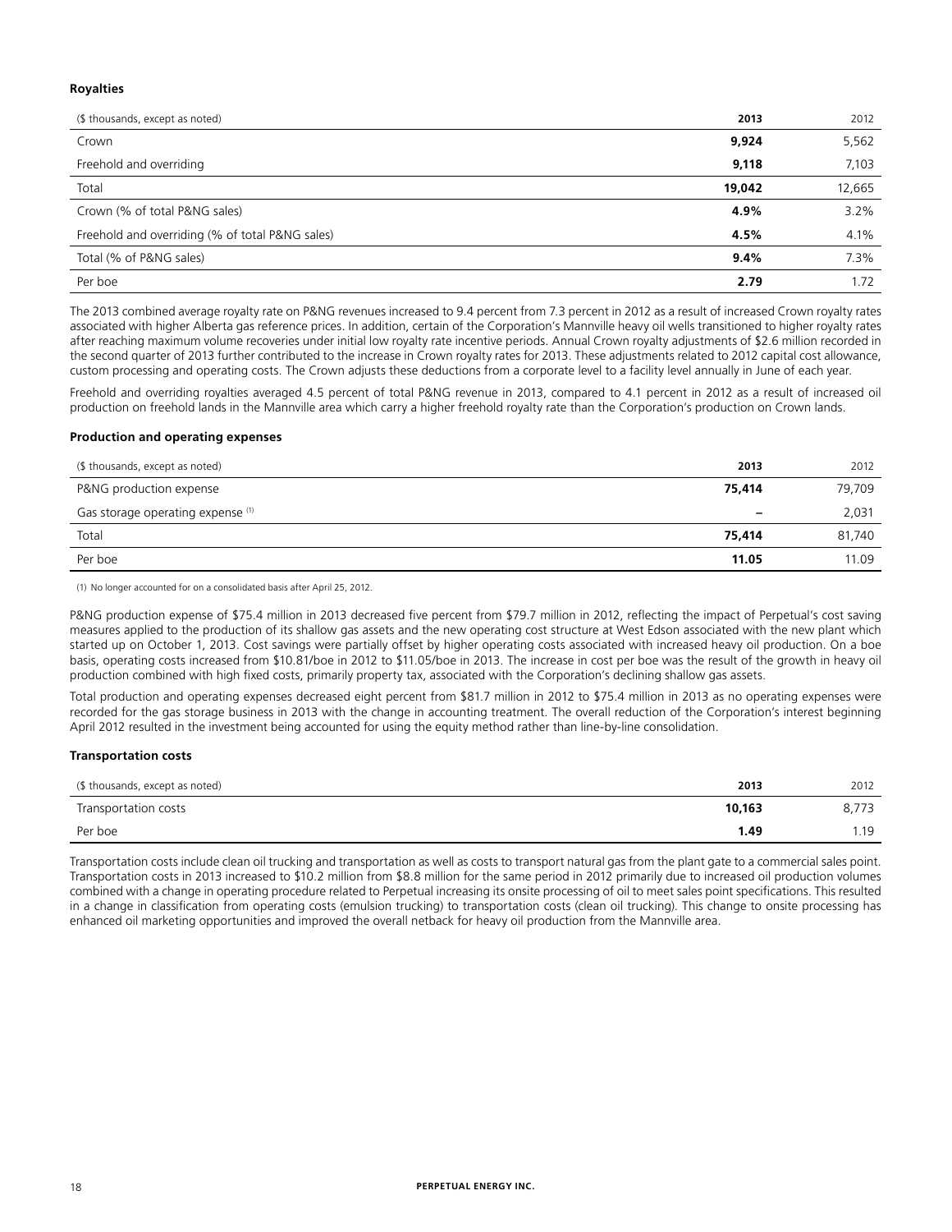**Royalties**

| ($ thousands, except as noted) | **2013** | 2012 |
|---|---|---|
| Crown | **9,924** | 5,562 |
| Freehold and overriding | **9,118** | 7,103 |
| Total | **19,042** | 12,665 |
| Crown (% of total P&NG sales) | **4.9%** | 3.2% |
| Freehold and overriding (% of total P&NG sales) | **4.5%** | 4.1% |
| Total (% of P&NG sales) | **9.4%** | 7.3% |
| Per boe | **2.79** | 1.72 |

The 2013 combined average royalty rate on P&NG revenues increased to 9.4 percent from 7.3 percent in 2012 as a result of increased Crown royalty rates associated with higher Alberta gas reference prices. In addition, certain of the Corporation's Mannville heavy oil wells transitioned to higher royalty rates after reaching maximum volume recoveries under initial low royalty rate incentive periods. Annual Crown royalty adjustments of $2.6 million recorded in the second quarter of 2013 further contributed to the increase in Crown royalty rates for 2013. These adjustments related to 2012 capital cost allowance, custom processing and operating costs. The Crown adjusts these deductions from a corporate level to a facility level annually in June of each year.

Freehold and overriding royalties averaged 4.5 percent of total P&NG revenue in 2013, compared to 4.1 percent in 2012 as a result of increased oil production on freehold lands in the Mannville area which carry a higher freehold royalty rate than the Corporation's production on Crown lands.

**Production and operating expenses**

| ($ thousands, except as noted) | **2013** | 2012 |
|---|---|---|
| P&NG production expense | **75,414** | 79,709 |
| Gas storage operating expense (1) | **–** | 2,031 |
| Total | **75,414** | 81,740 |
| Per boe | **11.05** | 11.09 |

(1) No longer accounted for on a consolidated basis after April 25, 2012.

P&NG production expense of $75.4 million in 2013 decreased five percent from $79.7 million in 2012, reflecting the impact of Perpetual's cost saving measures applied to the production of its shallow gas assets and the new operating cost structure at West Edson associated with the new plant which started up on October 1, 2013. Cost savings were partially offset by higher operating costs associated with increased heavy oil production. On a boe basis, operating costs increased from $10.81/boe in 2012 to $11.05/boe in 2013. The increase in cost per boe was the result of the growth in heavy oil production combined with high fixed costs, primarily property tax, associated with the Corporation's declining shallow gas assets.

Total production and operating expenses decreased eight percent from $81.7 million in 2012 to $75.4 million in 2013 as no operating expenses were recorded for the gas storage business in 2013 with the change in accounting treatment. The overall reduction of the Corporation's interest beginning April 2012 resulted in the investment being accounted for using the equity method rather than line-by-line consolidation.

**Transportation costs**

| ($ thousands, except as noted) | **2013** | 2012 |
|---|---|---|
| Transportation costs | **10,163** | 8,773 |
| Per boe | **1.49** | 1.19 |

Transportation costs include clean oil trucking and transportation as well as costs to transport natural gas from the plant gate to a commercial sales point. Transportation costs in 2013 increased to $10.2 million from $8.8 million for the same period in 2012 primarily due to increased oil production volumes combined with a change in operating procedure related to Perpetual increasing its onsite processing of oil to meet sales point specifications. This resulted in a change in classification from operating costs (emulsion trucking) to transportation costs (clean oil trucking). This change to onsite processing has enhanced oil marketing opportunities and improved the overall netback for heavy oil production from the Mannville area.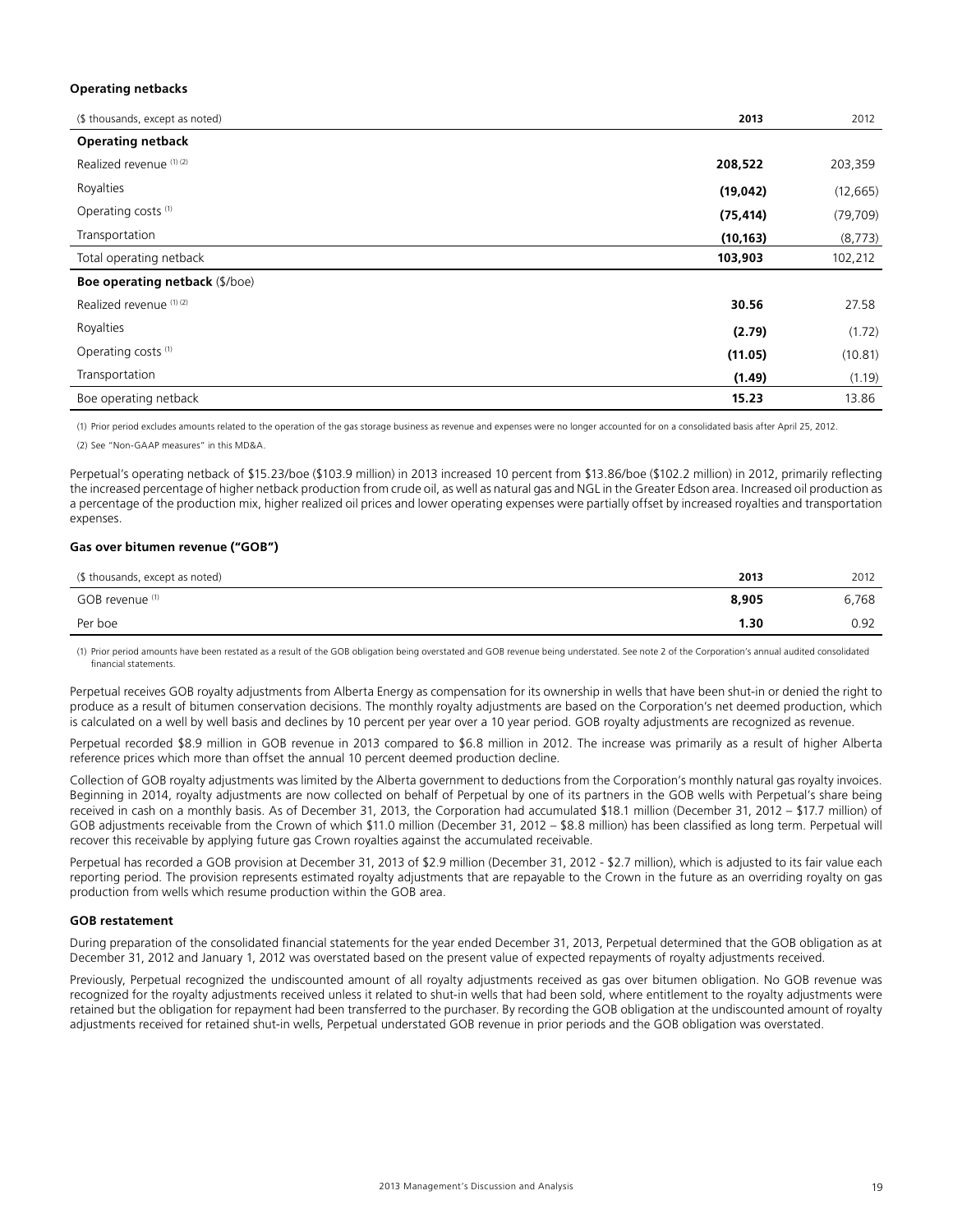### Operating netbacks

| ($ thousands, except as noted) | 2013 | 2012 |
|---|---|---|
| **Operating netback** | | |
| Realized revenue (1) (2) | **208,522** | 203,359 |
| Royalties | **(19,042)** | (12,665) |
| Operating costs (1) | **(75,414)** | (79,709) |
| Transportation | **(10,163)** | (8,773) |
| Total operating netback | **103,903** | 102,212 |
| **Boe operating netback** ($/boe) | | |
| Realized revenue (1) (2) | **30.56** | 27.58 |
| Royalties | **(2.79)** | (1.72) |
| Operating costs (1) | **(11.05)** | (10.81) |
| Transportation | **(1.49)** | (1.19) |
| Boe operating netback | **15.23** | 13.86 |

(1) Prior period excludes amounts related to the operation of the gas storage business as revenue and expenses were no longer accounted for on a consolidated basis after April 25, 2012.

(2) See "Non-GAAP measures" in this MD&A.

Perpetual's operating netback of $15.23/boe ($103.9 million) in 2013 increased 10 percent from $13.86/boe ($102.2 million) in 2012, primarily reflecting the increased percentage of higher netback production from crude oil, as well as natural gas and NGL in the Greater Edson area. Increased oil production as a percentage of the production mix, higher realized oil prices and lower operating expenses were partially offset by increased royalties and transportation expenses.

### Gas over bitumen revenue ("GOB")

| ($ thousands, except as noted) | 2013 | 2012 |
|---|---|---|
| GOB revenue (1) | **8,905** | 6,768 |
| Per boe | **1.30** | 0.92 |

(1) Prior period amounts have been restated as a result of the GOB obligation being overstated and GOB revenue being understated. See note 2 of the Corporation's annual audited consolidated financial statements.

Perpetual receives GOB royalty adjustments from Alberta Energy as compensation for its ownership in wells that have been shut-in or denied the right to produce as a result of bitumen conservation decisions. The monthly royalty adjustments are based on the Corporation's net deemed production, which is calculated on a well by well basis and declines by 10 percent per year over a 10 year period. GOB royalty adjustments are recognized as revenue.

Perpetual recorded $8.9 million in GOB revenue in 2013 compared to $6.8 million in 2012. The increase was primarily as a result of higher Alberta reference prices which more than offset the annual 10 percent deemed production decline.

Collection of GOB royalty adjustments was limited by the Alberta government to deductions from the Corporation's monthly natural gas royalty invoices. Beginning in 2014, royalty adjustments are now collected on behalf of Perpetual by one of its partners in the GOB wells with Perpetual's share being received in cash on a monthly basis. As of December 31, 2013, the Corporation had accumulated $18.1 million (December 31, 2012 – $17.7 million) of GOB adjustments receivable from the Crown of which $11.0 million (December 31, 2012 – $8.8 million) has been classified as long term. Perpetual will recover this receivable by applying future gas Crown royalties against the accumulated receivable.

Perpetual has recorded a GOB provision at December 31, 2013 of $2.9 million (December 31, 2012 - $2.7 million), which is adjusted to its fair value each reporting period. The provision represents estimated royalty adjustments that are repayable to the Crown in the future as an overriding royalty on gas production from wells which resume production within the GOB area.

### GOB restatement

During preparation of the consolidated financial statements for the year ended December 31, 2013, Perpetual determined that the GOB obligation as at December 31, 2012 and January 1, 2012 was overstated based on the present value of expected repayments of royalty adjustments received.

Previously, Perpetual recognized the undiscounted amount of all royalty adjustments received as gas over bitumen obligation. No GOB revenue was recognized for the royalty adjustments received unless it related to shut-in wells that had been sold, where entitlement to the royalty adjustments were retained but the obligation for repayment had been transferred to the purchaser. By recording the GOB obligation at the undiscounted amount of royalty adjustments received for retained shut-in wells, Perpetual understated GOB revenue in prior periods and the GOB obligation was overstated.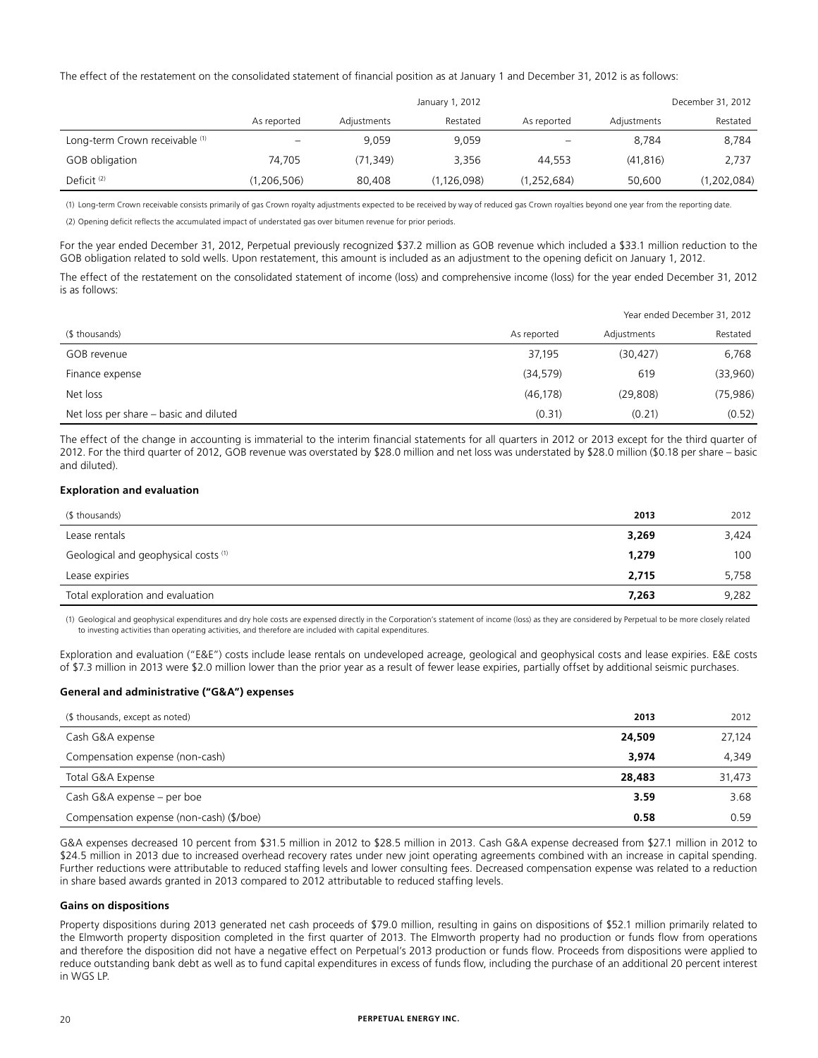The effect of the restatement on the consolidated statement of financial position as at January 1 and December 31, 2012 is as follows:

| | | | January 1, 2012 | | | December 31, 2012 |
|---|---|---|---|---|---|---|
| | As reported | Adjustments | Restated | As reported | Adjustments | Restated |
| Long-term Crown receivable [(1)] | – | 9,059 | 9,059 | – | 8,784 | 8,784 |
| GOB obligation | 74,705 | (71,349) | 3,356 | 44,553 | (41,816) | 2,737 |
| Deficit [(2)] | (1,206,506) | 80,408 | (1,126,098) | (1,252,684) | 50,600 | (1,202,084) |

(1) Long-term Crown receivable consists primarily of gas Crown royalty adjustments expected to be received by way of reduced gas Crown royalties beyond one year from the reporting date.

(2) Opening deficit reflects the accumulated impact of understated gas over bitumen revenue for prior periods.

For the year ended December 31, 2012, Perpetual previously recognized $37.2 million as GOB revenue which included a $33.1 million reduction to the GOB obligation related to sold wells. Upon restatement, this amount is included as an adjustment to the opening deficit on January 1, 2012.

The effect of the restatement on the consolidated statement of income (loss) and comprehensive income (loss) for the year ended December 31, 2012 is as follows:

| | | | Year ended December 31, 2012 |
|---|---|---|---|
| ($ thousands) | As reported | Adjustments | Restated |
| GOB revenue | 37,195 | (30,427) | 6,768 |
| Finance expense | (34,579) | 619 | (33,960) |
| Net loss | (46,178) | (29,808) | (75,986) |
| Net loss per share – basic and diluted | (0.31) | (0.21) | (0.52) |

The effect of the change in accounting is immaterial to the interim financial statements for all quarters in 2012 or 2013 except for the third quarter of 2012. For the third quarter of 2012, GOB revenue was overstated by $28.0 million and net loss was understated by $28.0 million ($0.18 per share – basic and diluted).

**Exploration and evaluation**

| ($ thousands) | **2013** | 2012 |
|---|---|---|
| Lease rentals | **3,269** | 3,424 |
| Geological and geophysical costs [(1)] | **1,279** | 100 |
| Lease expiries | **2,715** | 5,758 |
| Total exploration and evaluation | **7,263** | 9,282 |

(1) Geological and geophysical expenditures and dry hole costs are expensed directly in the Corporation's statement of income (loss) as they are considered by Perpetual to be more closely related to investing activities than operating activities, and therefore are included with capital expenditures.

Exploration and evaluation ("E&E") costs include lease rentals on undeveloped acreage, geological and geophysical costs and lease expiries. E&E costs of $7.3 million in 2013 were $2.0 million lower than the prior year as a result of fewer lease expiries, partially offset by additional seismic purchases.

**General and administrative ("G&A") expenses**

| ($ thousands, except as noted) | **2013** | 2012 |
|---|---|---|
| Cash G&A expense | **24,509** | 27,124 |
| Compensation expense (non-cash) | **3,974** | 4,349 |
| Total G&A Expense | **28,483** | 31,473 |
| Cash G&A expense – per boe | **3.59** | 3.68 |
| Compensation expense (non-cash) ($/boe) | **0.58** | 0.59 |

G&A expenses decreased 10 percent from $31.5 million in 2012 to $28.5 million in 2013. Cash G&A expense decreased from $27.1 million in 2012 to $24.5 million in 2013 due to increased overhead recovery rates under new joint operating agreements combined with an increase in capital spending. Further reductions were attributable to reduced staffing levels and lower consulting fees. Decreased compensation expense was related to a reduction in share based awards granted in 2013 compared to 2012 attributable to reduced staffing levels.

**Gains on dispositions**

Property dispositions during 2013 generated net cash proceeds of $79.0 million, resulting in gains on dispositions of $52.1 million primarily related to the Elmworth property disposition completed in the first quarter of 2013. The Elmworth property had no production or funds flow from operations and therefore the disposition did not have a negative effect on Perpetual's 2013 production or funds flow. Proceeds from dispositions were applied to reduce outstanding bank debt as well as to fund capital expenditures in excess of funds flow, including the purchase of an additional 20 percent interest in WGS LP.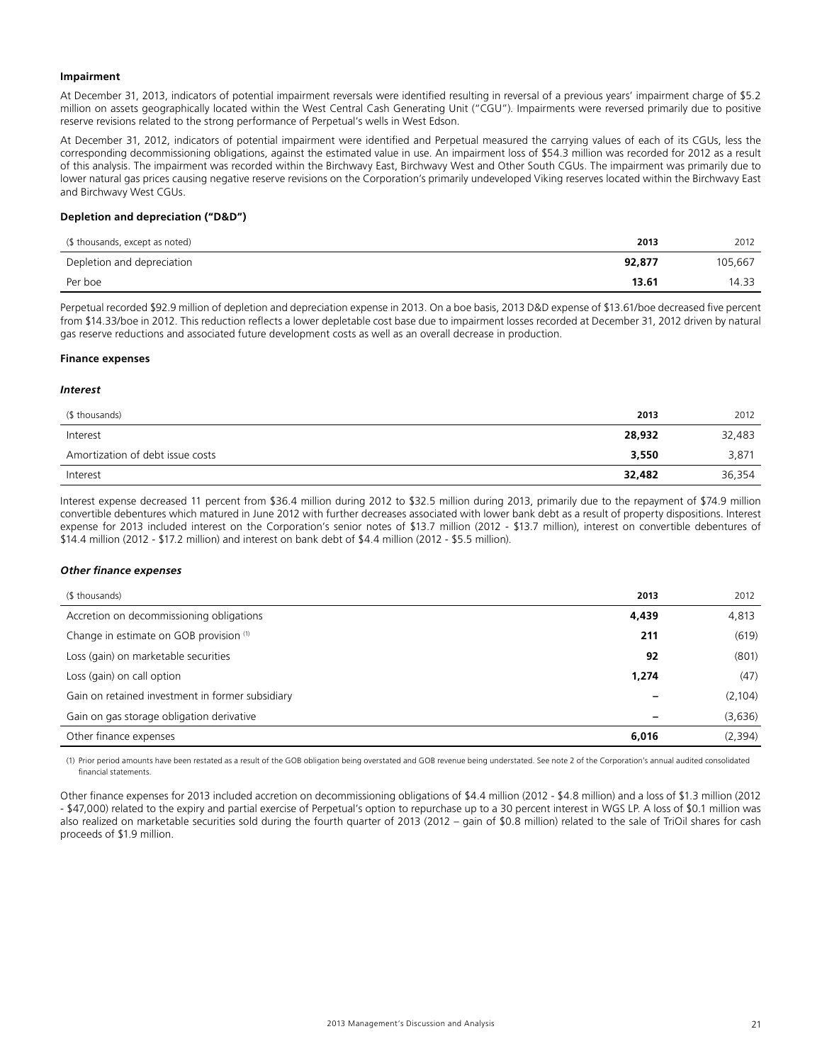### Impairment

At December 31, 2013, indicators of potential impairment reversals were identified resulting in reversal of a previous years' impairment charge of $5.2 million on assets geographically located within the West Central Cash Generating Unit ("CGU"). Impairments were reversed primarily due to positive reserve revisions related to the strong performance of Perpetual's wells in West Edson.

At December 31, 2012, indicators of potential impairment were identified and Perpetual measured the carrying values of each of its CGUs, less the corresponding decommissioning obligations, against the estimated value in use. An impairment loss of $54.3 million was recorded for 2012 as a result of this analysis. The impairment was recorded within the Birchwavy East, Birchwavy West and Other South CGUs. The impairment was primarily due to lower natural gas prices causing negative reserve revisions on the Corporation's primarily undeveloped Viking reserves located within the Birchwavy East and Birchwavy West CGUs.

### Depletion and depreciation ("D&D")

| ($ thousands, except as noted) | **2013** | 2012 |
|---|---|---|
| Depletion and depreciation | **92,877** | 105,667 |
| Per boe | **13.61** | 14.33 |

Perpetual recorded $92.9 million of depletion and depreciation expense in 2013. On a boe basis, 2013 D&D expense of $13.61/boe decreased five percent from $14.33/boe in 2012. This reduction reflects a lower depletable cost base due to impairment losses recorded at December 31, 2012 driven by natural gas reserve reductions and associated future development costs as well as an overall decrease in production.

### Finance expenses

#### *Interest*

| ($ thousands) | **2013** | 2012 |
|---|---|---|
| Interest | **28,932** | 32,483 |
| Amortization of debt issue costs | **3,550** | 3,871 |
| Interest | **32,482** | 36,354 |

Interest expense decreased 11 percent from $36.4 million during 2012 to $32.5 million during 2013, primarily due to the repayment of $74.9 million convertible debentures which matured in June 2012 with further decreases associated with lower bank debt as a result of property dispositions. Interest expense for 2013 included interest on the Corporation's senior notes of $13.7 million (2012 - $13.7 million), interest on convertible debentures of $14.4 million (2012 - $17.2 million) and interest on bank debt of $4.4 million (2012 - $5.5 million).

#### *Other finance expenses*

| ($ thousands) | **2013** | 2012 |
|---|---|---|
| Accretion on decommissioning obligations | **4,439** | 4,813 |
| Change in estimate on GOB provision (1) | **211** | (619) |
| Loss (gain) on marketable securities | **92** | (801) |
| Loss (gain) on call option | **1,274** | (47) |
| Gain on retained investment in former subsidiary | **–** | (2,104) |
| Gain on gas storage obligation derivative | **–** | (3,636) |
| Other finance expenses | **6,016** | (2,394) |

(1) Prior period amounts have been restated as a result of the GOB obligation being overstated and GOB revenue being understated. See note 2 of the Corporation's annual audited consolidated financial statements.

Other finance expenses for 2013 included accretion on decommissioning obligations of $4.4 million (2012 - $4.8 million) and a loss of $1.3 million (2012 - $47,000) related to the expiry and partial exercise of Perpetual's option to repurchase up to a 30 percent interest in WGS LP. A loss of $0.1 million was also realized on marketable securities sold during the fourth quarter of 2013 (2012 – gain of $0.8 million) related to the sale of TriOil shares for cash proceeds of $1.9 million.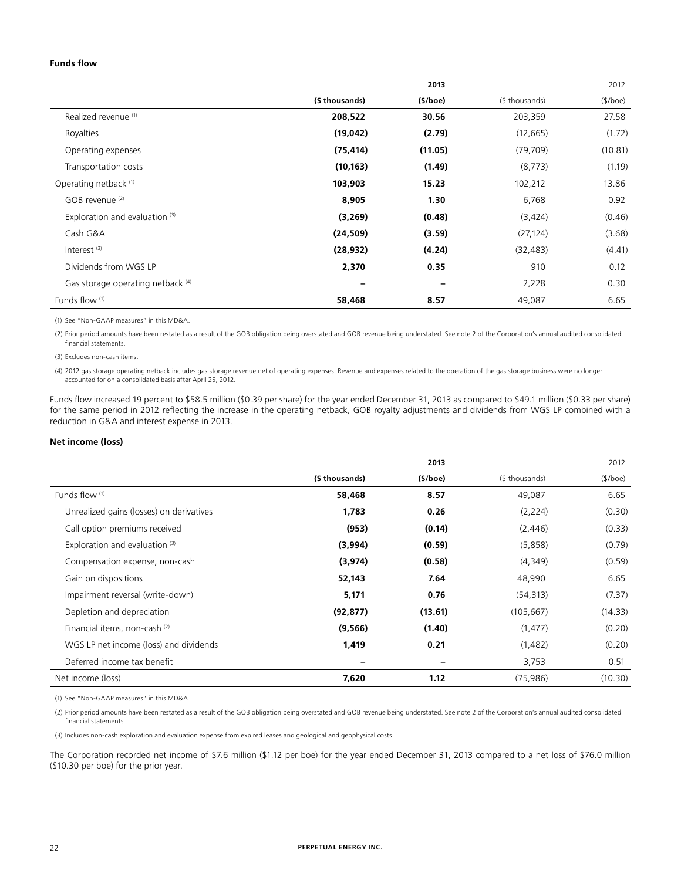**Funds flow**

| | 2013 | | 2012 | |
|---|---|---|---|---|
| | **($ thousands)** | **($/boe)** | ($ thousands) | ($/boe) |
| Realized revenue [(1)] | **208,522** | **30.56** | 203,359 | 27.58 |
| Royalties | **(19,042)** | **(2.79)** | (12,665) | (1.72) |
| Operating expenses | **(75,414)** | **(11.05)** | (79,709) | (10.81) |
| Transportation costs | **(10,163)** | **(1.49)** | (8,773) | (1.19) |
| Operating netback [(1)] | **103,903** | **15.23** | 102,212 | 13.86 |
| GOB revenue [(2)] | **8,905** | **1.30** | 6,768 | 0.92 |
| Exploration and evaluation [(3)] | **(3,269)** | **(0.48)** | (3,424) | (0.46) |
| Cash G&A | **(24,509)** | **(3.59)** | (27,124) | (3.68) |
| Interest [(3)] | **(28,932)** | **(4.24)** | (32,483) | (4.41) |
| Dividends from WGS LP | **2,370** | **0.35** | 910 | 0.12 |
| Gas storage operating netback [(4)] | **–** | **–** | 2,228 | 0.30 |
| Funds flow [(1)] | **58,468** | **8.57** | 49,087 | 6.65 |

(1) See "Non-GAAP measures" in this MD&A.

(2) Prior period amounts have been restated as a result of the GOB obligation being overstated and GOB revenue being understated. See note 2 of the Corporation's annual audited consolidated financial statements.

(3) Excludes non-cash items.

(4) 2012 gas storage operating netback includes gas storage revenue net of operating expenses. Revenue and expenses related to the operation of the gas storage business were no longer accounted for on a consolidated basis after April 25, 2012.

Funds flow increased 19 percent to $58.5 million ($0.39 per share) for the year ended December 31, 2013 as compared to $49.1 million ($0.33 per share) for the same period in 2012 reflecting the increase in the operating netback, GOB royalty adjustments and dividends from WGS LP combined with a reduction in G&A and interest expense in 2013.

**Net income (loss)**

| | 2013 | | 2012 | |
|---|---|---|---|---|
| | **($ thousands)** | **($/boe)** | ($ thousands) | ($/boe) |
| Funds flow [(1)] | **58,468** | **8.57** | 49,087 | 6.65 |
| Unrealized gains (losses) on derivatives | **1,783** | **0.26** | (2,224) | (0.30) |
| Call option premiums received | **(953)** | **(0.14)** | (2,446) | (0.33) |
| Exploration and evaluation [(3)] | **(3,994)** | **(0.59)** | (5,858) | (0.79) |
| Compensation expense, non-cash | **(3,974)** | **(0.58)** | (4,349) | (0.59) |
| Gain on dispositions | **52,143** | **7.64** | 48,990 | 6.65 |
| Impairment reversal (write-down) | **5,171** | **0.76** | (54,313) | (7.37) |
| Depletion and depreciation | **(92,877)** | **(13.61)** | (105,667) | (14.33) |
| Financial items, non-cash [(2)] | **(9,566)** | **(1.40)** | (1,477) | (0.20) |
| WGS LP net income (loss) and dividends | **1,419** | **0.21** | (1,482) | (0.20) |
| Deferred income tax benefit | **–** | **–** | 3,753 | 0.51 |
| Net income (loss) | **7,620** | **1.12** | (75,986) | (10.30) |

(1) See "Non-GAAP measures" in this MD&A.

(2) Prior period amounts have been restated as a result of the GOB obligation being overstated and GOB revenue being understated. See note 2 of the Corporation's annual audited consolidated financial statements.

(3) Includes non-cash exploration and evaluation expense from expired leases and geological and geophysical costs.

The Corporation recorded net income of $7.6 million ($1.12 per boe) for the year ended December 31, 2013 compared to a net loss of $76.0 million ($10.30 per boe) for the prior year.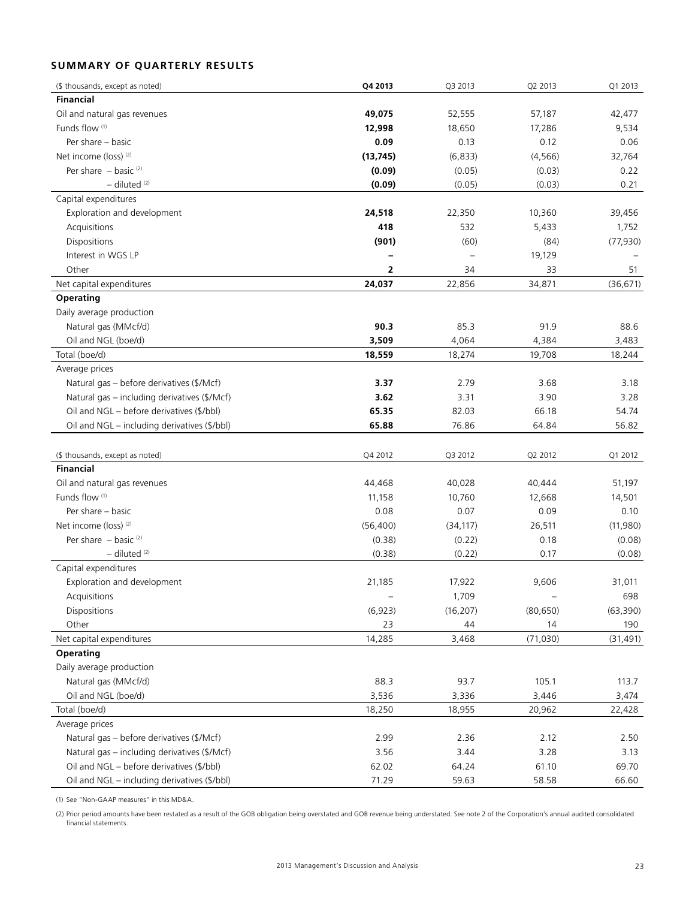## SUMMARY OF QUARTERLY RESULTS

| ($ thousands, except as noted) | **Q4 2013** | Q3 2013 | Q2 2013 | Q1 2013 |
|---|---|---|---|---|
| **Financial** | | | | |
| Oil and natural gas revenues | **49,075** | 52,555 | 57,187 | 42,477 |
| Funds flow [1] | **12,998** | 18,650 | 17,286 | 9,534 |
| Per share – basic | **0.09** | 0.13 | 0.12 | 0.06 |
| Net income (loss) [2] | **(13,745)** | (6,833) | (4,566) | 32,764 |
| Per share – basic [2] | **(0.09)** | (0.05) | (0.03) | 0.22 |
| – diluted [2] | **(0.09)** | (0.05) | (0.03) | 0.21 |
| Capital expenditures | | | | |
| Exploration and development | **24,518** | 22,350 | 10,360 | 39,456 |
| Acquisitions | **418** | 532 | 5,433 | 1,752 |
| Dispositions | **(901)** | (60) | (84) | (77,930) |
| Interest in WGS LP | **–** | – | 19,129 | – |
| Other | **2** | 34 | 33 | 51 |
| Net capital expenditures | **24,037** | 22,856 | 34,871 | (36,671) |
| **Operating** | | | | |
| Daily average production | | | | |
| Natural gas (MMcf/d) | **90.3** | 85.3 | 91.9 | 88.6 |
| Oil and NGL (boe/d) | **3,509** | 4,064 | 4,384 | 3,483 |
| Total (boe/d) | **18,559** | 18,274 | 19,708 | 18,244 |
| Average prices | | | | |
| Natural gas – before derivatives ($/Mcf) | **3.37** | 2.79 | 3.68 | 3.18 |
| Natural gas – including derivatives ($/Mcf) | **3.62** | 3.31 | 3.90 | 3.28 |
| Oil and NGL – before derivatives ($/bbl) | **65.35** | 82.03 | 66.18 | 54.74 |
| Oil and NGL – including derivatives ($/bbl) | **65.88** | 76.86 | 64.84 | 56.82 |

| ($ thousands, except as noted) | Q4 2012 | Q3 2012 | Q2 2012 | Q1 2012 |
|---|---|---|---|---|
| **Financial** | | | | |
| Oil and natural gas revenues | 44,468 | 40,028 | 40,444 | 51,197 |
| Funds flow [1] | 11,158 | 10,760 | 12,668 | 14,501 |
| Per share – basic | 0.08 | 0.07 | 0.09 | 0.10 |
| Net income (loss) [2] | (56,400) | (34,117) | 26,511 | (11,980) |
| Per share – basic [2] | (0.38) | (0.22) | 0.18 | (0.08) |
| – diluted [2] | (0.38) | (0.22) | 0.17 | (0.08) |
| Capital expenditures | | | | |
| Exploration and development | 21,185 | 17,922 | 9,606 | 31,011 |
| Acquisitions | – | 1,709 | – | 698 |
| Dispositions | (6,923) | (16,207) | (80,650) | (63,390) |
| Other | 23 | 44 | 14 | 190 |
| Net capital expenditures | 14,285 | 3,468 | (71,030) | (31,491) |
| **Operating** | | | | |
| Daily average production | | | | |
| Natural gas (MMcf/d) | 88.3 | 93.7 | 105.1 | 113.7 |
| Oil and NGL (boe/d) | 3,536 | 3,336 | 3,446 | 3,474 |
| Total (boe/d) | 18,250 | 18,955 | 20,962 | 22,428 |
| Average prices | | | | |
| Natural gas – before derivatives ($/Mcf) | 2.99 | 2.36 | 2.12 | 2.50 |
| Natural gas – including derivatives ($/Mcf) | 3.56 | 3.44 | 3.28 | 3.13 |
| Oil and NGL – before derivatives ($/bbl) | 62.02 | 64.24 | 61.10 | 69.70 |
| Oil and NGL – including derivatives ($/bbl) | 71.29 | 59.63 | 58.58 | 66.60 |

(1) See "Non-GAAP measures" in this MD&A.

(2) Prior period amounts have been restated as a result of the GOB obligation being overstated and GOB revenue being understated. See note 2 of the Corporation's annual audited consolidated financial statements.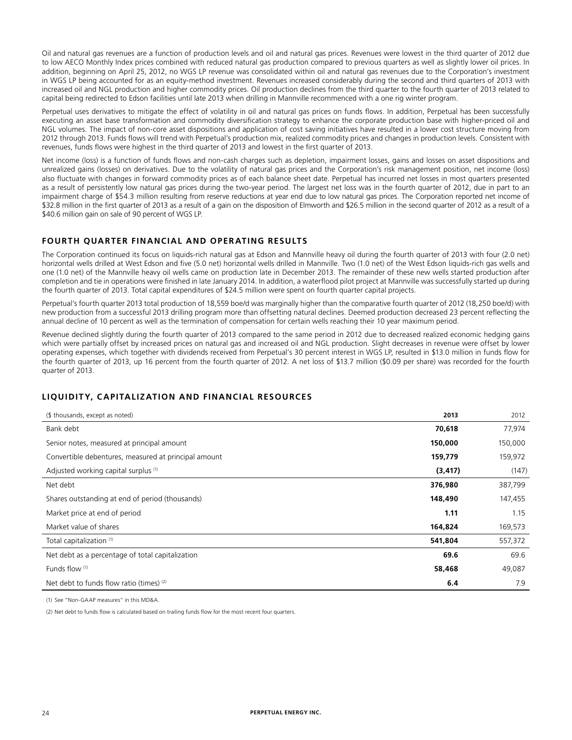Oil and natural gas revenues are a function of production levels and oil and natural gas prices. Revenues were lowest in the third quarter of 2012 due to low AECO Monthly Index prices combined with reduced natural gas production compared to previous quarters as well as slightly lower oil prices. In addition, beginning on April 25, 2012, no WGS LP revenue was consolidated within oil and natural gas revenues due to the Corporation's investment in WGS LP being accounted for as an equity-method investment. Revenues increased considerably during the second and third quarters of 2013 with increased oil and NGL production and higher commodity prices. Oil production declines from the third quarter to the fourth quarter of 2013 related to capital being redirected to Edson facilities until late 2013 when drilling in Mannville recommenced with a one rig winter program.

Perpetual uses derivatives to mitigate the effect of volatility in oil and natural gas prices on funds flows. In addition, Perpetual has been successfully executing an asset base transformation and commodity diversification strategy to enhance the corporate production base with higher-priced oil and NGL volumes. The impact of non-core asset dispositions and application of cost saving initiatives have resulted in a lower cost structure moving from 2012 through 2013. Funds flows will trend with Perpetual's production mix, realized commodity prices and changes in production levels. Consistent with revenues, funds flows were highest in the third quarter of 2013 and lowest in the first quarter of 2013.

Net income (loss) is a function of funds flows and non-cash charges such as depletion, impairment losses, gains and losses on asset dispositions and unrealized gains (losses) on derivatives. Due to the volatility of natural gas prices and the Corporation's risk management position, net income (loss) also fluctuate with changes in forward commodity prices as of each balance sheet date. Perpetual has incurred net losses in most quarters presented as a result of persistently low natural gas prices during the two-year period. The largest net loss was in the fourth quarter of 2012, due in part to an impairment charge of $54.3 million resulting from reserve reductions at year end due to low natural gas prices. The Corporation reported net income of $32.8 million in the first quarter of 2013 as a result of a gain on the disposition of Elmworth and $26.5 million in the second quarter of 2012 as a result of a $40.6 million gain on sale of 90 percent of WGS LP.

## FOURTH QUARTER FINANCIAL AND OPERATING RESULTS

The Corporation continued its focus on liquids-rich natural gas at Edson and Mannville heavy oil during the fourth quarter of 2013 with four (2.0 net) horizontal wells drilled at West Edson and five (5.0 net) horizontal wells drilled in Mannville. Two (1.0 net) of the West Edson liquids-rich gas wells and one (1.0 net) of the Mannville heavy oil wells came on production late in December 2013. The remainder of these new wells started production after completion and tie in operations were finished in late January 2014. In addition, a waterflood pilot project at Mannville was successfully started up during the fourth quarter of 2013. Total capital expenditures of $24.5 million were spent on fourth quarter capital projects.

Perpetual's fourth quarter 2013 total production of 18,559 boe/d was marginally higher than the comparative fourth quarter of 2012 (18,250 boe/d) with new production from a successful 2013 drilling program more than offsetting natural declines. Deemed production decreased 23 percent reflecting the annual decline of 10 percent as well as the termination of compensation for certain wells reaching their 10 year maximum period.

Revenue declined slightly during the fourth quarter of 2013 compared to the same period in 2012 due to decreased realized economic hedging gains which were partially offset by increased prices on natural gas and increased oil and NGL production. Slight decreases in revenue were offset by lower operating expenses, which together with dividends received from Perpetual's 30 percent interest in WGS LP, resulted in $13.0 million in funds flow for the fourth quarter of 2013, up 16 percent from the fourth quarter of 2012. A net loss of $13.7 million ($0.09 per share) was recorded for the fourth quarter of 2013.

## LIQUIDITY, CAPITALIZATION AND FINANCIAL RESOURCES

| ($ thousands, except as noted) | **2013** | 2012 |
|---|---|---|
| Bank debt | **70,618** | 77,974 |
| Senior notes, measured at principal amount | **150,000** | 150,000 |
| Convertible debentures, measured at principal amount | **159,779** | 159,972 |
| Adjusted working capital surplus [(1)] | **(3,417)** | (147) |
| Net debt | **376,980** | 387,799 |
| Shares outstanding at end of period (thousands) | **148,490** | 147,455 |
| Market price at end of period | **1.11** | 1.15 |
| Market value of shares | **164,824** | 169,573 |
| Total capitalization [(1)] | **541,804** | 557,372 |
| Net debt as a percentage of total capitalization | **69.6** | 69.6 |
| Funds flow [(1)] | **58,468** | 49,087 |
| Net debt to funds flow ratio (times) [(2)] | **6.4** | 7.9 |

(1) See "Non-GAAP measures" in this MD&A.

(2) Net debt to funds flow is calculated based on trailing funds flow for the most recent four quarters.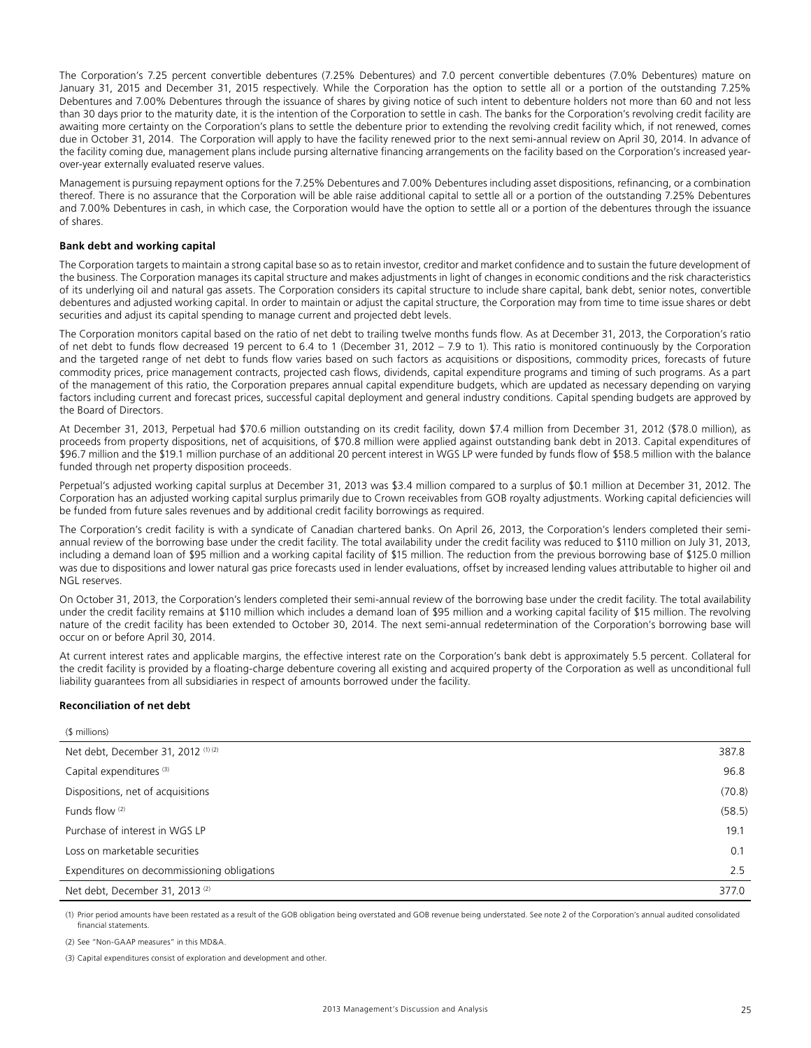The Corporation's 7.25 percent convertible debentures (7.25% Debentures) and 7.0 percent convertible debentures (7.0% Debentures) mature on January 31, 2015 and December 31, 2015 respectively. While the Corporation has the option to settle all or a portion of the outstanding 7.25% Debentures and 7.00% Debentures through the issuance of shares by giving notice of such intent to debenture holders not more than 60 and not less than 30 days prior to the maturity date, it is the intention of the Corporation to settle in cash. The banks for the Corporation's revolving credit facility are awaiting more certainty on the Corporation's plans to settle the debenture prior to extending the revolving credit facility which, if not renewed, comes due in October 31, 2014. The Corporation will apply to have the facility renewed prior to the next semi-annual review on April 30, 2014. In advance of the facility coming due, management plans include pursing alternative financing arrangements on the facility based on the Corporation's increased year-over-year externally evaluated reserve values.

Management is pursuing repayment options for the 7.25% Debentures and 7.00% Debentures including asset dispositions, refinancing, or a combination thereof. There is no assurance that the Corporation will be able raise additional capital to settle all or a portion of the outstanding 7.25% Debentures and 7.00% Debentures in cash, in which case, the Corporation would have the option to settle all or a portion of the debentures through the issuance of shares.

**Bank debt and working capital**

The Corporation targets to maintain a strong capital base so as to retain investor, creditor and market confidence and to sustain the future development of the business. The Corporation manages its capital structure and makes adjustments in light of changes in economic conditions and the risk characteristics of its underlying oil and natural gas assets. The Corporation considers its capital structure to include share capital, bank debt, senior notes, convertible debentures and adjusted working capital. In order to maintain or adjust the capital structure, the Corporation may from time to time issue shares or debt securities and adjust its capital spending to manage current and projected debt levels.

The Corporation monitors capital based on the ratio of net debt to trailing twelve months funds flow. As at December 31, 2013, the Corporation's ratio of net debt to funds flow decreased 19 percent to 6.4 to 1 (December 31, 2012 – 7.9 to 1). This ratio is monitored continuously by the Corporation and the targeted range of net debt to funds flow varies based on such factors as acquisitions or dispositions, commodity prices, forecasts of future commodity prices, price management contracts, projected cash flows, dividends, capital expenditure programs and timing of such programs. As a part of the management of this ratio, the Corporation prepares annual capital expenditure budgets, which are updated as necessary depending on varying factors including current and forecast prices, successful capital deployment and general industry conditions. Capital spending budgets are approved by the Board of Directors.

At December 31, 2013, Perpetual had $70.6 million outstanding on its credit facility, down $7.4 million from December 31, 2012 ($78.0 million), as proceeds from property dispositions, net of acquisitions, of $70.8 million were applied against outstanding bank debt in 2013. Capital expenditures of $96.7 million and the $19.1 million purchase of an additional 20 percent interest in WGS LP were funded by funds flow of $58.5 million with the balance funded through net property disposition proceeds.

Perpetual's adjusted working capital surplus at December 31, 2013 was $3.4 million compared to a surplus of $0.1 million at December 31, 2012. The Corporation has an adjusted working capital surplus primarily due to Crown receivables from GOB royalty adjustments. Working capital deficiencies will be funded from future sales revenues and by additional credit facility borrowings as required.

The Corporation's credit facility is with a syndicate of Canadian chartered banks. On April 26, 2013, the Corporation's lenders completed their semi-annual review of the borrowing base under the credit facility. The total availability under the credit facility was reduced to $110 million on July 31, 2013, including a demand loan of $95 million and a working capital facility of $15 million. The reduction from the previous borrowing base of $125.0 million was due to dispositions and lower natural gas price forecasts used in lender evaluations, offset by increased lending values attributable to higher oil and NGL reserves.

On October 31, 2013, the Corporation's lenders completed their semi-annual review of the borrowing base under the credit facility. The total availability under the credit facility remains at $110 million which includes a demand loan of $95 million and a working capital facility of $15 million. The revolving nature of the credit facility has been extended to October 30, 2014. The next semi-annual redetermination of the Corporation's borrowing base will occur on or before April 30, 2014.

At current interest rates and applicable margins, the effective interest rate on the Corporation's bank debt is approximately 5.5 percent. Collateral for the credit facility is provided by a floating-charge debenture covering all existing and acquired property of the Corporation as well as unconditional full liability guarantees from all subsidiaries in respect of amounts borrowed under the facility.

**Reconciliation of net debt**

| ($ millions) | |
|---|---|
| Net debt, December 31, 2012 (1) (2) | 387.8 |
| Capital expenditures (3) | 96.8 |
| Dispositions, net of acquisitions | (70.8) |
| Funds flow (2) | (58.5) |
| Purchase of interest in WGS LP | 19.1 |
| Loss on marketable securities | 0.1 |
| Expenditures on decommissioning obligations | 2.5 |
| Net debt, December 31, 2013 (2) | 377.0 |

(1) Prior period amounts have been restated as a result of the GOB obligation being overstated and GOB revenue being understated. See note 2 of the Corporation's annual audited consolidated financial statements.

(2) See "Non-GAAP measures" in this MD&A.

(3) Capital expenditures consist of exploration and development and other.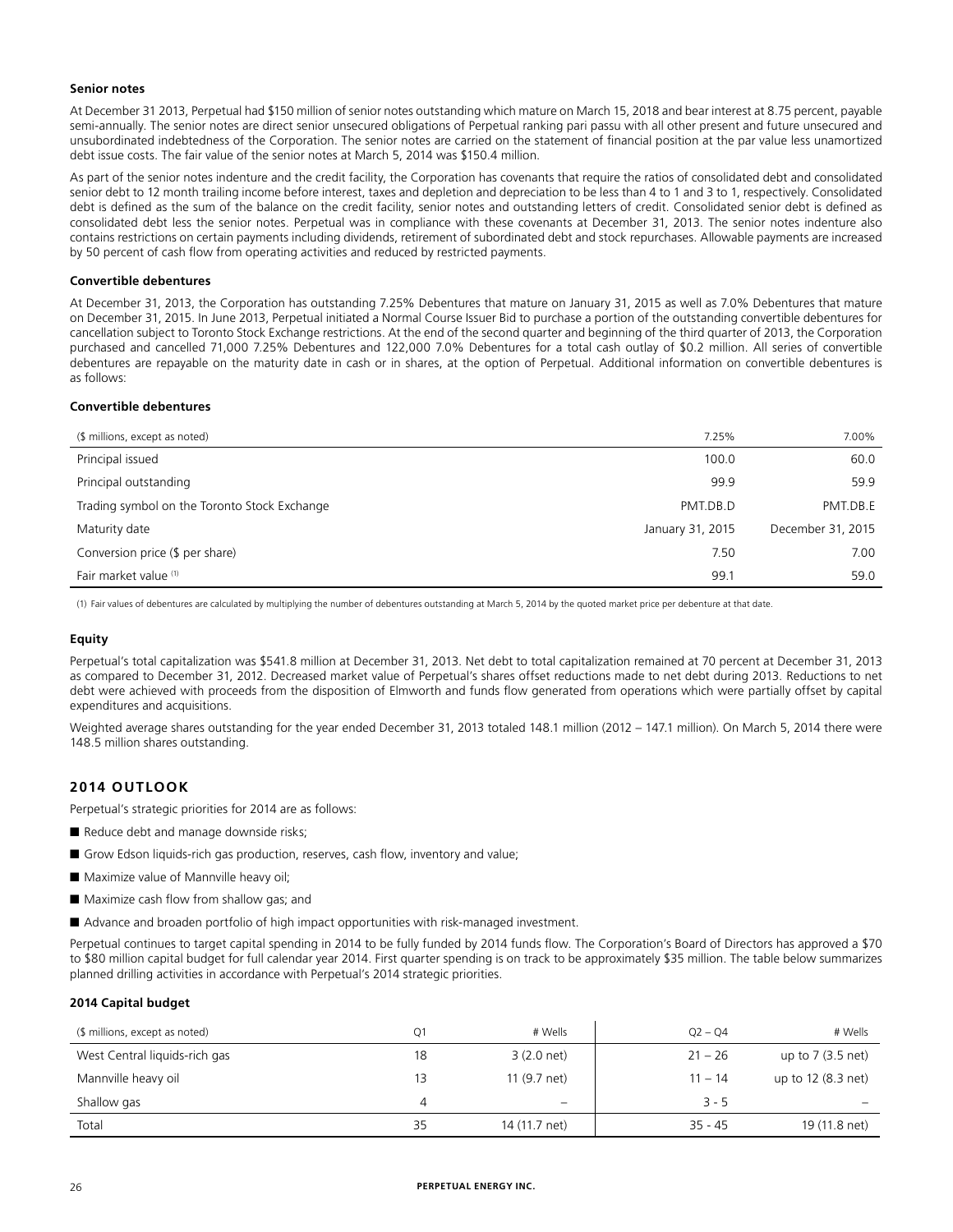### Senior notes

At December 31 2013, Perpetual had $150 million of senior notes outstanding which mature on March 15, 2018 and bear interest at 8.75 percent, payable semi-annually. The senior notes are direct senior unsecured obligations of Perpetual ranking pari passu with all other present and future unsecured and unsubordinated indebtedness of the Corporation. The senior notes are carried on the statement of financial position at the par value less unamortized debt issue costs. The fair value of the senior notes at March 5, 2014 was $150.4 million.

As part of the senior notes indenture and the credit facility, the Corporation has covenants that require the ratios of consolidated debt and consolidated senior debt to 12 month trailing income before interest, taxes and depletion and depreciation to be less than 4 to 1 and 3 to 1, respectively. Consolidated debt is defined as the sum of the balance on the credit facility, senior notes and outstanding letters of credit. Consolidated senior debt is defined as consolidated debt less the senior notes. Perpetual was in compliance with these covenants at December 31, 2013. The senior notes indenture also contains restrictions on certain payments including dividends, retirement of subordinated debt and stock repurchases. Allowable payments are increased by 50 percent of cash flow from operating activities and reduced by restricted payments.

### Convertible debentures

At December 31, 2013, the Corporation has outstanding 7.25% Debentures that mature on January 31, 2015 as well as 7.0% Debentures that mature on December 31, 2015. In June 2013, Perpetual initiated a Normal Course Issuer Bid to purchase a portion of the outstanding convertible debentures for cancellation subject to Toronto Stock Exchange restrictions. At the end of the second quarter and beginning of the third quarter of 2013, the Corporation purchased and cancelled 71,000 7.25% Debentures and 122,000 7.0% Debentures for a total cash outlay of $0.2 million. All series of convertible debentures are repayable on the maturity date in cash or in shares, at the option of Perpetual. Additional information on convertible debentures is as follows:

### Convertible debentures

| ($ millions, except as noted) | 7.25% | 7.00% |
|---|---|---|
| Principal issued | 100.0 | 60.0 |
| Principal outstanding | 99.9 | 59.9 |
| Trading symbol on the Toronto Stock Exchange | PMT.DB.D | PMT.DB.E |
| Maturity date | January 31, 2015 | December 31, 2015 |
| Conversion price ($ per share) | 7.50 | 7.00 |
| Fair market value [(1)] | 99.1 | 59.0 |

(1) Fair values of debentures are calculated by multiplying the number of debentures outstanding at March 5, 2014 by the quoted market price per debenture at that date.

### Equity

Perpetual's total capitalization was $541.8 million at December 31, 2013. Net debt to total capitalization remained at 70 percent at December 31, 2013 as compared to December 31, 2012. Decreased market value of Perpetual's shares offset reductions made to net debt during 2013. Reductions to net debt were achieved with proceeds from the disposition of Elmworth and funds flow generated from operations which were partially offset by capital expenditures and acquisitions.

Weighted average shares outstanding for the year ended December 31, 2013 totaled 148.1 million (2012 – 147.1 million). On March 5, 2014 there were 148.5 million shares outstanding.

## 2014 OUTLOOK

Perpetual's strategic priorities for 2014 are as follows:

- Reduce debt and manage downside risks;
- Grow Edson liquids-rich gas production, reserves, cash flow, inventory and value;
- Maximize value of Mannville heavy oil;
- Maximize cash flow from shallow gas; and
- Advance and broaden portfolio of high impact opportunities with risk-managed investment.

Perpetual continues to target capital spending in 2014 to be fully funded by 2014 funds flow. The Corporation's Board of Directors has approved a $70 to $80 million capital budget for full calendar year 2014. First quarter spending is on track to be approximately $35 million. The table below summarizes planned drilling activities in accordance with Perpetual's 2014 strategic priorities.

### 2014 Capital budget

| ($ millions, except as noted) | Q1 | # Wells | Q2 – Q4 | # Wells |
|---|---|---|---|---|
| West Central liquids-rich gas | 18 | 3 (2.0 net) | 21 – 26 | up to 7 (3.5 net) |
| Mannville heavy oil | 13 | 11 (9.7 net) | 11 – 14 | up to 12 (8.3 net) |
| Shallow gas | 4 | – | 3 - 5 | – |
| Total | 35 | 14 (11.7 net) | 35 - 45 | 19 (11.8 net) |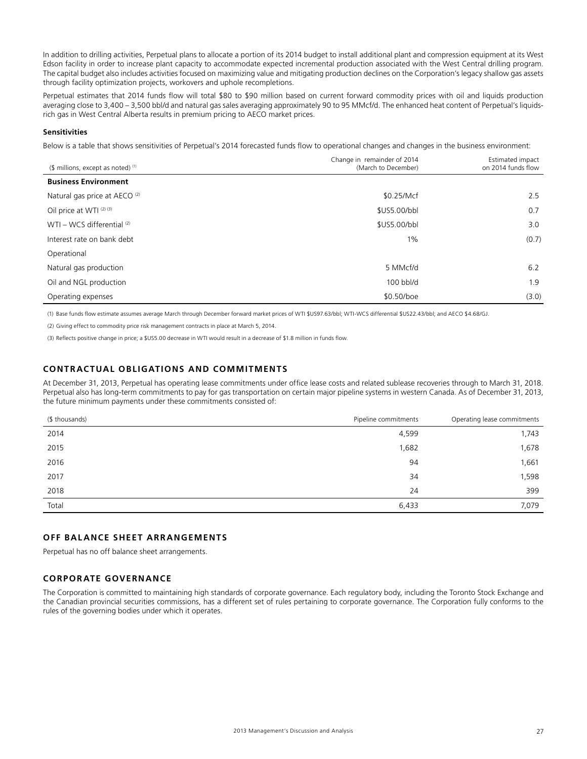In addition to drilling activities, Perpetual plans to allocate a portion of its 2014 budget to install additional plant and compression equipment at its West Edson facility in order to increase plant capacity to accommodate expected incremental production associated with the West Central drilling program. The capital budget also includes activities focused on maximizing value and mitigating production declines on the Corporation's legacy shallow gas assets through facility optimization projects, workovers and uphole recompletions.

Perpetual estimates that 2014 funds flow will total $80 to $90 million based on current forward commodity prices with oil and liquids production averaging close to 3,400 – 3,500 bbl/d and natural gas sales averaging approximately 90 to 95 MMcf/d. The enhanced heat content of Perpetual's liquids-rich gas in West Central Alberta results in premium pricing to AECO market prices.

**Sensitivities**

Below is a table that shows sensitivities of Perpetual's 2014 forecasted funds flow to operational changes and changes in the business environment:

| ($ millions, except as noted) [1] | Change in remainder of 2014 (March to December) | Estimated impact on 2014 funds flow |
|---|---|---|
| **Business Environment** | | |
| Natural gas price at AECO [2] | $0.25/Mcf | 2.5 |
| Oil price at WTI [2] [3] | $US5.00/bbl | 0.7 |
| WTI – WCS differential [2] | $US5.00/bbl | 3.0 |
| Interest rate on bank debt | 1% | (0.7) |
| Operational | | |
| Natural gas production | 5 MMcf/d | 6.2 |
| Oil and NGL production | 100 bbl/d | 1.9 |
| Operating expenses | $0.50/boe | (3.0) |

(1) Base funds flow estimate assumes average March through December forward market prices of WTI $US97.63/bbl; WTI-WCS differential $US22.43/bbl; and AECO $4.68/GJ.

(2) Giving effect to commodity price risk management contracts in place at March 5, 2014.

(3) Reflects positive change in price; a $US5.00 decrease in WTI would result in a decrease of $1.8 million in funds flow.

## CONTRACTUAL OBLIGATIONS AND COMMITMENTS

At December 31, 2013, Perpetual has operating lease commitments under office lease costs and related sublease recoveries through to March 31, 2018. Perpetual also has long-term commitments to pay for gas transportation on certain major pipeline systems in western Canada. As of December 31, 2013, the future minimum payments under these commitments consisted of:

| ($ thousands) | Pipeline commitments | Operating lease commitments |
|---|---|---|
| 2014 | 4,599 | 1,743 |
| 2015 | 1,682 | 1,678 |
| 2016 | 94 | 1,661 |
| 2017 | 34 | 1,598 |
| 2018 | 24 | 399 |
| Total | 6,433 | 7,079 |

## OFF BALANCE SHEET ARRANGEMENTS

Perpetual has no off balance sheet arrangements.

## CORPORATE GOVERNANCE

The Corporation is committed to maintaining high standards of corporate governance. Each regulatory body, including the Toronto Stock Exchange and the Canadian provincial securities commissions, has a different set of rules pertaining to corporate governance. The Corporation fully conforms to the rules of the governing bodies under which it operates.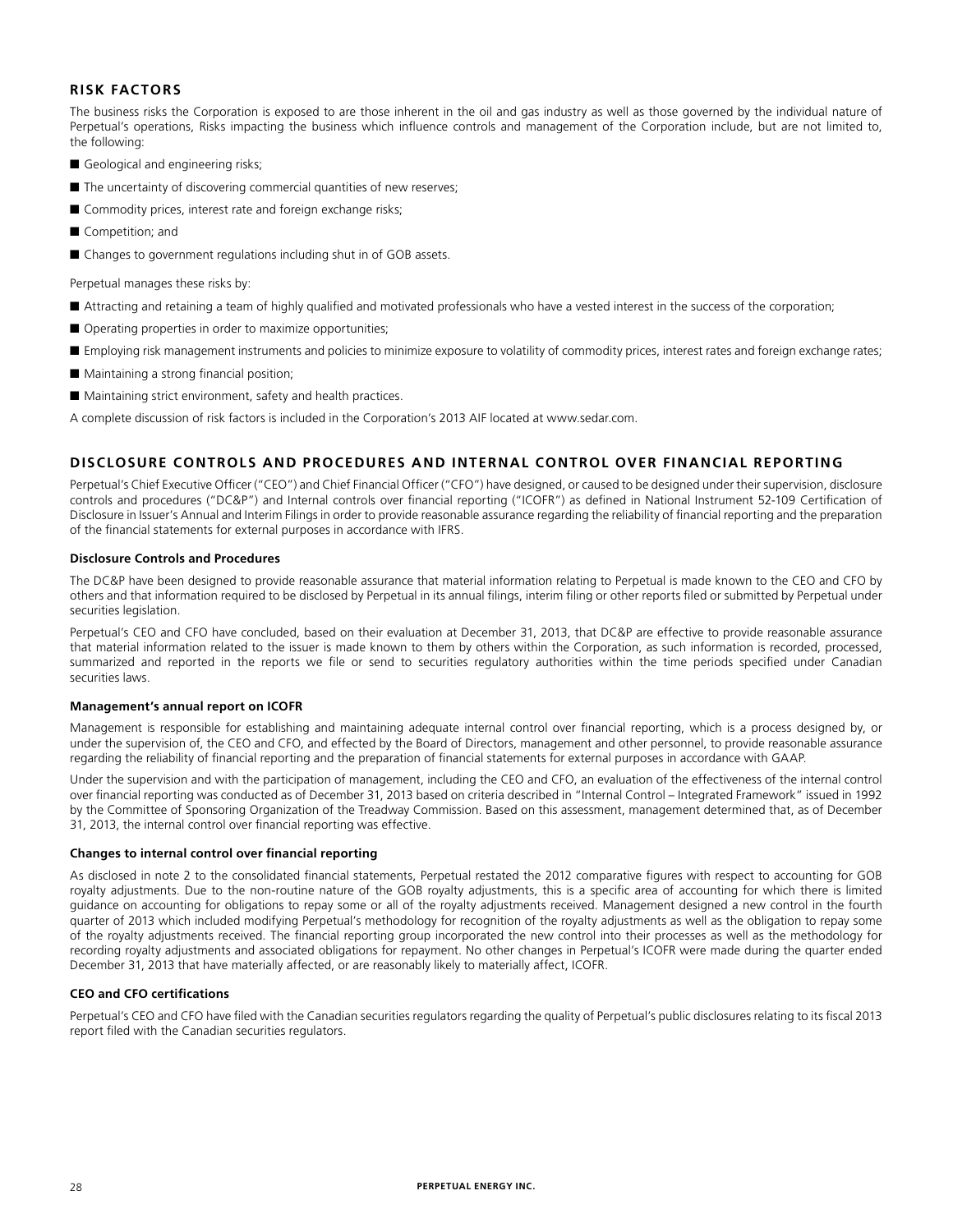## RISK FACTORS

The business risks the Corporation is exposed to are those inherent in the oil and gas industry as well as those governed by the individual nature of Perpetual's operations, Risks impacting the business which influence controls and management of the Corporation include, but are not limited to, the following:

- Geological and engineering risks;
- The uncertainty of discovering commercial quantities of new reserves;
- Commodity prices, interest rate and foreign exchange risks;
- Competition; and
- Changes to government regulations including shut in of GOB assets.

Perpetual manages these risks by:

- Attracting and retaining a team of highly qualified and motivated professionals who have a vested interest in the success of the corporation;
- Operating properties in order to maximize opportunities;
- Employing risk management instruments and policies to minimize exposure to volatility of commodity prices, interest rates and foreign exchange rates;
- Maintaining a strong financial position;
- Maintaining strict environment, safety and health practices.

A complete discussion of risk factors is included in the Corporation's 2013 AIF located at www.sedar.com.

## DISCLOSURE CONTROLS AND PROCEDURES AND INTERNAL CONTROL OVER FINANCIAL REPORTING

Perpetual's Chief Executive Officer ("CEO") and Chief Financial Officer ("CFO") have designed, or caused to be designed under their supervision, disclosure controls and procedures ("DC&P") and Internal controls over financial reporting ("ICOFR") as defined in National Instrument 52-109 Certification of Disclosure in Issuer's Annual and Interim Filings in order to provide reasonable assurance regarding the reliability of financial reporting and the preparation of the financial statements for external purposes in accordance with IFRS.

### Disclosure Controls and Procedures

The DC&P have been designed to provide reasonable assurance that material information relating to Perpetual is made known to the CEO and CFO by others and that information required to be disclosed by Perpetual in its annual filings, interim filing or other reports filed or submitted by Perpetual under securities legislation.

Perpetual's CEO and CFO have concluded, based on their evaluation at December 31, 2013, that DC&P are effective to provide reasonable assurance that material information related to the issuer is made known to them by others within the Corporation, as such information is recorded, processed, summarized and reported in the reports we file or send to securities regulatory authorities within the time periods specified under Canadian securities laws.

### Management's annual report on ICOFR

Management is responsible for establishing and maintaining adequate internal control over financial reporting, which is a process designed by, or under the supervision of, the CEO and CFO, and effected by the Board of Directors, management and other personnel, to provide reasonable assurance regarding the reliability of financial reporting and the preparation of financial statements for external purposes in accordance with GAAP.

Under the supervision and with the participation of management, including the CEO and CFO, an evaluation of the effectiveness of the internal control over financial reporting was conducted as of December 31, 2013 based on criteria described in "Internal Control – Integrated Framework" issued in 1992 by the Committee of Sponsoring Organization of the Treadway Commission. Based on this assessment, management determined that, as of December 31, 2013, the internal control over financial reporting was effective.

### Changes to internal control over financial reporting

As disclosed in note 2 to the consolidated financial statements, Perpetual restated the 2012 comparative figures with respect to accounting for GOB royalty adjustments. Due to the non-routine nature of the GOB royalty adjustments, this is a specific area of accounting for which there is limited guidance on accounting for obligations to repay some or all of the royalty adjustments received. Management designed a new control in the fourth quarter of 2013 which included modifying Perpetual's methodology for recognition of the royalty adjustments as well as the obligation to repay some of the royalty adjustments received. The financial reporting group incorporated the new control into their processes as well as the methodology for recording royalty adjustments and associated obligations for repayment. No other changes in Perpetual's ICOFR were made during the quarter ended December 31, 2013 that have materially affected, or are reasonably likely to materially affect, ICOFR.

### CEO and CFO certifications

Perpetual's CEO and CFO have filed with the Canadian securities regulators regarding the quality of Perpetual's public disclosures relating to its fiscal 2013 report filed with the Canadian securities regulators.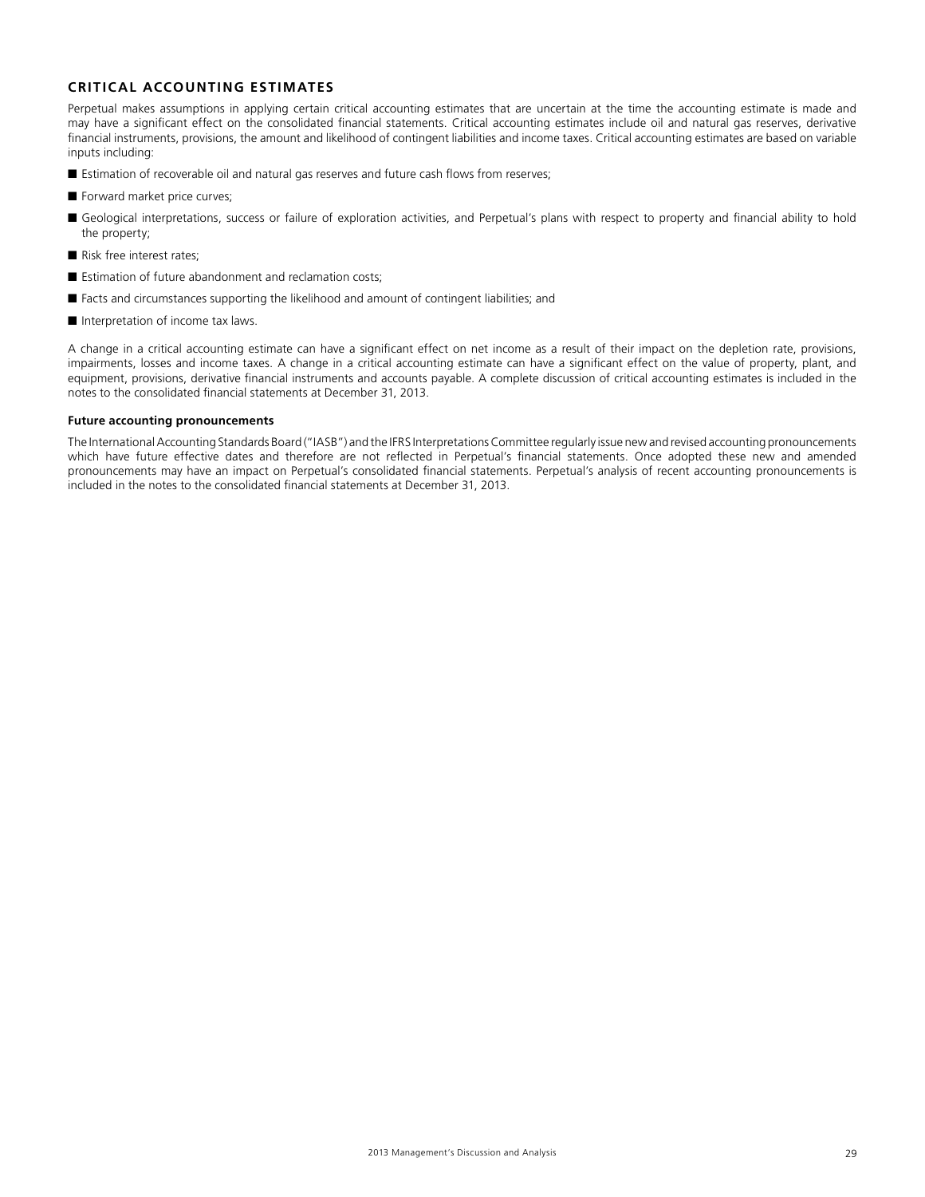## CRITICAL ACCOUNTING ESTIMATES

Perpetual makes assumptions in applying certain critical accounting estimates that are uncertain at the time the accounting estimate is made and may have a significant effect on the consolidated financial statements. Critical accounting estimates include oil and natural gas reserves, derivative financial instruments, provisions, the amount and likelihood of contingent liabilities and income taxes. Critical accounting estimates are based on variable inputs including:

- Estimation of recoverable oil and natural gas reserves and future cash flows from reserves;
- Forward market price curves;
- Geological interpretations, success or failure of exploration activities, and Perpetual's plans with respect to property and financial ability to hold the property;
- Risk free interest rates;
- Estimation of future abandonment and reclamation costs;
- Facts and circumstances supporting the likelihood and amount of contingent liabilities; and
- Interpretation of income tax laws.

A change in a critical accounting estimate can have a significant effect on net income as a result of their impact on the depletion rate, provisions, impairments, losses and income taxes. A change in a critical accounting estimate can have a significant effect on the value of property, plant, and equipment, provisions, derivative financial instruments and accounts payable. A complete discussion of critical accounting estimates is included in the notes to the consolidated financial statements at December 31, 2013.

### Future accounting pronouncements

The International Accounting Standards Board ("IASB") and the IFRS Interpretations Committee regularly issue new and revised accounting pronouncements which have future effective dates and therefore are not reflected in Perpetual's financial statements. Once adopted these new and amended pronouncements may have an impact on Perpetual's consolidated financial statements. Perpetual's analysis of recent accounting pronouncements is included in the notes to the consolidated financial statements at December 31, 2013.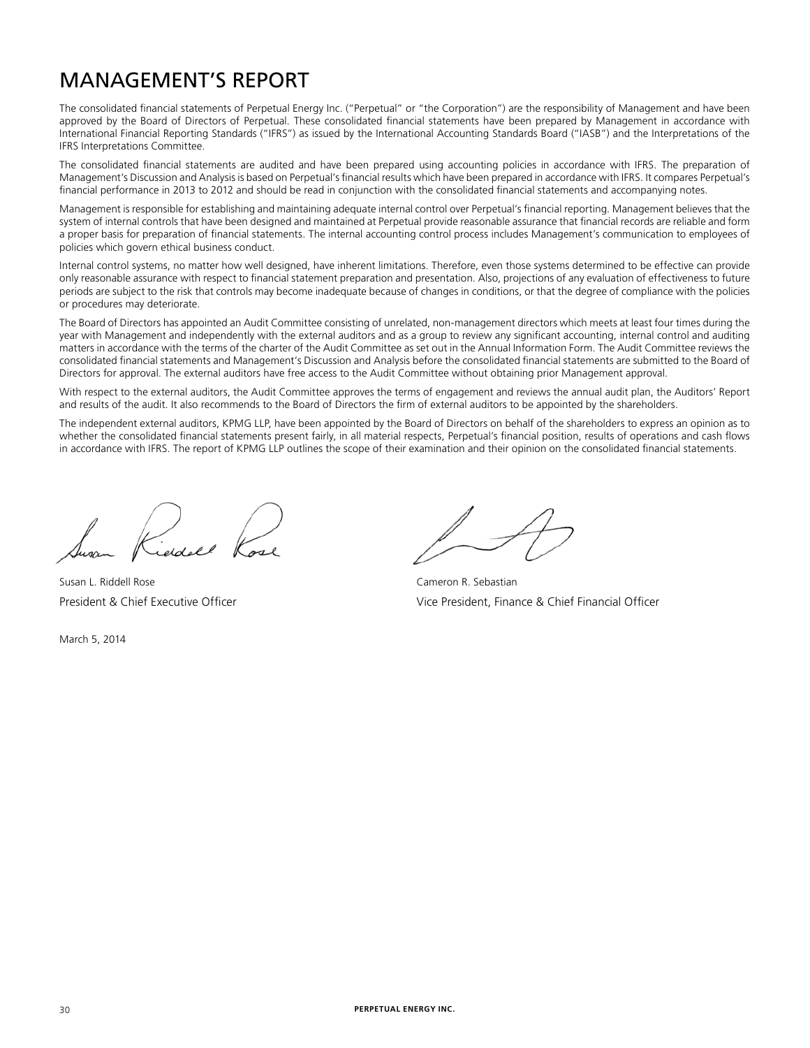# MANAGEMENT'S REPORT

The consolidated financial statements of Perpetual Energy Inc. ("Perpetual" or "the Corporation") are the responsibility of Management and have been approved by the Board of Directors of Perpetual. These consolidated financial statements have been prepared by Management in accordance with International Financial Reporting Standards ("IFRS") as issued by the International Accounting Standards Board ("IASB") and the Interpretations of the IFRS Interpretations Committee.

The consolidated financial statements are audited and have been prepared using accounting policies in accordance with IFRS. The preparation of Management's Discussion and Analysis is based on Perpetual's financial results which have been prepared in accordance with IFRS. It compares Perpetual's financial performance in 2013 to 2012 and should be read in conjunction with the consolidated financial statements and accompanying notes.

Management is responsible for establishing and maintaining adequate internal control over Perpetual's financial reporting. Management believes that the system of internal controls that have been designed and maintained at Perpetual provide reasonable assurance that financial records are reliable and form a proper basis for preparation of financial statements. The internal accounting control process includes Management's communication to employees of policies which govern ethical business conduct.

Internal control systems, no matter how well designed, have inherent limitations. Therefore, even those systems determined to be effective can provide only reasonable assurance with respect to financial statement preparation and presentation. Also, projections of any evaluation of effectiveness to future periods are subject to the risk that controls may become inadequate because of changes in conditions, or that the degree of compliance with the policies or procedures may deteriorate.

The Board of Directors has appointed an Audit Committee consisting of unrelated, non-management directors which meets at least four times during the year with Management and independently with the external auditors and as a group to review any significant accounting, internal control and auditing matters in accordance with the terms of the charter of the Audit Committee as set out in the Annual Information Form. The Audit Committee reviews the consolidated financial statements and Management's Discussion and Analysis before the consolidated financial statements are submitted to the Board of Directors for approval. The external auditors have free access to the Audit Committee without obtaining prior Management approval.

With respect to the external auditors, the Audit Committee approves the terms of engagement and reviews the annual audit plan, the Auditors' Report and results of the audit. It also recommends to the Board of Directors the firm of external auditors to be appointed by the shareholders.

The independent external auditors, KPMG LLP, have been appointed by the Board of Directors on behalf of the shareholders to express an opinion as to whether the consolidated financial statements present fairly, in all material respects, Perpetual's financial position, results of operations and cash flows in accordance with IFRS. The report of KPMG LLP outlines the scope of their examination and their opinion on the consolidated financial statements.

Susan L. Riddell Rose
President & Chief Executive Officer

Cameron R. Sebastian
Vice President, Finance & Chief Financial Officer

March 5, 2014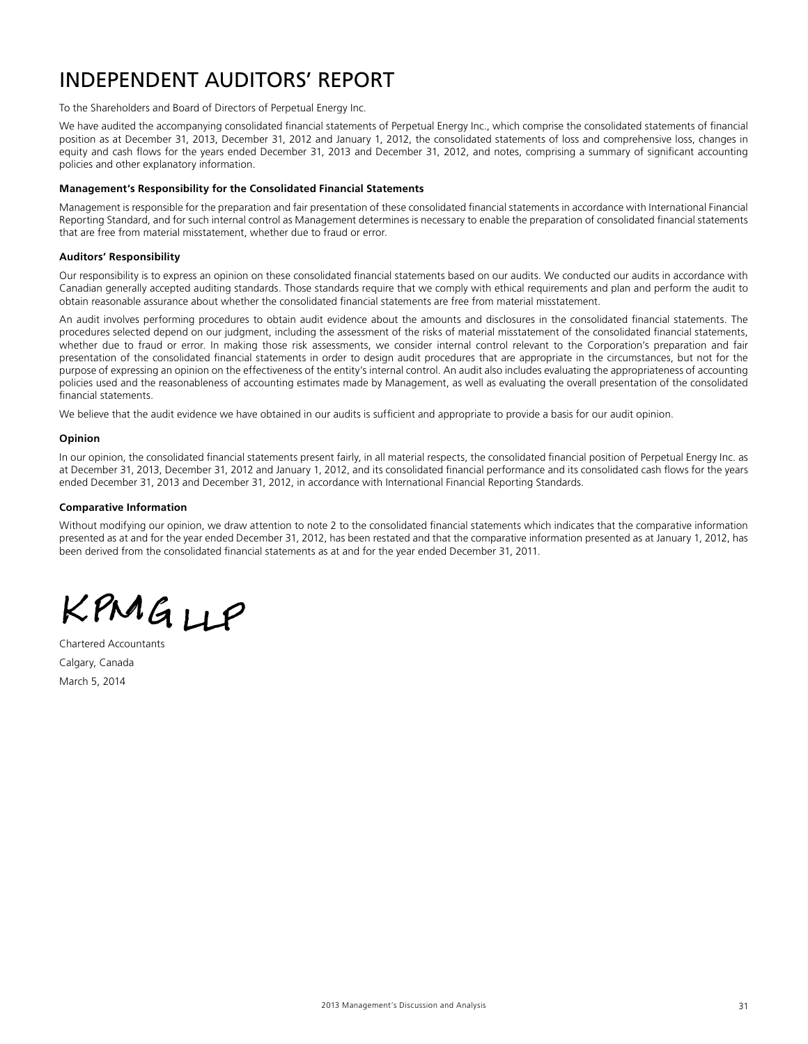# INDEPENDENT AUDITORS' REPORT

To the Shareholders and Board of Directors of Perpetual Energy Inc.

We have audited the accompanying consolidated financial statements of Perpetual Energy Inc., which comprise the consolidated statements of financial position as at December 31, 2013, December 31, 2012 and January 1, 2012, the consolidated statements of loss and comprehensive loss, changes in equity and cash flows for the years ended December 31, 2013 and December 31, 2012, and notes, comprising a summary of significant accounting policies and other explanatory information.

**Management's Responsibility for the Consolidated Financial Statements**

Management is responsible for the preparation and fair presentation of these consolidated financial statements in accordance with International Financial Reporting Standard, and for such internal control as Management determines is necessary to enable the preparation of consolidated financial statements that are free from material misstatement, whether due to fraud or error.

**Auditors' Responsibility**

Our responsibility is to express an opinion on these consolidated financial statements based on our audits. We conducted our audits in accordance with Canadian generally accepted auditing standards. Those standards require that we comply with ethical requirements and plan and perform the audit to obtain reasonable assurance about whether the consolidated financial statements are free from material misstatement.

An audit involves performing procedures to obtain audit evidence about the amounts and disclosures in the consolidated financial statements. The procedures selected depend on our judgment, including the assessment of the risks of material misstatement of the consolidated financial statements, whether due to fraud or error. In making those risk assessments, we consider internal control relevant to the Corporation's preparation and fair presentation of the consolidated financial statements in order to design audit procedures that are appropriate in the circumstances, but not for the purpose of expressing an opinion on the effectiveness of the entity's internal control. An audit also includes evaluating the appropriateness of accounting policies used and the reasonableness of accounting estimates made by Management, as well as evaluating the overall presentation of the consolidated financial statements.

We believe that the audit evidence we have obtained in our audits is sufficient and appropriate to provide a basis for our audit opinion.

**Opinion**

In our opinion, the consolidated financial statements present fairly, in all material respects, the consolidated financial position of Perpetual Energy Inc. as at December 31, 2013, December 31, 2012 and January 1, 2012, and its consolidated financial performance and its consolidated cash flows for the years ended December 31, 2013 and December 31, 2012, in accordance with International Financial Reporting Standards.

**Comparative Information**

Without modifying our opinion, we draw attention to note 2 to the consolidated financial statements which indicates that the comparative information presented as at and for the year ended December 31, 2012, has been restated and that the comparative information presented as at January 1, 2012, has been derived from the consolidated financial statements as at and for the year ended December 31, 2011.

KPMG LLP

Chartered Accountants

Calgary, Canada

March 5, 2014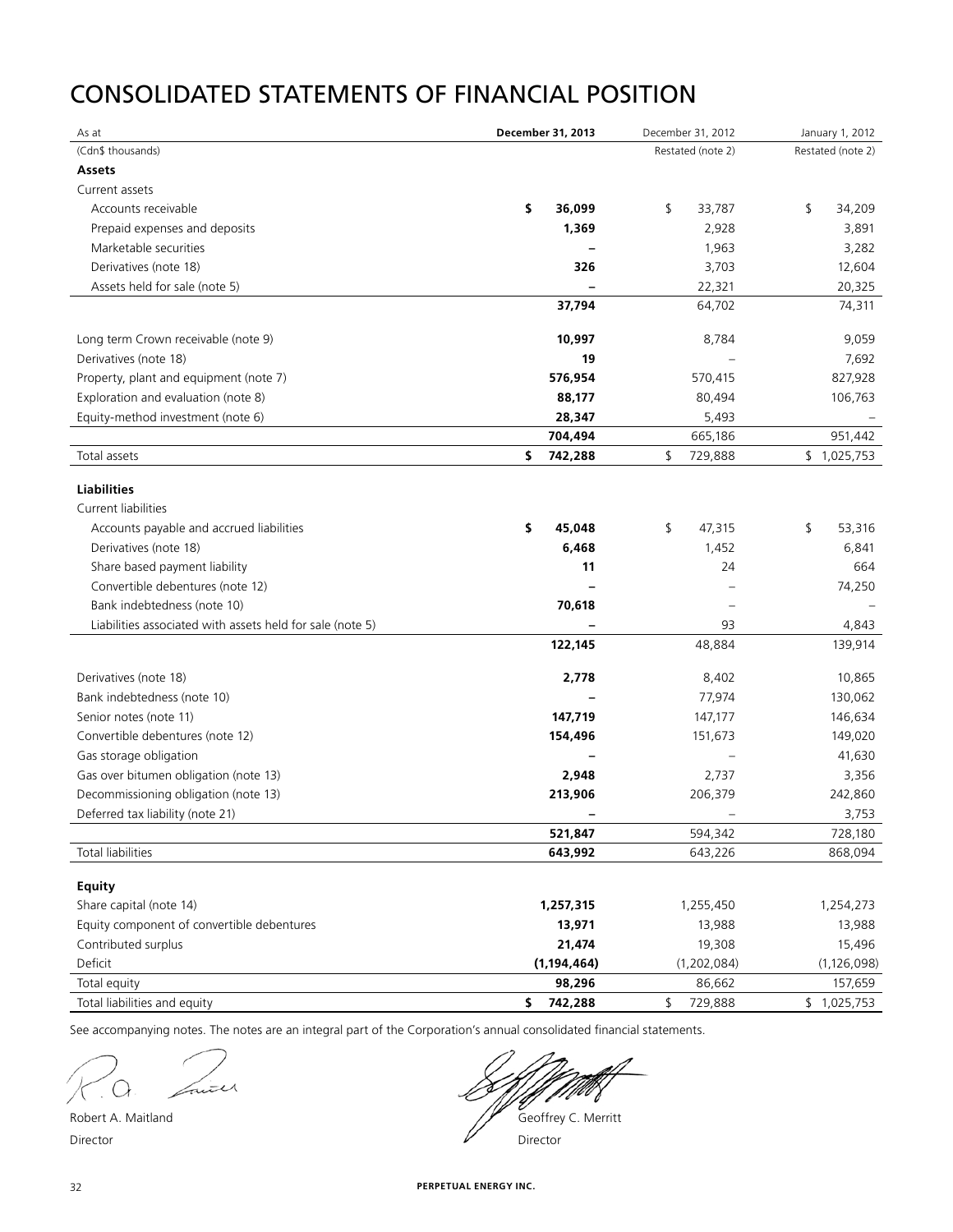# CONSOLIDATED STATEMENTS OF FINANCIAL POSITION

| As at | December 31, 2013 | December 31, 2012 | January 1, 2012 |
|---|---|---|---|
| (Cdn$ thousands) | | Restated (note 2) | Restated (note 2) |
| **Assets** | | | |
| Current assets | | | |
| Accounts receivable | **$ 36,099** | $ 33,787 | $ 34,209 |
| Prepaid expenses and deposits | **1,369** | 2,928 | 3,891 |
| Marketable securities | **–** | 1,963 | 3,282 |
| Derivatives (note 18) | **326** | 3,703 | 12,604 |
| Assets held for sale (note 5) | **–** | 22,321 | 20,325 |
| | **37,794** | 64,702 | 74,311 |
| Long term Crown receivable (note 9) | **10,997** | 8,784 | 9,059 |
| Derivatives (note 18) | **19** | – | 7,692 |
| Property, plant and equipment (note 7) | **576,954** | 570,415 | 827,928 |
| Exploration and evaluation (note 8) | **88,177** | 80,494 | 106,763 |
| Equity-method investment (note 6) | **28,347** | 5,493 | – |
| | **704,494** | 665,186 | 951,442 |
| Total assets | **$ 742,288** | $ 729,888 | $ 1,025,753 |
| **Liabilities** | | | |
| Current liabilities | | | |
| Accounts payable and accrued liabilities | **$ 45,048** | $ 47,315 | $ 53,316 |
| Derivatives (note 18) | **6,468** | 1,452 | 6,841 |
| Share based payment liability | **11** | 24 | 664 |
| Convertible debentures (note 12) | **–** | – | 74,250 |
| Bank indebtedness (note 10) | **70,618** | – | – |
| Liabilities associated with assets held for sale (note 5) | **–** | 93 | 4,843 |
| | **122,145** | 48,884 | 139,914 |
| Derivatives (note 18) | **2,778** | 8,402 | 10,865 |
| Bank indebtedness (note 10) | **–** | 77,974 | 130,062 |
| Senior notes (note 11) | **147,719** | 147,177 | 146,634 |
| Convertible debentures (note 12) | **154,496** | 151,673 | 149,020 |
| Gas storage obligation | **–** | – | 41,630 |
| Gas over bitumen obligation (note 13) | **2,948** | 2,737 | 3,356 |
| Decommissioning obligation (note 13) | **213,906** | 206,379 | 242,860 |
| Deferred tax liability (note 21) | **–** | – | 3,753 |
| | **521,847** | 594,342 | 728,180 |
| Total liabilities | **643,992** | 643,226 | 868,094 |
| **Equity** | | | |
| Share capital (note 14) | **1,257,315** | 1,255,450 | 1,254,273 |
| Equity component of convertible debentures | **13,971** | 13,988 | 13,988 |
| Contributed surplus | **21,474** | 19,308 | 15,496 |
| Deficit | **(1,194,464)** | (1,202,084) | (1,126,098) |
| Total equity | **98,296** | 86,662 | 157,659 |
| Total liabilities and equity | **$ 742,288** | $ 729,888 | $ 1,025,753 |

See accompanying notes. The notes are an integral part of the Corporation's annual consolidated financial statements.

Robert A. Maitland
Director

Geoffrey C. Merritt
Director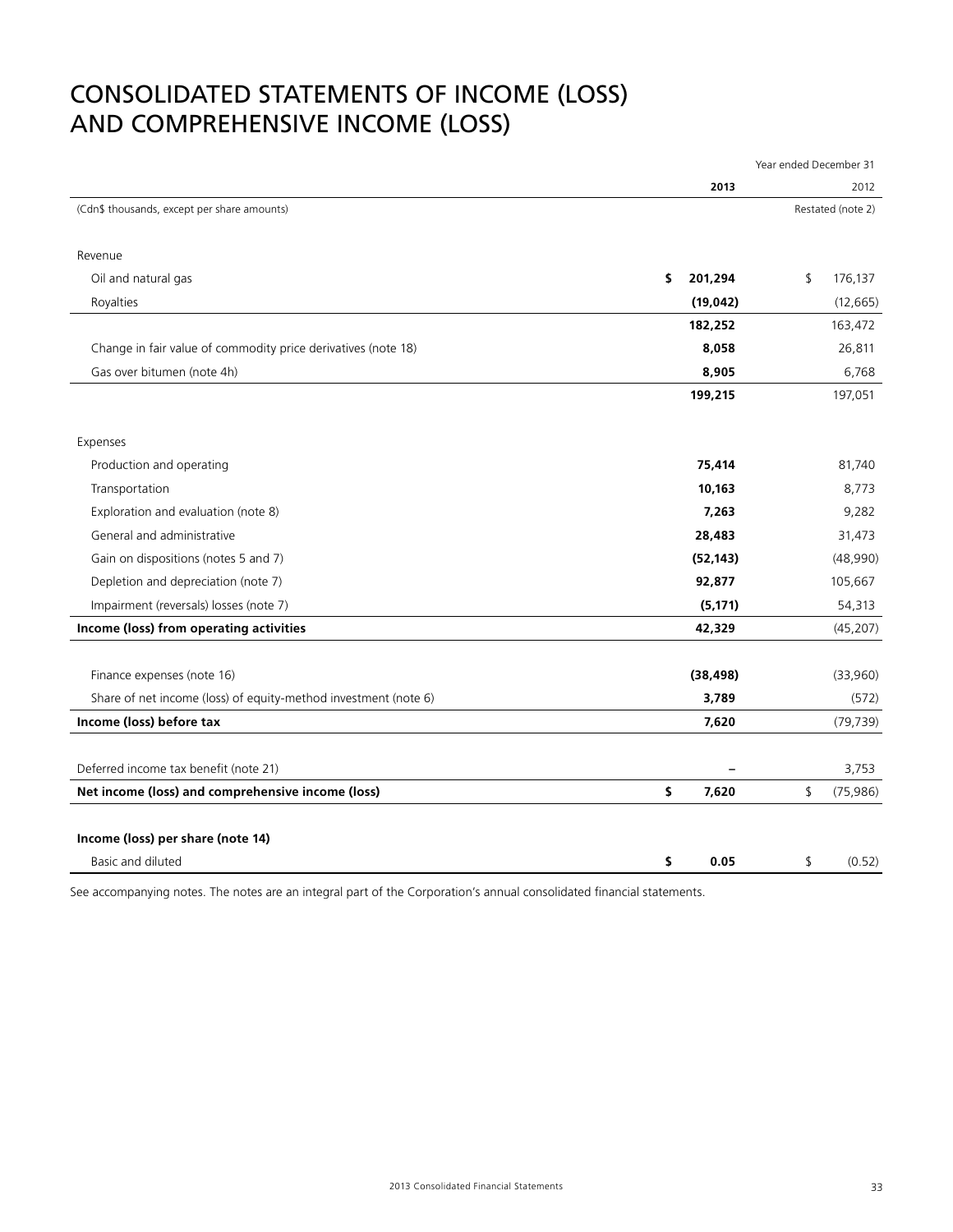# CONSOLIDATED STATEMENTS OF INCOME (LOSS) AND COMPREHENSIVE INCOME (LOSS)

| | Year ended December 31 | |
|---|---|---|
| | **2013** | 2012 |
| (Cdn$ thousands, except per share amounts) | | Restated (note 2) |
| Revenue | | |
| Oil and natural gas | **$ 201,294** | $ 176,137 |
| Royalties | **(19,042)** | (12,665) |
| | **182,252** | 163,472 |
| Change in fair value of commodity price derivatives (note 18) | **8,058** | 26,811 |
| Gas over bitumen (note 4h) | **8,905** | 6,768 |
| | **199,215** | 197,051 |
| Expenses | | |
| Production and operating | **75,414** | 81,740 |
| Transportation | **10,163** | 8,773 |
| Exploration and evaluation (note 8) | **7,263** | 9,282 |
| General and administrative | **28,483** | 31,473 |
| Gain on dispositions (notes 5 and 7) | **(52,143)** | (48,990) |
| Depletion and depreciation (note 7) | **92,877** | 105,667 |
| Impairment (reversals) losses (note 7) | **(5,171)** | 54,313 |
| **Income (loss) from operating activities** | **42,329** | (45,207) |
| Finance expenses (note 16) | **(38,498)** | (33,960) |
| Share of net income (loss) of equity-method investment (note 6) | **3,789** | (572) |
| **Income (loss) before tax** | **7,620** | (79,739) |
| Deferred income tax benefit (note 21) | **–** | 3,753 |
| **Net income (loss) and comprehensive income (loss)** | **$ 7,620** | $ (75,986) |
| **Income (loss) per share (note 14)** | | |
| Basic and diluted | **$ 0.05** | $ (0.52) |

See accompanying notes. The notes are an integral part of the Corporation's annual consolidated financial statements.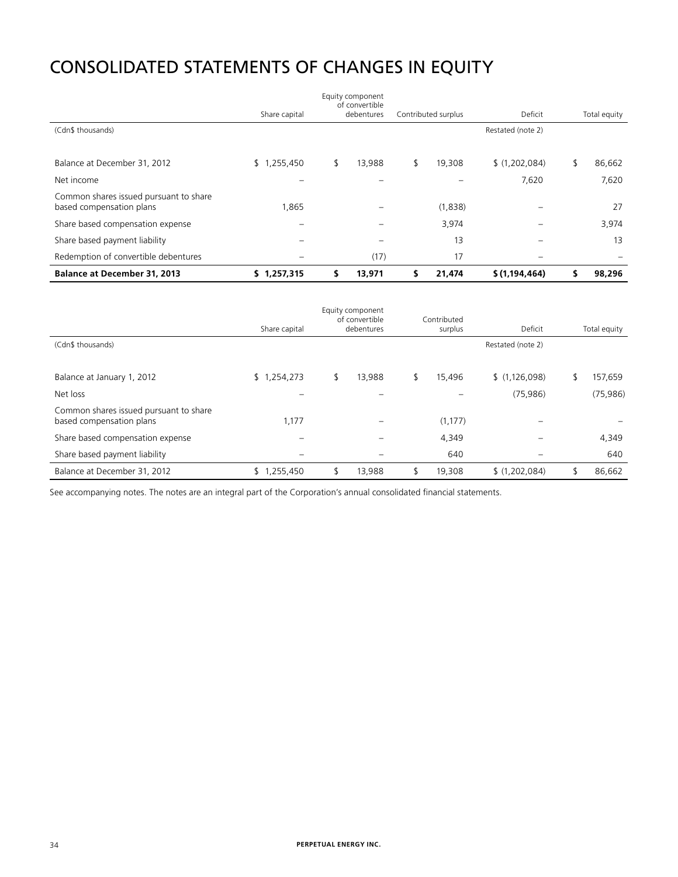# CONSOLIDATED STATEMENTS OF CHANGES IN EQUITY

| | Share capital | Equity component of convertible debentures | Contributed surplus | Deficit | Total equity |
|---|---|---|---|---|---|
| (Cdn$ thousands) | | | | Restated (note 2) | |
| Balance at December 31, 2012 | $ 1,255,450 | $ 13,988 | $ 19,308 | $ (1,202,084) | $ 86,662 |
| Net income | – | – | – | 7,620 | 7,620 |
| Common shares issued pursuant to share based compensation plans | 1,865 | – | (1,838) | – | 27 |
| Share based compensation expense | – | – | 3,974 | – | 3,974 |
| Share based payment liability | – | – | 13 | – | 13 |
| Redemption of convertible debentures | – | (17) | 17 | – | – |
| **Balance at December 31, 2013** | **$ 1,257,315** | **$ 13,971** | **$ 21,474** | **$ (1,194,464)** | **$ 98,296** |

| | Share capital | Equity component of convertible debentures | Contributed surplus | Deficit | Total equity |
|---|---|---|---|---|---|
| (Cdn$ thousands) | | | | Restated (note 2) | |
| Balance at January 1, 2012 | $ 1,254,273 | $ 13,988 | $ 15,496 | $ (1,126,098) | $ 157,659 |
| Net loss | – | – | – | (75,986) | (75,986) |
| Common shares issued pursuant to share based compensation plans | 1,177 | – | (1,177) | – | – |
| Share based compensation expense | – | – | 4,349 | – | 4,349 |
| Share based payment liability | – | – | 640 | – | 640 |
| Balance at December 31, 2012 | $ 1,255,450 | $ 13,988 | $ 19,308 | $ (1,202,084) | $ 86,662 |

See accompanying notes. The notes are an integral part of the Corporation's annual consolidated financial statements.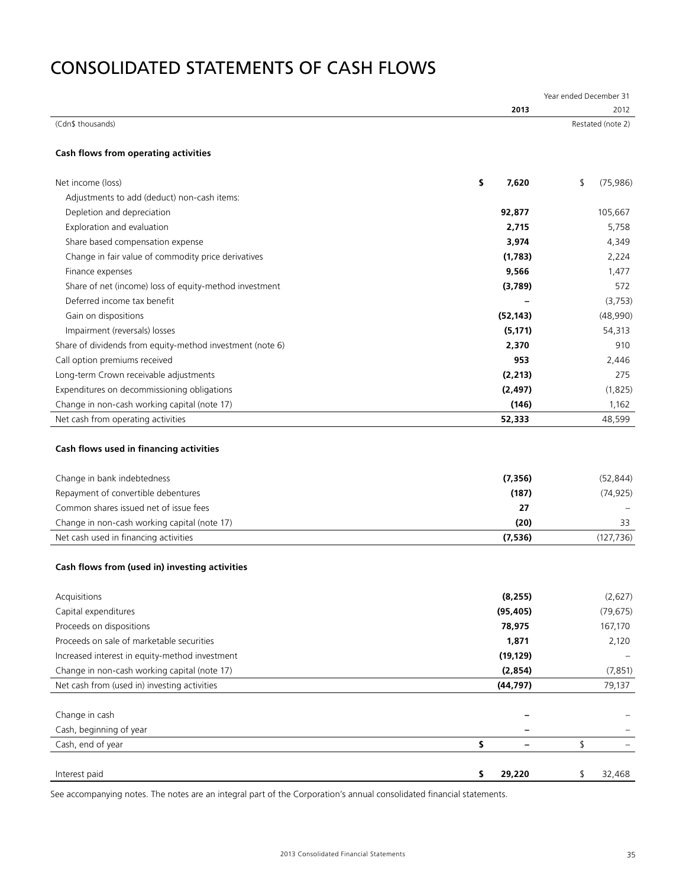# CONSOLIDATED STATEMENTS OF CASH FLOWS

| | Year ended December 31 | |
|---|---|---|
| | **2013** | 2012 |
| (Cdn$ thousands) | | Restated (note 2) |
| **Cash flows from operating activities** | | |
| Net income (loss) | **$ 7,620** | $ (75,986) |
| Adjustments to add (deduct) non-cash items: | | |
| Depletion and depreciation | **92,877** | 105,667 |
| Exploration and evaluation | **2,715** | 5,758 |
| Share based compensation expense | **3,974** | 4,349 |
| Change in fair value of commodity price derivatives | **(1,783)** | 2,224 |
| Finance expenses | **9,566** | 1,477 |
| Share of net (income) loss of equity-method investment | **(3,789)** | 572 |
| Deferred income tax benefit | **–** | (3,753) |
| Gain on dispositions | **(52,143)** | (48,990) |
| Impairment (reversals) losses | **(5,171)** | 54,313 |
| Share of dividends from equity-method investment (note 6) | **2,370** | 910 |
| Call option premiums received | **953** | 2,446 |
| Long-term Crown receivable adjustments | **(2,213)** | 275 |
| Expenditures on decommissioning obligations | **(2,497)** | (1,825) |
| Change in non-cash working capital (note 17) | **(146)** | 1,162 |
| Net cash from operating activities | **52,333** | 48,599 |
| **Cash flows used in financing activities** | | |
| Change in bank indebtedness | **(7,356)** | (52,844) |
| Repayment of convertible debentures | **(187)** | (74,925) |
| Common shares issued net of issue fees | **27** | – |
| Change in non-cash working capital (note 17) | **(20)** | 33 |
| Net cash used in financing activities | **(7,536)** | (127,736) |
| **Cash flows from (used in) investing activities** | | |
| Acquisitions | **(8,255)** | (2,627) |
| Capital expenditures | **(95,405)** | (79,675) |
| Proceeds on dispositions | **78,975** | 167,170 |
| Proceeds on sale of marketable securities | **1,871** | 2,120 |
| Increased interest in equity-method investment | **(19,129)** | – |
| Change in non-cash working capital (note 17) | **(2,854)** | (7,851) |
| Net cash from (used in) investing activities | **(44,797)** | 79,137 |
| Change in cash | **–** | – |
| Cash, beginning of year | **–** | – |
| Cash, end of year | **$ –** | $ – |
| Interest paid | **$ 29,220** | $ 32,468 |

See accompanying notes. The notes are an integral part of the Corporation's annual consolidated financial statements.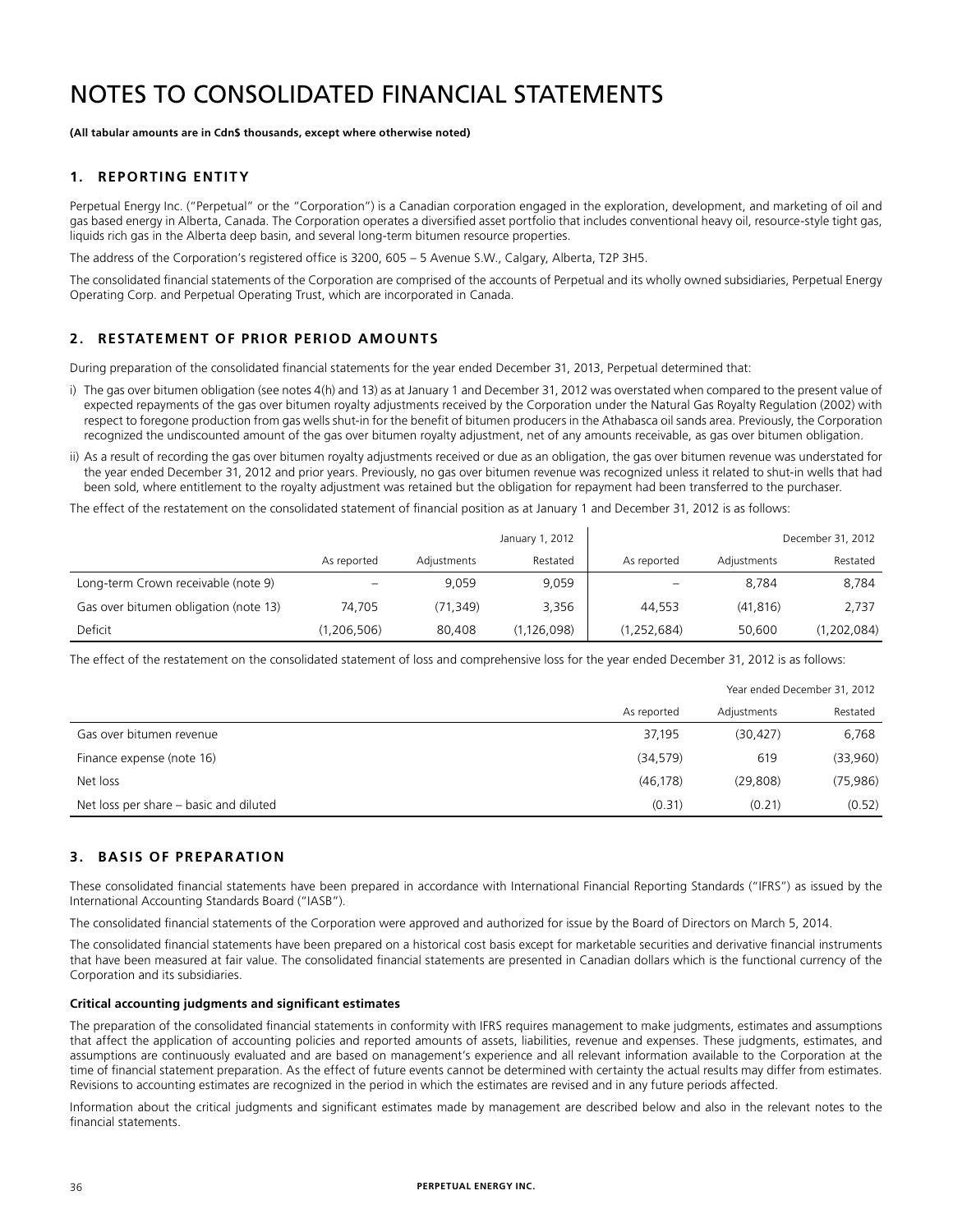# NOTES TO CONSOLIDATED FINANCIAL STATEMENTS

**(All tabular amounts are in Cdn$ thousands, except where otherwise noted)**

## 1. REPORTING ENTITY

Perpetual Energy Inc. ("Perpetual" or the "Corporation") is a Canadian corporation engaged in the exploration, development, and marketing of oil and gas based energy in Alberta, Canada. The Corporation operates a diversified asset portfolio that includes conventional heavy oil, resource-style tight gas, liquids rich gas in the Alberta deep basin, and several long-term bitumen resource properties.

The address of the Corporation's registered office is 3200, 605 – 5 Avenue S.W., Calgary, Alberta, T2P 3H5.

The consolidated financial statements of the Corporation are comprised of the accounts of Perpetual and its wholly owned subsidiaries, Perpetual Energy Operating Corp. and Perpetual Operating Trust, which are incorporated in Canada.

## 2. RESTATEMENT OF PRIOR PERIOD AMOUNTS

During preparation of the consolidated financial statements for the year ended December 31, 2013, Perpetual determined that:

i) The gas over bitumen obligation (see notes 4(h) and 13) as at January 1 and December 31, 2012 was overstated when compared to the present value of expected repayments of the gas over bitumen royalty adjustments received by the Corporation under the Natural Gas Royalty Regulation (2002) with respect to foregone production from gas wells shut-in for the benefit of bitumen producers in the Athabasca oil sands area. Previously, the Corporation recognized the undiscounted amount of the gas over bitumen royalty adjustment, net of any amounts receivable, as gas over bitumen obligation.

ii) As a result of recording the gas over bitumen royalty adjustments received or due as an obligation, the gas over bitumen revenue was understated for the year ended December 31, 2012 and prior years. Previously, no gas over bitumen revenue was recognized unless it related to shut-in wells that had been sold, where entitlement to the royalty adjustment was retained but the obligation for repayment had been transferred to the purchaser.

The effect of the restatement on the consolidated statement of financial position as at January 1 and December 31, 2012 is as follows:

| | | | January 1, 2012 | | | December 31, 2012 |
|---|---|---|---|---|---|---|
| | As reported | Adjustments | Restated | As reported | Adjustments | Restated |
| Long-term Crown receivable (note 9) | – | 9,059 | 9,059 | – | 8,784 | 8,784 |
| Gas over bitumen obligation (note 13) | 74,705 | (71,349) | 3,356 | 44,553 | (41,816) | 2,737 |
| Deficit | (1,206,506) | 80,408 | (1,126,098) | (1,252,684) | 50,600 | (1,202,084) |

The effect of the restatement on the consolidated statement of loss and comprehensive loss for the year ended December 31, 2012 is as follows:

| | | | Year ended December 31, 2012 |
|---|---|---|---|
| | As reported | Adjustments | Restated |
| Gas over bitumen revenue | 37,195 | (30,427) | 6,768 |
| Finance expense (note 16) | (34,579) | 619 | (33,960) |
| Net loss | (46,178) | (29,808) | (75,986) |
| Net loss per share – basic and diluted | (0.31) | (0.21) | (0.52) |

## 3. BASIS OF PREPARATION

These consolidated financial statements have been prepared in accordance with International Financial Reporting Standards ("IFRS") as issued by the International Accounting Standards Board ("IASB").

The consolidated financial statements of the Corporation were approved and authorized for issue by the Board of Directors on March 5, 2014.

The consolidated financial statements have been prepared on a historical cost basis except for marketable securities and derivative financial instruments that have been measured at fair value. The consolidated financial statements are presented in Canadian dollars which is the functional currency of the Corporation and its subsidiaries.

**Critical accounting judgments and significant estimates**

The preparation of the consolidated financial statements in conformity with IFRS requires management to make judgments, estimates and assumptions that affect the application of accounting policies and reported amounts of assets, liabilities, revenue and expenses. These judgments, estimates, and assumptions are continuously evaluated and are based on management's experience and all relevant information available to the Corporation at the time of financial statement preparation. As the effect of future events cannot be determined with certainty the actual results may differ from estimates. Revisions to accounting estimates are recognized in the period in which the estimates are revised and in any future periods affected.

Information about the critical judgments and significant estimates made by management are described below and also in the relevant notes to the financial statements.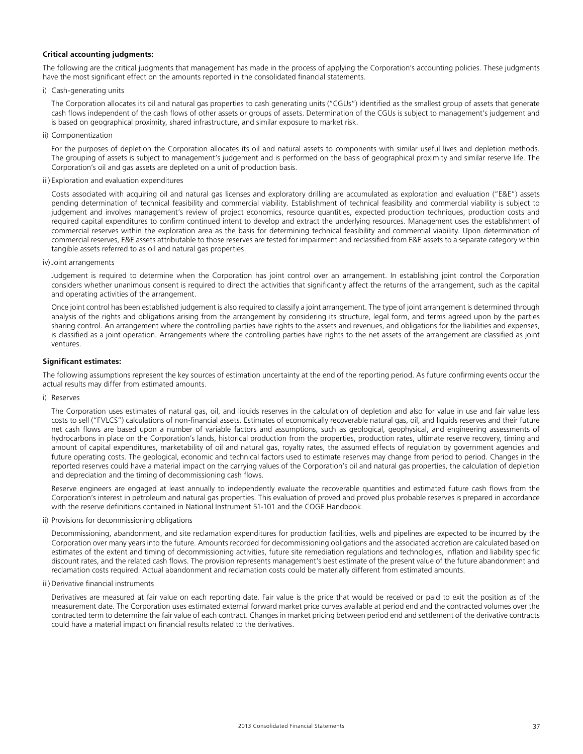**Critical accounting judgments:**

The following are the critical judgments that management has made in the process of applying the Corporation's accounting policies. These judgments have the most significant effect on the amounts reported in the consolidated financial statements.

i) Cash-generating units

The Corporation allocates its oil and natural gas properties to cash generating units ("CGUs") identified as the smallest group of assets that generate cash flows independent of the cash flows of other assets or groups of assets. Determination of the CGUs is subject to management's judgement and is based on geographical proximity, shared infrastructure, and similar exposure to market risk.

ii) Componentization

For the purposes of depletion the Corporation allocates its oil and natural assets to components with similar useful lives and depletion methods. The grouping of assets is subject to management's judgement and is performed on the basis of geographical proximity and similar reserve life. The Corporation's oil and gas assets are depleted on a unit of production basis.

iii) Exploration and evaluation expenditures

Costs associated with acquiring oil and natural gas licenses and exploratory drilling are accumulated as exploration and evaluation ("E&E") assets pending determination of technical feasibility and commercial viability. Establishment of technical feasibility and commercial viability is subject to judgement and involves management's review of project economics, resource quantities, expected production techniques, production costs and required capital expenditures to confirm continued intent to develop and extract the underlying resources. Management uses the establishment of commercial reserves within the exploration area as the basis for determining technical feasibility and commercial viability. Upon determination of commercial reserves, E&E assets attributable to those reserves are tested for impairment and reclassified from E&E assets to a separate category within tangible assets referred to as oil and natural gas properties.

iv) Joint arrangements

Judgement is required to determine when the Corporation has joint control over an arrangement. In establishing joint control the Corporation considers whether unanimous consent is required to direct the activities that significantly affect the returns of the arrangement, such as the capital and operating activities of the arrangement.

Once joint control has been established judgement is also required to classify a joint arrangement. The type of joint arrangement is determined through analysis of the rights and obligations arising from the arrangement by considering its structure, legal form, and terms agreed upon by the parties sharing control. An arrangement where the controlling parties have rights to the assets and revenues, and obligations for the liabilities and expenses, is classified as a joint operation. Arrangements where the controlling parties have rights to the net assets of the arrangement are classified as joint ventures.

**Significant estimates:**

The following assumptions represent the key sources of estimation uncertainty at the end of the reporting period. As future confirming events occur the actual results may differ from estimated amounts.

i) Reserves

The Corporation uses estimates of natural gas, oil, and liquids reserves in the calculation of depletion and also for value in use and fair value less costs to sell ("FVLCS") calculations of non-financial assets. Estimates of economically recoverable natural gas, oil, and liquids reserves and their future net cash flows are based upon a number of variable factors and assumptions, such as geological, geophysical, and engineering assessments of hydrocarbons in place on the Corporation's lands, historical production from the properties, production rates, ultimate reserve recovery, timing and amount of capital expenditures, marketability of oil and natural gas, royalty rates, the assumed effects of regulation by government agencies and future operating costs. The geological, economic and technical factors used to estimate reserves may change from period to period. Changes in the reported reserves could have a material impact on the carrying values of the Corporation's oil and natural gas properties, the calculation of depletion and depreciation and the timing of decommissioning cash flows.

Reserve engineers are engaged at least annually to independently evaluate the recoverable quantities and estimated future cash flows from the Corporation's interest in petroleum and natural gas properties. This evaluation of proved and proved plus probable reserves is prepared in accordance with the reserve definitions contained in National Instrument 51-101 and the COGE Handbook.

ii) Provisions for decommissioning obligations

Decommissioning, abandonment, and site reclamation expenditures for production facilities, wells and pipelines are expected to be incurred by the Corporation over many years into the future. Amounts recorded for decommissioning obligations and the associated accretion are calculated based on estimates of the extent and timing of decommissioning activities, future site remediation regulations and technologies, inflation and liability specific discount rates, and the related cash flows. The provision represents management's best estimate of the present value of the future abandonment and reclamation costs required. Actual abandonment and reclamation costs could be materially different from estimated amounts.

iii) Derivative financial instruments

Derivatives are measured at fair value on each reporting date. Fair value is the price that would be received or paid to exit the position as of the measurement date. The Corporation uses estimated external forward market price curves available at period end and the contracted volumes over the contracted term to determine the fair value of each contract. Changes in market pricing between period end and settlement of the derivative contracts could have a material impact on financial results related to the derivatives.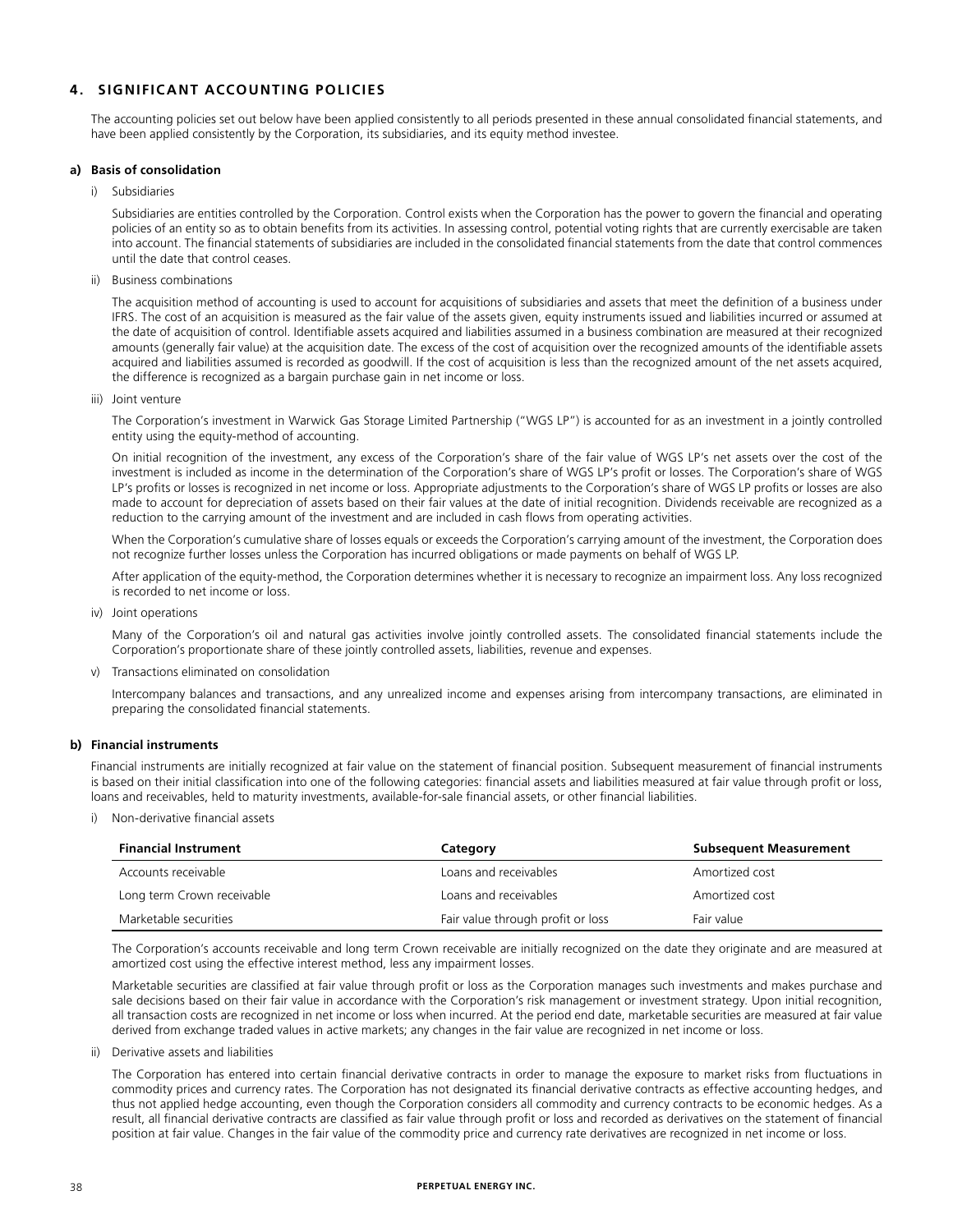## 4. SIGNIFICANT ACCOUNTING POLICIES

The accounting policies set out below have been applied consistently to all periods presented in these annual consolidated financial statements, and have been applied consistently by the Corporation, its subsidiaries, and its equity method investee.

### a) Basis of consolidation

i) Subsidiaries

Subsidiaries are entities controlled by the Corporation. Control exists when the Corporation has the power to govern the financial and operating policies of an entity so as to obtain benefits from its activities. In assessing control, potential voting rights that are currently exercisable are taken into account. The financial statements of subsidiaries are included in the consolidated financial statements from the date that control commences until the date that control ceases.

ii) Business combinations

The acquisition method of accounting is used to account for acquisitions of subsidiaries and assets that meet the definition of a business under IFRS. The cost of an acquisition is measured as the fair value of the assets given, equity instruments issued and liabilities incurred or assumed at the date of acquisition of control. Identifiable assets acquired and liabilities assumed in a business combination are measured at their recognized amounts (generally fair value) at the acquisition date. The excess of the cost of acquisition over the recognized amounts of the identifiable assets acquired and liabilities assumed is recorded as goodwill. If the cost of acquisition is less than the recognized amount of the net assets acquired, the difference is recognized as a bargain purchase gain in net income or loss.

iii) Joint venture

The Corporation's investment in Warwick Gas Storage Limited Partnership ("WGS LP") is accounted for as an investment in a jointly controlled entity using the equity-method of accounting.

On initial recognition of the investment, any excess of the Corporation's share of the fair value of WGS LP's net assets over the cost of the investment is included as income in the determination of the Corporation's share of WGS LP's profit or losses. The Corporation's share of WGS LP's profits or losses is recognized in net income or loss. Appropriate adjustments to the Corporation's share of WGS LP profits or losses are also made to account for depreciation of assets based on their fair values at the date of initial recognition. Dividends receivable are recognized as a reduction to the carrying amount of the investment and are included in cash flows from operating activities.

When the Corporation's cumulative share of losses equals or exceeds the Corporation's carrying amount of the investment, the Corporation does not recognize further losses unless the Corporation has incurred obligations or made payments on behalf of WGS LP.

After application of the equity-method, the Corporation determines whether it is necessary to recognize an impairment loss. Any loss recognized is recorded to net income or loss.

iv) Joint operations

Many of the Corporation's oil and natural gas activities involve jointly controlled assets. The consolidated financial statements include the Corporation's proportionate share of these jointly controlled assets, liabilities, revenue and expenses.

v) Transactions eliminated on consolidation

Intercompany balances and transactions, and any unrealized income and expenses arising from intercompany transactions, are eliminated in preparing the consolidated financial statements.

### b) Financial instruments

Financial instruments are initially recognized at fair value on the statement of financial position. Subsequent measurement of financial instruments is based on their initial classification into one of the following categories: financial assets and liabilities measured at fair value through profit or loss, loans and receivables, held to maturity investments, available-for-sale financial assets, or other financial liabilities.

i) Non-derivative financial assets

| Financial Instrument | Category | Subsequent Measurement |
|---|---|---|
| Accounts receivable | Loans and receivables | Amortized cost |
| Long term Crown receivable | Loans and receivables | Amortized cost |
| Marketable securities | Fair value through profit or loss | Fair value |

The Corporation's accounts receivable and long term Crown receivable are initially recognized on the date they originate and are measured at amortized cost using the effective interest method, less any impairment losses.

Marketable securities are classified at fair value through profit or loss as the Corporation manages such investments and makes purchase and sale decisions based on their fair value in accordance with the Corporation's risk management or investment strategy. Upon initial recognition, all transaction costs are recognized in net income or loss when incurred. At the period end date, marketable securities are measured at fair value derived from exchange traded values in active markets; any changes in the fair value are recognized in net income or loss.

ii) Derivative assets and liabilities

The Corporation has entered into certain financial derivative contracts in order to manage the exposure to market risks from fluctuations in commodity prices and currency rates. The Corporation has not designated its financial derivative contracts as effective accounting hedges, and thus not applied hedge accounting, even though the Corporation considers all commodity and currency contracts to be economic hedges. As a result, all financial derivative contracts are classified as fair value through profit or loss and recorded as derivatives on the statement of financial position at fair value. Changes in the fair value of the commodity price and currency rate derivatives are recognized in net income or loss.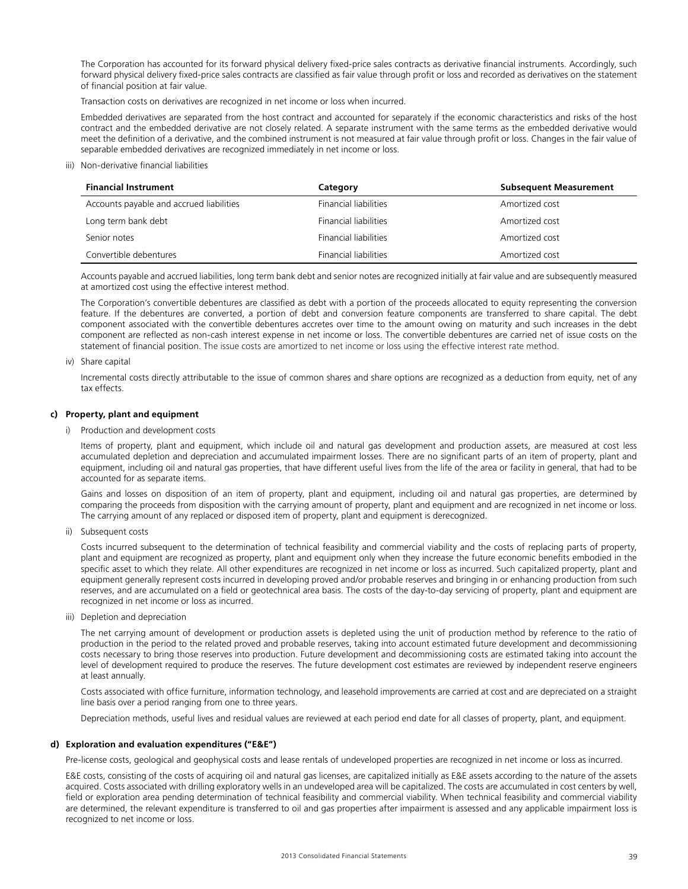The Corporation has accounted for its forward physical delivery fixed-price sales contracts as derivative financial instruments. Accordingly, such forward physical delivery fixed-price sales contracts are classified as fair value through profit or loss and recorded as derivatives on the statement of financial position at fair value.

Transaction costs on derivatives are recognized in net income or loss when incurred.

Embedded derivatives are separated from the host contract and accounted for separately if the economic characteristics and risks of the host contract and the embedded derivative are not closely related. A separate instrument with the same terms as the embedded derivative would meet the definition of a derivative, and the combined instrument is not measured at fair value through profit or loss. Changes in the fair value of separable embedded derivatives are recognized immediately in net income or loss.

iii) Non-derivative financial liabilities

| Financial Instrument | Category | Subsequent Measurement |
|---|---|---|
| Accounts payable and accrued liabilities | Financial liabilities | Amortized cost |
| Long term bank debt | Financial liabilities | Amortized cost |
| Senior notes | Financial liabilities | Amortized cost |
| Convertible debentures | Financial liabilities | Amortized cost |

Accounts payable and accrued liabilities, long term bank debt and senior notes are recognized initially at fair value and are subsequently measured at amortized cost using the effective interest method.

The Corporation's convertible debentures are classified as debt with a portion of the proceeds allocated to equity representing the conversion feature. If the debentures are converted, a portion of debt and conversion feature components are transferred to share capital. The debt component associated with the convertible debentures accretes over time to the amount owing on maturity and such increases in the debt component are reflected as non-cash interest expense in net income or loss. The convertible debentures are carried net of issue costs on the statement of financial position. The issue costs are amortized to net income or loss using the effective interest rate method.

iv) Share capital

Incremental costs directly attributable to the issue of common shares and share options are recognized as a deduction from equity, net of any tax effects.

**c) Property, plant and equipment**

i) Production and development costs

Items of property, plant and equipment, which include oil and natural gas development and production assets, are measured at cost less accumulated depletion and depreciation and accumulated impairment losses. There are no significant parts of an item of property, plant and equipment, including oil and natural gas properties, that have different useful lives from the life of the area or facility in general, that had to be accounted for as separate items.

Gains and losses on disposition of an item of property, plant and equipment, including oil and natural gas properties, are determined by comparing the proceeds from disposition with the carrying amount of property, plant and equipment and are recognized in net income or loss. The carrying amount of any replaced or disposed item of property, plant and equipment is derecognized.

ii) Subsequent costs

Costs incurred subsequent to the determination of technical feasibility and commercial viability and the costs of replacing parts of property, plant and equipment are recognized as property, plant and equipment only when they increase the future economic benefits embodied in the specific asset to which they relate. All other expenditures are recognized in net income or loss as incurred. Such capitalized property, plant and equipment generally represent costs incurred in developing proved and/or probable reserves and bringing in or enhancing production from such reserves, and are accumulated on a field or geotechnical area basis. The costs of the day-to-day servicing of property, plant and equipment are recognized in net income or loss as incurred.

iii) Depletion and depreciation

The net carrying amount of development or production assets is depleted using the unit of production method by reference to the ratio of production in the period to the related proved and probable reserves, taking into account estimated future development and decommissioning costs necessary to bring those reserves into production. Future development and decommissioning costs are estimated taking into account the level of development required to produce the reserves. The future development cost estimates are reviewed by independent reserve engineers at least annually.

Costs associated with office furniture, information technology, and leasehold improvements are carried at cost and are depreciated on a straight line basis over a period ranging from one to three years.

Depreciation methods, useful lives and residual values are reviewed at each period end date for all classes of property, plant, and equipment.

**d) Exploration and evaluation expenditures ("E&E")**

Pre-license costs, geological and geophysical costs and lease rentals of undeveloped properties are recognized in net income or loss as incurred.

E&E costs, consisting of the costs of acquiring oil and natural gas licenses, are capitalized initially as E&E assets according to the nature of the assets acquired. Costs associated with drilling exploratory wells in an undeveloped area will be capitalized. The costs are accumulated in cost centers by well, field or exploration area pending determination of technical feasibility and commercial viability. When technical feasibility and commercial viability are determined, the relevant expenditure is transferred to oil and gas properties after impairment is assessed and any applicable impairment loss is recognized to net income or loss.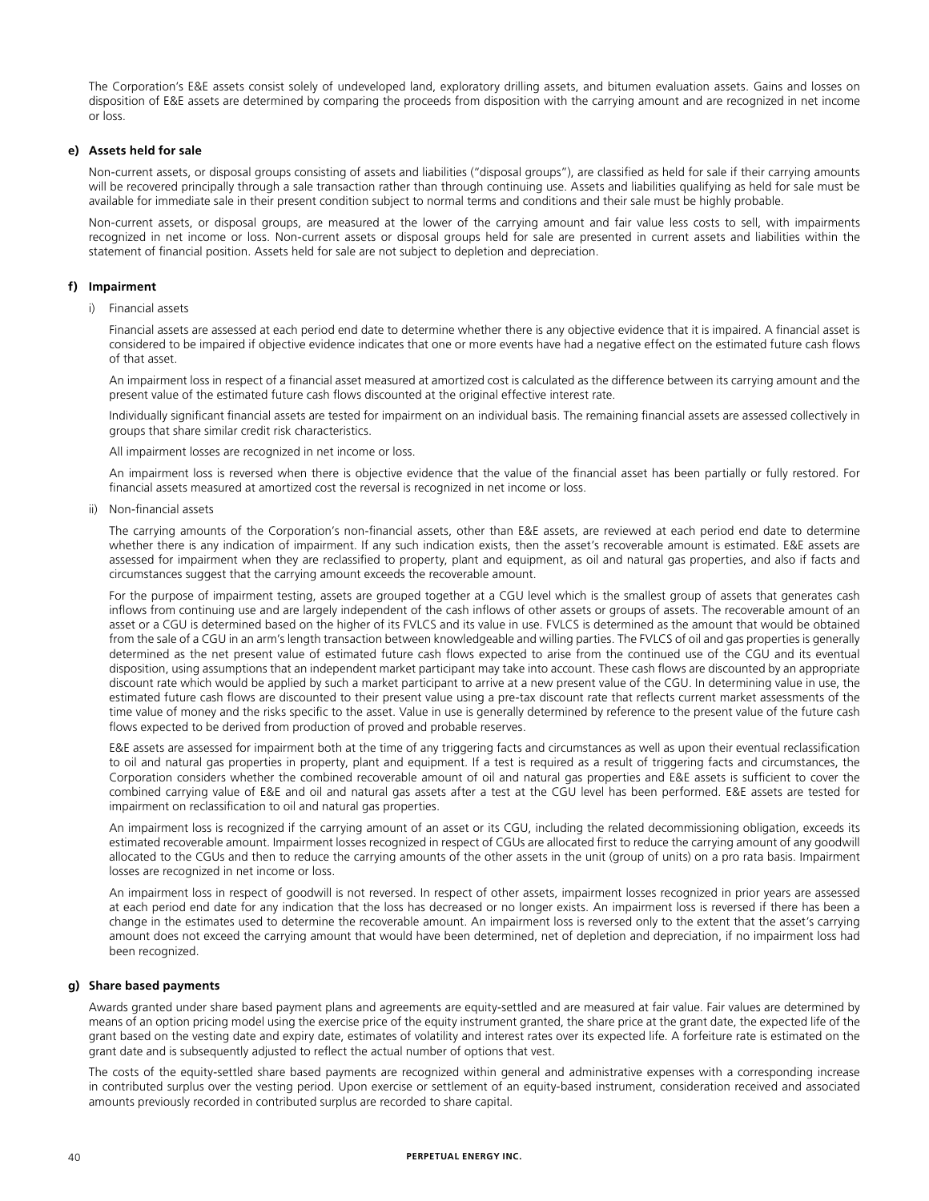The Corporation's E&E assets consist solely of undeveloped land, exploratory drilling assets, and bitumen evaluation assets. Gains and losses on disposition of E&E assets are determined by comparing the proceeds from disposition with the carrying amount and are recognized in net income or loss.

**e) Assets held for sale**

Non-current assets, or disposal groups consisting of assets and liabilities ("disposal groups"), are classified as held for sale if their carrying amounts will be recovered principally through a sale transaction rather than through continuing use. Assets and liabilities qualifying as held for sale must be available for immediate sale in their present condition subject to normal terms and conditions and their sale must be highly probable.

Non-current assets, or disposal groups, are measured at the lower of the carrying amount and fair value less costs to sell, with impairments recognized in net income or loss. Non-current assets or disposal groups held for sale are presented in current assets and liabilities within the statement of financial position. Assets held for sale are not subject to depletion and depreciation.

**f) Impairment**

i) Financial assets

Financial assets are assessed at each period end date to determine whether there is any objective evidence that it is impaired. A financial asset is considered to be impaired if objective evidence indicates that one or more events have had a negative effect on the estimated future cash flows of that asset.

An impairment loss in respect of a financial asset measured at amortized cost is calculated as the difference between its carrying amount and the present value of the estimated future cash flows discounted at the original effective interest rate.

Individually significant financial assets are tested for impairment on an individual basis. The remaining financial assets are assessed collectively in groups that share similar credit risk characteristics.

All impairment losses are recognized in net income or loss.

An impairment loss is reversed when there is objective evidence that the value of the financial asset has been partially or fully restored. For financial assets measured at amortized cost the reversal is recognized in net income or loss.

ii) Non-financial assets

The carrying amounts of the Corporation's non-financial assets, other than E&E assets, are reviewed at each period end date to determine whether there is any indication of impairment. If any such indication exists, then the asset's recoverable amount is estimated. E&E assets are assessed for impairment when they are reclassified to property, plant and equipment, as oil and natural gas properties, and also if facts and circumstances suggest that the carrying amount exceeds the recoverable amount.

For the purpose of impairment testing, assets are grouped together at a CGU level which is the smallest group of assets that generates cash inflows from continuing use and are largely independent of the cash inflows of other assets or groups of assets. The recoverable amount of an asset or a CGU is determined based on the higher of its FVLCS and its value in use. FVLCS is determined as the amount that would be obtained from the sale of a CGU in an arm's length transaction between knowledgeable and willing parties. The FVLCS of oil and gas properties is generally determined as the net present value of estimated future cash flows expected to arise from the continued use of the CGU and its eventual disposition, using assumptions that an independent market participant may take into account. These cash flows are discounted by an appropriate discount rate which would be applied by such a market participant to arrive at a new present value of the CGU. In determining value in use, the estimated future cash flows are discounted to their present value using a pre-tax discount rate that reflects current market assessments of the time value of money and the risks specific to the asset. Value in use is generally determined by reference to the present value of the future cash flows expected to be derived from production of proved and probable reserves.

E&E assets are assessed for impairment both at the time of any triggering facts and circumstances as well as upon their eventual reclassification to oil and natural gas properties in property, plant and equipment. If a test is required as a result of triggering facts and circumstances, the Corporation considers whether the combined recoverable amount of oil and natural gas properties and E&E assets is sufficient to cover the combined carrying value of E&E and oil and natural gas assets after a test at the CGU level has been performed. E&E assets are tested for impairment on reclassification to oil and natural gas properties.

An impairment loss is recognized if the carrying amount of an asset or its CGU, including the related decommissioning obligation, exceeds its estimated recoverable amount. Impairment losses recognized in respect of CGUs are allocated first to reduce the carrying amount of any goodwill allocated to the CGUs and then to reduce the carrying amounts of the other assets in the unit (group of units) on a pro rata basis. Impairment losses are recognized in net income or loss.

An impairment loss in respect of goodwill is not reversed. In respect of other assets, impairment losses recognized in prior years are assessed at each period end date for any indication that the loss has decreased or no longer exists. An impairment loss is reversed if there has been a change in the estimates used to determine the recoverable amount. An impairment loss is reversed only to the extent that the asset's carrying amount does not exceed the carrying amount that would have been determined, net of depletion and depreciation, if no impairment loss had been recognized.

**g) Share based payments**

Awards granted under share based payment plans and agreements are equity-settled and are measured at fair value. Fair values are determined by means of an option pricing model using the exercise price of the equity instrument granted, the share price at the grant date, the expected life of the grant based on the vesting date and expiry date, estimates of volatility and interest rates over its expected life. A forfeiture rate is estimated on the grant date and is subsequently adjusted to reflect the actual number of options that vest.

The costs of the equity-settled share based payments are recognized within general and administrative expenses with a corresponding increase in contributed surplus over the vesting period. Upon exercise or settlement of an equity-based instrument, consideration received and associated amounts previously recorded in contributed surplus are recorded to share capital.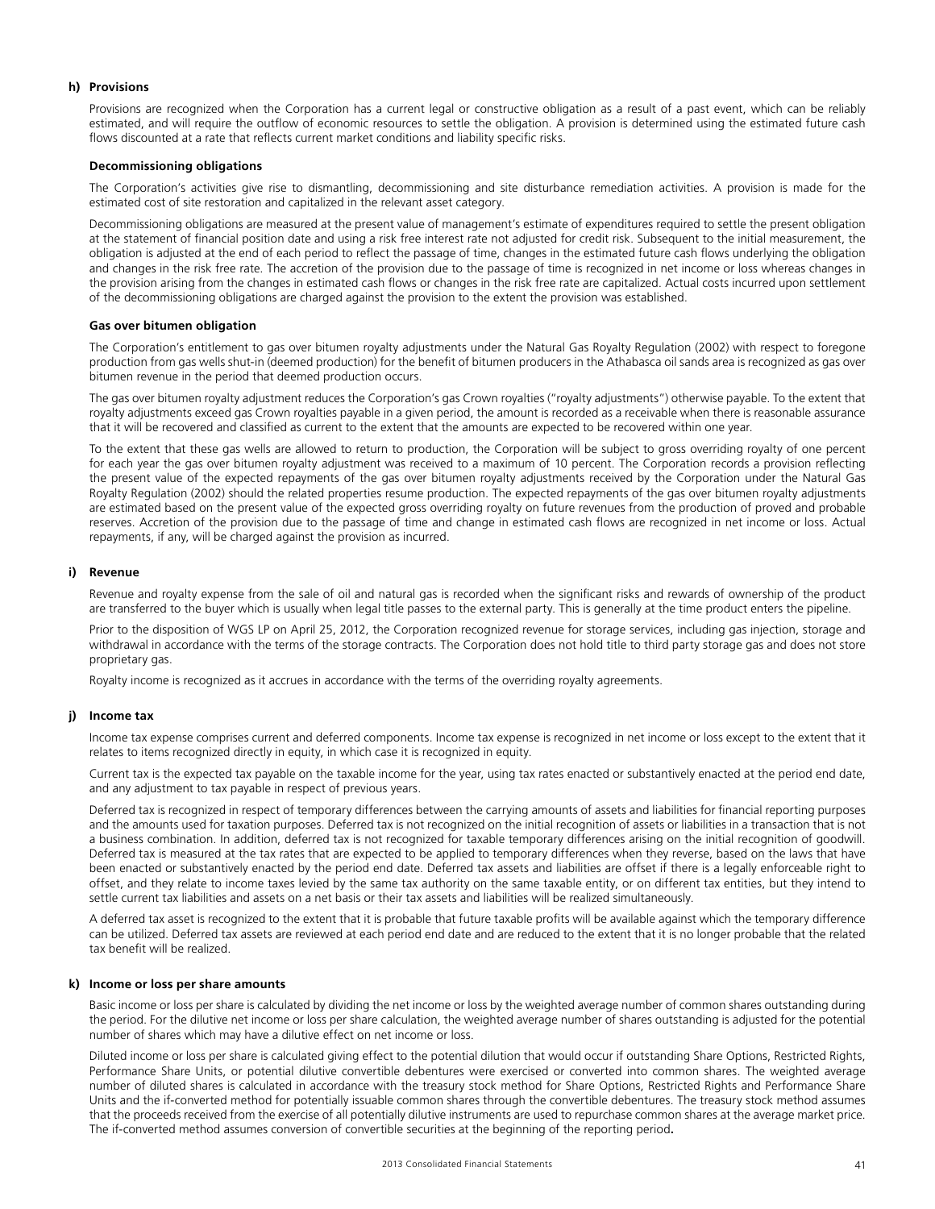### h) Provisions

Provisions are recognized when the Corporation has a current legal or constructive obligation as a result of a past event, which can be reliably estimated, and will require the outflow of economic resources to settle the obligation. A provision is determined using the estimated future cash flows discounted at a rate that reflects current market conditions and liability specific risks.

**Decommissioning obligations**

The Corporation's activities give rise to dismantling, decommissioning and site disturbance remediation activities. A provision is made for the estimated cost of site restoration and capitalized in the relevant asset category.

Decommissioning obligations are measured at the present value of management's estimate of expenditures required to settle the present obligation at the statement of financial position date and using a risk free interest rate not adjusted for credit risk. Subsequent to the initial measurement, the obligation is adjusted at the end of each period to reflect the passage of time, changes in the estimated future cash flows underlying the obligation and changes in the risk free rate. The accretion of the provision due to the passage of time is recognized in net income or loss whereas changes in the provision arising from the changes in estimated cash flows or changes in the risk free rate are capitalized. Actual costs incurred upon settlement of the decommissioning obligations are charged against the provision to the extent the provision was established.

**Gas over bitumen obligation**

The Corporation's entitlement to gas over bitumen royalty adjustments under the Natural Gas Royalty Regulation (2002) with respect to foregone production from gas wells shut-in (deemed production) for the benefit of bitumen producers in the Athabasca oil sands area is recognized as gas over bitumen revenue in the period that deemed production occurs.

The gas over bitumen royalty adjustment reduces the Corporation's gas Crown royalties ("royalty adjustments") otherwise payable. To the extent that royalty adjustments exceed gas Crown royalties payable in a given period, the amount is recorded as a receivable when there is reasonable assurance that it will be recovered and classified as current to the extent that the amounts are expected to be recovered within one year.

To the extent that these gas wells are allowed to return to production, the Corporation will be subject to gross overriding royalty of one percent for each year the gas over bitumen royalty adjustment was received to a maximum of 10 percent. The Corporation records a provision reflecting the present value of the expected repayments of the gas over bitumen royalty adjustments received by the Corporation under the Natural Gas Royalty Regulation (2002) should the related properties resume production. The expected repayments of the gas over bitumen royalty adjustments are estimated based on the present value of the expected gross overriding royalty on future revenues from the production of proved and probable reserves. Accretion of the provision due to the passage of time and change in estimated cash flows are recognized in net income or loss. Actual repayments, if any, will be charged against the provision as incurred.

### i) Revenue

Revenue and royalty expense from the sale of oil and natural gas is recorded when the significant risks and rewards of ownership of the product are transferred to the buyer which is usually when legal title passes to the external party. This is generally at the time product enters the pipeline.

Prior to the disposition of WGS LP on April 25, 2012, the Corporation recognized revenue for storage services, including gas injection, storage and withdrawal in accordance with the terms of the storage contracts. The Corporation does not hold title to third party storage gas and does not store proprietary gas.

Royalty income is recognized as it accrues in accordance with the terms of the overriding royalty agreements.

### j) Income tax

Income tax expense comprises current and deferred components. Income tax expense is recognized in net income or loss except to the extent that it relates to items recognized directly in equity, in which case it is recognized in equity.

Current tax is the expected tax payable on the taxable income for the year, using tax rates enacted or substantively enacted at the period end date, and any adjustment to tax payable in respect of previous years.

Deferred tax is recognized in respect of temporary differences between the carrying amounts of assets and liabilities for financial reporting purposes and the amounts used for taxation purposes. Deferred tax is not recognized on the initial recognition of assets or liabilities in a transaction that is not a business combination. In addition, deferred tax is not recognized for taxable temporary differences arising on the initial recognition of goodwill. Deferred tax is measured at the tax rates that are expected to be applied to temporary differences when they reverse, based on the laws that have been enacted or substantively enacted by the period end date. Deferred tax assets and liabilities are offset if there is a legally enforceable right to offset, and they relate to income taxes levied by the same tax authority on the same taxable entity, or on different tax entities, but they intend to settle current tax liabilities and assets on a net basis or their tax assets and liabilities will be realized simultaneously.

A deferred tax asset is recognized to the extent that it is probable that future taxable profits will be available against which the temporary difference can be utilized. Deferred tax assets are reviewed at each period end date and are reduced to the extent that it is no longer probable that the related tax benefit will be realized.

### k) Income or loss per share amounts

Basic income or loss per share is calculated by dividing the net income or loss by the weighted average number of common shares outstanding during the period. For the dilutive net income or loss per share calculation, the weighted average number of shares outstanding is adjusted for the potential number of shares which may have a dilutive effect on net income or loss.

Diluted income or loss per share is calculated giving effect to the potential dilution that would occur if outstanding Share Options, Restricted Rights, Performance Share Units, or potential dilutive convertible debentures were exercised or converted into common shares. The weighted average number of diluted shares is calculated in accordance with the treasury stock method for Share Options, Restricted Rights and Performance Share Units and the if-converted method for potentially issuable common shares through the convertible debentures. The treasury stock method assumes that the proceeds received from the exercise of all potentially dilutive instruments are used to repurchase common shares at the average market price. The if-converted method assumes conversion of convertible securities at the beginning of the reporting period.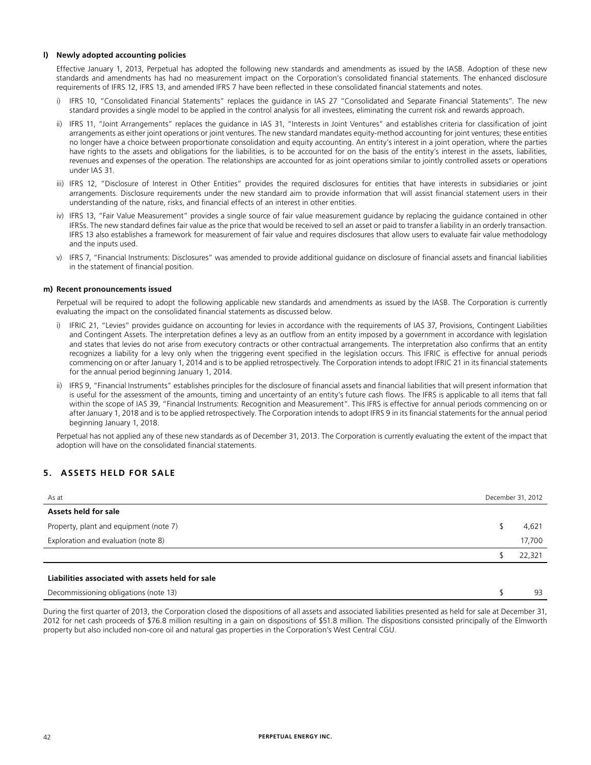**l) Newly adopted accounting policies**

Effective January 1, 2013, Perpetual has adopted the following new standards and amendments as issued by the IASB. Adoption of these new standards and amendments has had no measurement impact on the Corporation's consolidated financial statements. The enhanced disclosure requirements of IFRS 12, IFRS 13, and amended IFRS 7 have been reflected in these consolidated financial statements and notes.

i) IFRS 10, "Consolidated Financial Statements" replaces the guidance in IAS 27 "Consolidated and Separate Financial Statements". The new standard provides a single model to be applied in the control analysis for all investees, eliminating the current risk and rewards approach.

ii) IFRS 11, "Joint Arrangements" replaces the guidance in IAS 31, "Interests in Joint Ventures" and establishes criteria for classification of joint arrangements as either joint operations or joint ventures. The new standard mandates equity-method accounting for joint ventures; these entities no longer have a choice between proportionate consolidation and equity accounting. An entity's interest in a joint operation, where the parties have rights to the assets and obligations for the liabilities, is to be accounted for on the basis of the entity's interest in the assets, liabilities, revenues and expenses of the operation. The relationships are accounted for as joint operations similar to jointly controlled assets or operations under IAS 31.

iii) IFRS 12, "Disclosure of Interest in Other Entities" provides the required disclosures for entities that have interests in subsidiaries or joint arrangements. Disclosure requirements under the new standard aim to provide information that will assist financial statement users in their understanding of the nature, risks, and financial effects of an interest in other entities.

iv) IFRS 13, "Fair Value Measurement" provides a single source of fair value measurement guidance by replacing the guidance contained in other IFRSs. The new standard defines fair value as the price that would be received to sell an asset or paid to transfer a liability in an orderly transaction. IFRS 13 also establishes a framework for measurement of fair value and requires disclosures that allow users to evaluate fair value methodology and the inputs used.

v) IFRS 7, "Financial Instruments: Disclosures" was amended to provide additional guidance on disclosure of financial assets and financial liabilities in the statement of financial position.

**m) Recent pronouncements issued**

Perpetual will be required to adopt the following applicable new standards and amendments as issued by the IASB. The Corporation is currently evaluating the impact on the consolidated financial statements as discussed below.

i) IFRIC 21, "Levies" provides guidance on accounting for levies in accordance with the requirements of IAS 37, Provisions, Contingent Liabilities and Contingent Assets. The interpretation defines a levy as an outflow from an entity imposed by a government in accordance with legislation and states that levies do not arise from executory contracts or other contractual arrangements. The interpretation also confirms that an entity recognizes a liability for a levy only when the triggering event specified in the legislation occurs. This IFRIC is effective for annual periods commencing on or after January 1, 2014 and is to be applied retrospectively. The Corporation intends to adopt IFRIC 21 in its financial statements for the annual period beginning January 1, 2014.

ii) IFRS 9, "Financial Instruments" establishes principles for the disclosure of financial assets and financial liabilities that will present information that is useful for the assessment of the amounts, timing and uncertainty of an entity's future cash flows. The IFRS is applicable to all items that fall within the scope of IAS 39, "Financial Instruments: Recognition and Measurement". This IFRS is effective for annual periods commencing on or after January 1, 2018 and is to be applied retrospectively. The Corporation intends to adopt IFRS 9 in its financial statements for the annual period beginning January 1, 2018.

Perpetual has not applied any of these new standards as of December 31, 2013. The Corporation is currently evaluating the extent of the impact that adoption will have on the consolidated financial statements.

## 5. ASSETS HELD FOR SALE

| As at | December 31, 2012 |
|---|---|
| **Assets held for sale** | |
| Property, plant and equipment (note 7) | $ 4,621 |
| Exploration and evaluation (note 8) | 17,700 |
| | $ 22,321 |
| **Liabilities associated with assets held for sale** | |
| Decommissioning obligations (note 13) | $ 93 |

During the first quarter of 2013, the Corporation closed the dispositions of all assets and associated liabilities presented as held for sale at December 31, 2012 for net cash proceeds of $76.8 million resulting in a gain on dispositions of $51.8 million. The dispositions consisted principally of the Elmworth property but also included non-core oil and natural gas properties in the Corporation's West Central CGU.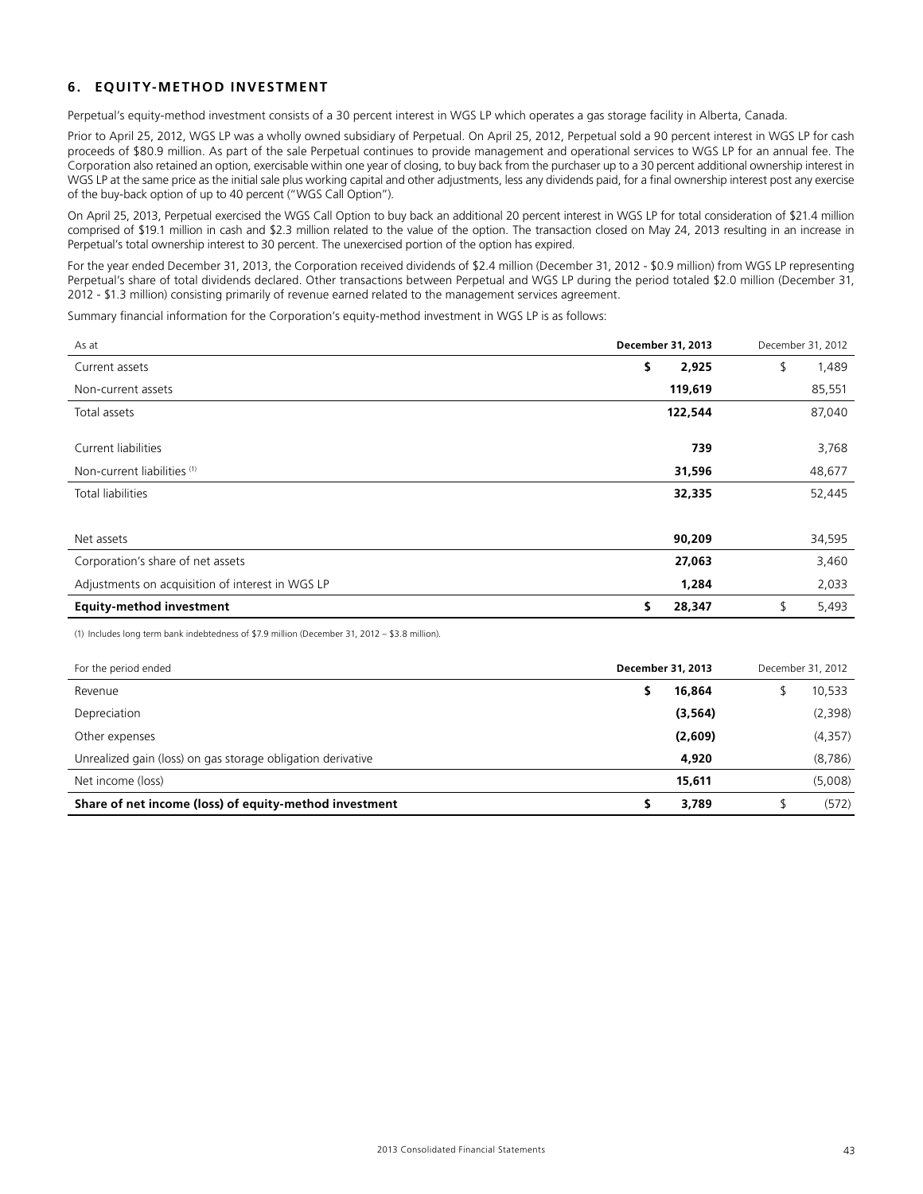## 6. EQUITY-METHOD INVESTMENT

Perpetual's equity-method investment consists of a 30 percent interest in WGS LP which operates a gas storage facility in Alberta, Canada.

Prior to April 25, 2012, WGS LP was a wholly owned subsidiary of Perpetual. On April 25, 2012, Perpetual sold a 90 percent interest in WGS LP for cash proceeds of $80.9 million. As part of the sale Perpetual continues to provide management and operational services to WGS LP for an annual fee. The Corporation also retained an option, exercisable within one year of closing, to buy back from the purchaser up to a 30 percent additional ownership interest in WGS LP at the same price as the initial sale plus working capital and other adjustments, less any dividends paid, for a final ownership interest post any exercise of the buy-back option of up to 40 percent ("WGS Call Option").

On April 25, 2013, Perpetual exercised the WGS Call Option to buy back an additional 20 percent interest in WGS LP for total consideration of $21.4 million comprised of $19.1 million in cash and $2.3 million related to the value of the option. The transaction closed on May 24, 2013 resulting in an increase in Perpetual's total ownership interest to 30 percent. The unexercised portion of the option has expired.

For the year ended December 31, 2013, the Corporation received dividends of $2.4 million (December 31, 2012 - $0.9 million) from WGS LP representing Perpetual's share of total dividends declared. Other transactions between Perpetual and WGS LP during the period totaled $2.0 million (December 31, 2012 - $1.3 million) consisting primarily of revenue earned related to the management services agreement.

Summary financial information for the Corporation's equity-method investment in WGS LP is as follows:

| As at | **December 31, 2013** | December 31, 2012 |
|---|---|---|
| Current assets | **$ 2,925** | $ 1,489 |
| Non-current assets | **119,619** | 85,551 |
| Total assets | **122,544** | 87,040 |
| Current liabilities | **739** | 3,768 |
| Non-current liabilities [1] | **31,596** | 48,677 |
| Total liabilities | **32,335** | 52,445 |
| Net assets | **90,209** | 34,595 |
| Corporation's share of net assets | **27,063** | 3,460 |
| Adjustments on acquisition of interest in WGS LP | **1,284** | 2,033 |
| **Equity-method investment** | **$ 28,347** | $ 5,493 |

(1) Includes long term bank indebtedness of $7.9 million (December 31, 2012 – $3.8 million).

| For the period ended | **December 31, 2013** | December 31, 2012 |
|---|---|---|
| Revenue | **$ 16,864** | $ 10,533 |
| Depreciation | **(3,564)** | (2,398) |
| Other expenses | **(2,609)** | (4,357) |
| Unrealized gain (loss) on gas storage obligation derivative | **4,920** | (8,786) |
| Net income (loss) | **15,611** | (5,008) |
| **Share of net income (loss) of equity-method investment** | **$ 3,789** | $ (572) |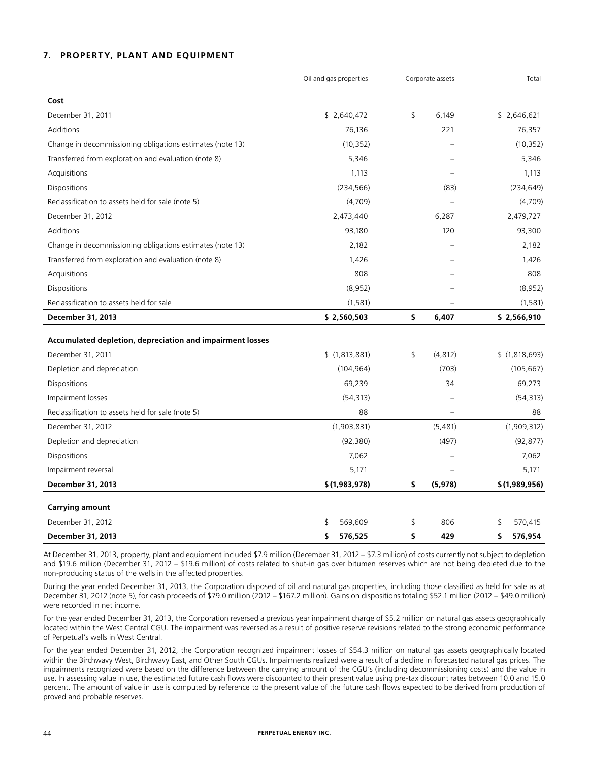## 7. PROPERTY, PLANT AND EQUIPMENT

| | Oil and gas properties | Corporate assets | Total |
|---|---|---|---|
| **Cost** | | | |
| December 31, 2011 | $ 2,640,472 | $ 6,149 | $ 2,646,621 |
| Additions | 76,136 | 221 | 76,357 |
| Change in decommissioning obligations estimates (note 13) | (10,352) | – | (10,352) |
| Transferred from exploration and evaluation (note 8) | 5,346 | – | 5,346 |
| Acquisitions | 1,113 | – | 1,113 |
| Dispositions | (234,566) | (83) | (234,649) |
| Reclassification to assets held for sale (note 5) | (4,709) | – | (4,709) |
| December 31, 2012 | 2,473,440 | 6,287 | 2,479,727 |
| Additions | 93,180 | 120 | 93,300 |
| Change in decommissioning obligations estimates (note 13) | 2,182 | – | 2,182 |
| Transferred from exploration and evaluation (note 8) | 1,426 | – | 1,426 |
| Acquisitions | 808 | – | 808 |
| Dispositions | (8,952) | – | (8,952) |
| Reclassification to assets held for sale | (1,581) | – | (1,581) |
| **December 31, 2013** | **$ 2,560,503** | **$ 6,407** | **$ 2,566,910** |
| **Accumulated depletion, depreciation and impairment losses** | | | |
| December 31, 2011 | $ (1,813,881) | $ (4,812) | $ (1,818,693) |
| Depletion and depreciation | (104,964) | (703) | (105,667) |
| Dispositions | 69,239 | 34 | 69,273 |
| Impairment losses | (54,313) | – | (54,313) |
| Reclassification to assets held for sale (note 5) | 88 | – | 88 |
| December 31, 2012 | (1,903,831) | (5,481) | (1,909,312) |
| Depletion and depreciation | (92,380) | (497) | (92,877) |
| Dispositions | 7,062 | – | 7,062 |
| Impairment reversal | 5,171 | – | 5,171 |
| **December 31, 2013** | **$ (1,983,978)** | **$ (5,978)** | **$ (1,989,956)** |
| **Carrying amount** | | | |
| December 31, 2012 | $ 569,609 | $ 806 | $ 570,415 |
| **December 31, 2013** | **$ 576,525** | **$ 429** | **$ 576,954** |

At December 31, 2013, property, plant and equipment included $7.9 million (December 31, 2012 – $7.3 million) of costs currently not subject to depletion and $19.6 million (December 31, 2012 – $19.6 million) of costs related to shut-in gas over bitumen reserves which are not being depleted due to the non-producing status of the wells in the affected properties.

During the year ended December 31, 2013, the Corporation disposed of oil and natural gas properties, including those classified as held for sale as at December 31, 2012 (note 5), for cash proceeds of $79.0 million (2012 – $167.2 million). Gains on dispositions totaling $52.1 million (2012 – $49.0 million) were recorded in net income.

For the year ended December 31, 2013, the Corporation reversed a previous year impairment charge of $5.2 million on natural gas assets geographically located within the West Central CGU. The impairment was reversed as a result of positive reserve revisions related to the strong economic performance of Perpetual's wells in West Central.

For the year ended December 31, 2012, the Corporation recognized impairment losses of $54.3 million on natural gas assets geographically located within the Birchwavy West, Birchwavy East, and Other South CGUs. Impairments realized were a result of a decline in forecasted natural gas prices. The impairments recognized were based on the difference between the carrying amount of the CGU's (including decommissioning costs) and the value in use. In assessing value in use, the estimated future cash flows were discounted to their present value using pre-tax discount rates between 10.0 and 15.0 percent. The amount of value in use is computed by reference to the present value of the future cash flows expected to be derived from production of proved and probable reserves.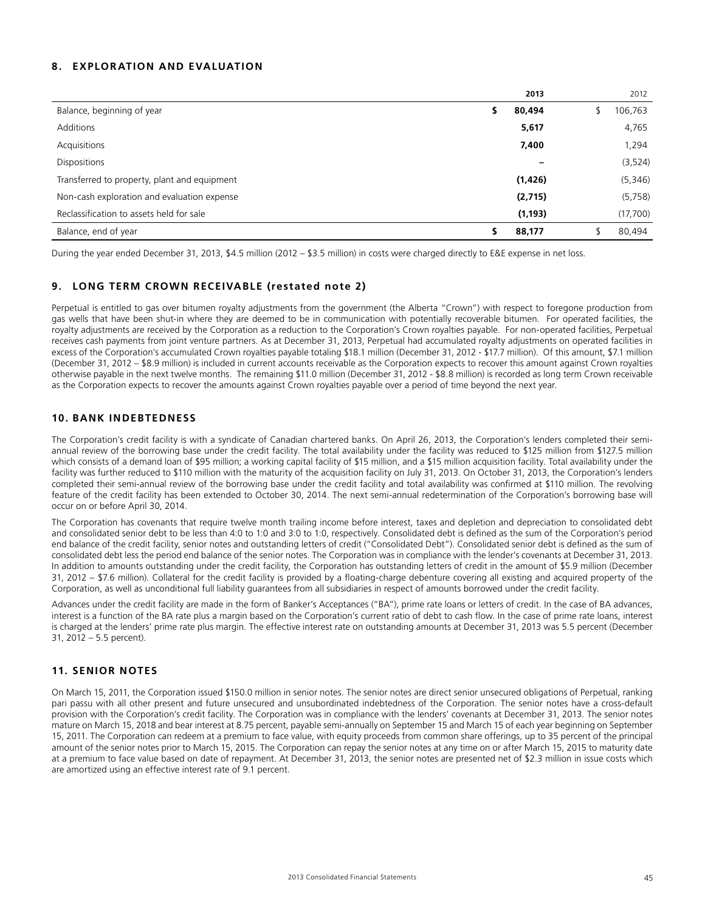## 8. EXPLORATION AND EVALUATION

| | 2013 | 2012 |
|---|---|---|
| Balance, beginning of year | $ 80,494 | $ 106,763 |
| Additions | 5,617 | 4,765 |
| Acquisitions | 7,400 | 1,294 |
| Dispositions | – | (3,524) |
| Transferred to property, plant and equipment | (1,426) | (5,346) |
| Non-cash exploration and evaluation expense | (2,715) | (5,758) |
| Reclassification to assets held for sale | (1,193) | (17,700) |
| Balance, end of year | $ 88,177 | $ 80,494 |

During the year ended December 31, 2013, $4.5 million (2012 – $3.5 million) in costs were charged directly to E&E expense in net loss.

## 9. LONG TERM CROWN RECEIVABLE (restated note 2)

Perpetual is entitled to gas over bitumen royalty adjustments from the government (the Alberta "Crown") with respect to foregone production from gas wells that have been shut-in where they are deemed to be in communication with potentially recoverable bitumen. For operated facilities, the royalty adjustments are received by the Corporation as a reduction to the Corporation's Crown royalties payable. For non-operated facilities, Perpetual receives cash payments from joint venture partners. As at December 31, 2013, Perpetual had accumulated royalty adjustments on operated facilities in excess of the Corporation's accumulated Crown royalties payable totaling $18.1 million (December 31, 2012 - $17.7 million). Of this amount, $7.1 million (December 31, 2012 – $8.9 million) is included in current accounts receivable as the Corporation expects to recover this amount against Crown royalties otherwise payable in the next twelve months. The remaining $11.0 million (December 31, 2012 - $8.8 million) is recorded as long term Crown receivable as the Corporation expects to recover the amounts against Crown royalties payable over a period of time beyond the next year.

## 10. BANK INDEBTEDNESS

The Corporation's credit facility is with a syndicate of Canadian chartered banks. On April 26, 2013, the Corporation's lenders completed their semi-annual review of the borrowing base under the credit facility. The total availability under the facility was reduced to $125 million from $127.5 million which consists of a demand loan of $95 million; a working capital facility of $15 million, and a $15 million acquisition facility. Total availability under the facility was further reduced to $110 million with the maturity of the acquisition facility on July 31, 2013. On October 31, 2013, the Corporation's lenders completed their semi-annual review of the borrowing base under the credit facility and total availability was confirmed at $110 million. The revolving feature of the credit facility has been extended to October 30, 2014. The next semi-annual redetermination of the Corporation's borrowing base will occur on or before April 30, 2014.

The Corporation has covenants that require twelve month trailing income before interest, taxes and depletion and depreciation to consolidated debt and consolidated senior debt to be less than 4:0 to 1:0 and 3:0 to 1:0, respectively. Consolidated debt is defined as the sum of the Corporation's period end balance of the credit facility, senior notes and outstanding letters of credit ("Consolidated Debt"). Consolidated senior debt is defined as the sum of consolidated debt less the period end balance of the senior notes. The Corporation was in compliance with the lender's covenants at December 31, 2013. In addition to amounts outstanding under the credit facility, the Corporation has outstanding letters of credit in the amount of $5.9 million (December 31, 2012 – $7.6 million). Collateral for the credit facility is provided by a floating-charge debenture covering all existing and acquired property of the Corporation, as well as unconditional full liability guarantees from all subsidiaries in respect of amounts borrowed under the credit facility.

Advances under the credit facility are made in the form of Banker's Acceptances ("BA"), prime rate loans or letters of credit. In the case of BA advances, interest is a function of the BA rate plus a margin based on the Corporation's current ratio of debt to cash flow. In the case of prime rate loans, interest is charged at the lenders' prime rate plus margin. The effective interest rate on outstanding amounts at December 31, 2013 was 5.5 percent (December 31, 2012 – 5.5 percent).

## 11. SENIOR NOTES

On March 15, 2011, the Corporation issued $150.0 million in senior notes. The senior notes are direct senior unsecured obligations of Perpetual, ranking pari passu with all other present and future unsecured and unsubordinated indebtedness of the Corporation. The senior notes have a cross-default provision with the Corporation's credit facility. The Corporation was in compliance with the lenders' covenants at December 31, 2013. The senior notes mature on March 15, 2018 and bear interest at 8.75 percent, payable semi-annually on September 15 and March 15 of each year beginning on September 15, 2011. The Corporation can redeem at a premium to face value, with equity proceeds from common share offerings, up to 35 percent of the principal amount of the senior notes prior to March 15, 2015. The Corporation can repay the senior notes at any time on or after March 15, 2015 to maturity date at a premium to face value based on date of repayment. At December 31, 2013, the senior notes are presented net of $2.3 million in issue costs which are amortized using an effective interest rate of 9.1 percent.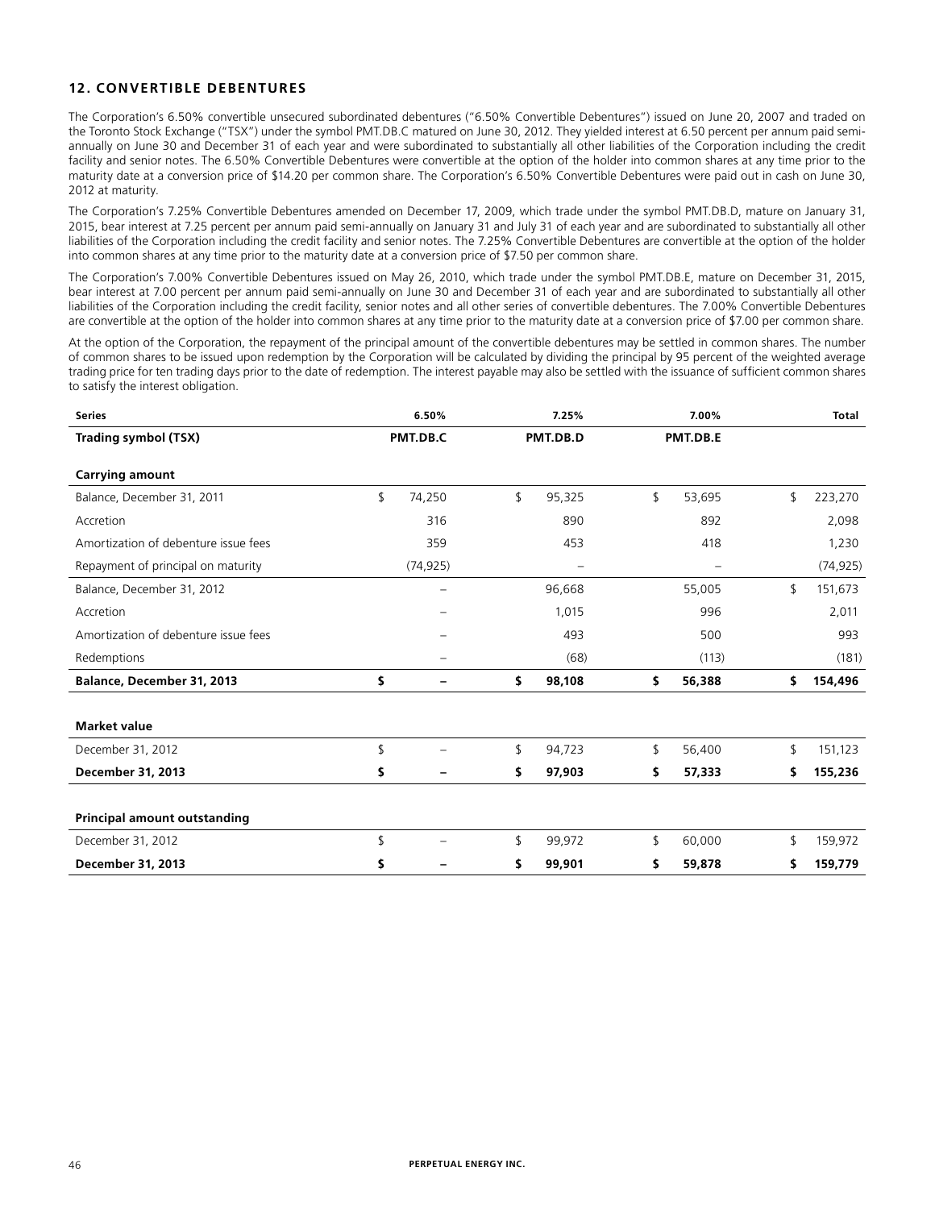## 12. CONVERTIBLE DEBENTURES

The Corporation's 6.50% convertible unsecured subordinated debentures ("6.50% Convertible Debentures") issued on June 20, 2007 and traded on the Toronto Stock Exchange ("TSX") under the symbol PMT.DB.C matured on June 30, 2012. They yielded interest at 6.50 percent per annum paid semi-annually on June 30 and December 31 of each year and were subordinated to substantially all other liabilities of the Corporation including the credit facility and senior notes. The 6.50% Convertible Debentures were convertible at the option of the holder into common shares at any time prior to the maturity date at a conversion price of $14.20 per common share. The Corporation's 6.50% Convertible Debentures were paid out in cash on June 30, 2012 at maturity.

The Corporation's 7.25% Convertible Debentures amended on December 17, 2009, which trade under the symbol PMT.DB.D, mature on January 31, 2015, bear interest at 7.25 percent per annum paid semi-annually on January 31 and July 31 of each year and are subordinated to substantially all other liabilities of the Corporation including the credit facility and senior notes. The 7.25% Convertible Debentures are convertible at the option of the holder into common shares at any time prior to the maturity date at a conversion price of $7.50 per common share.

The Corporation's 7.00% Convertible Debentures issued on May 26, 2010, which trade under the symbol PMT.DB.E, mature on December 31, 2015, bear interest at 7.00 percent per annum paid semi-annually on June 30 and December 31 of each year and are subordinated to substantially all other liabilities of the Corporation including the credit facility, senior notes and all other series of convertible debentures. The 7.00% Convertible Debentures are convertible at the option of the holder into common shares at any time prior to the maturity date at a conversion price of $7.00 per common share.

At the option of the Corporation, the repayment of the principal amount of the convertible debentures may be settled in common shares. The number of common shares to be issued upon redemption by the Corporation will be calculated by dividing the principal by 95 percent of the weighted average trading price for ten trading days prior to the date of redemption. The interest payable may also be settled with the issuance of sufficient common shares to satisfy the interest obligation.

| Series | 6.50% | 7.25% | 7.00% | Total |
|---|---|---|---|---|
| **Trading symbol (TSX)** | **PMT.DB.C** | **PMT.DB.D** | **PMT.DB.E** | |
| **Carrying amount** | | | | |
| Balance, December 31, 2011 | $ 74,250 | $ 95,325 | $ 53,695 | $ 223,270 |
| Accretion | 316 | 890 | 892 | 2,098 |
| Amortization of debenture issue fees | 359 | 453 | 418 | 1,230 |
| Repayment of principal on maturity | (74,925) | – | – | (74,925) |
| Balance, December 31, 2012 | – | 96,668 | 55,005 | $ 151,673 |
| Accretion | – | 1,015 | 996 | 2,011 |
| Amortization of debenture issue fees | – | 493 | 500 | 993 |
| Redemptions | – | (68) | (113) | (181) |
| **Balance, December 31, 2013** | **$ –** | **$ 98,108** | **$ 56,388** | **$ 154,496** |
| **Market value** | | | | |
| December 31, 2012 | $ – | $ 94,723 | $ 56,400 | $ 151,123 |
| **December 31, 2013** | **$ –** | **$ 97,903** | **$ 57,333** | **$ 155,236** |
| **Principal amount outstanding** | | | | |
| December 31, 2012 | $ – | $ 99,972 | $ 60,000 | $ 159,972 |
| **December 31, 2013** | **$ –** | **$ 99,901** | **$ 59,878** | **$ 159,779** |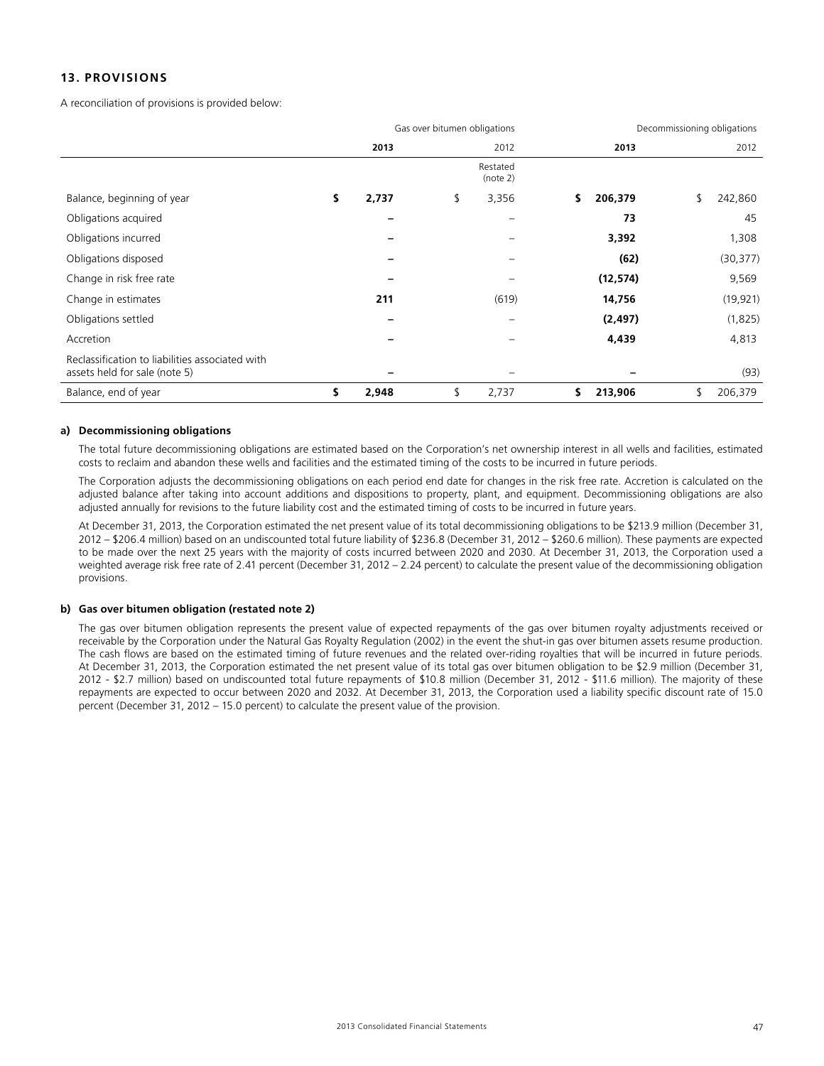## 13. PROVISIONS

A reconciliation of provisions is provided below:

| | Gas over bitumen obligations | | Decommissioning obligations | |
|---|---|---|---|---|
| | **2013** | 2012 | **2013** | 2012 |
| | | Restated (note 2) | | |
| Balance, beginning of year | **$ 2,737** | $ 3,356 | **$ 206,379** | $ 242,860 |
| Obligations acquired | **–** | – | **73** | 45 |
| Obligations incurred | **–** | – | **3,392** | 1,308 |
| Obligations disposed | **–** | – | **(62)** | (30,377) |
| Change in risk free rate | **–** | – | **(12,574)** | 9,569 |
| Change in estimates | **211** | (619) | **14,756** | (19,921) |
| Obligations settled | **–** | – | **(2,497)** | (1,825) |
| Accretion | **–** | – | **4,439** | 4,813 |
| Reclassification to liabilities associated with assets held for sale (note 5) | **–** | – | **–** | (93) |
| Balance, end of year | **$ 2,948** | $ 2,737 | **$ 213,906** | $ 206,379 |

**a) Decommissioning obligations**

The total future decommissioning obligations are estimated based on the Corporation's net ownership interest in all wells and facilities, estimated costs to reclaim and abandon these wells and facilities and the estimated timing of the costs to be incurred in future periods.

The Corporation adjusts the decommissioning obligations on each period end date for changes in the risk free rate. Accretion is calculated on the adjusted balance after taking into account additions and dispositions to property, plant, and equipment. Decommissioning obligations are also adjusted annually for revisions to the future liability cost and the estimated timing of costs to be incurred in future years.

At December 31, 2013, the Corporation estimated the net present value of its total decommissioning obligations to be $213.9 million (December 31, 2012 – $206.4 million) based on an undiscounted total future liability of $236.8 (December 31, 2012 – $260.6 million). These payments are expected to be made over the next 25 years with the majority of costs incurred between 2020 and 2030. At December 31, 2013, the Corporation used a weighted average risk free rate of 2.41 percent (December 31, 2012 – 2.24 percent) to calculate the present value of the decommissioning obligation provisions.

**b) Gas over bitumen obligation (restated note 2)**

The gas over bitumen obligation represents the present value of expected repayments of the gas over bitumen royalty adjustments received or receivable by the Corporation under the Natural Gas Royalty Regulation (2002) in the event the shut-in gas over bitumen assets resume production. The cash flows are based on the estimated timing of future revenues and the related over-riding royalties that will be incurred in future periods. At December 31, 2013, the Corporation estimated the net present value of its total gas over bitumen obligation to be $2.9 million (December 31, 2012 - $2.7 million) based on undiscounted total future repayments of $10.8 million (December 31, 2012 - $11.6 million). The majority of these repayments are expected to occur between 2020 and 2032. At December 31, 2013, the Corporation used a liability specific discount rate of 15.0 percent (December 31, 2012 – 15.0 percent) to calculate the present value of the provision.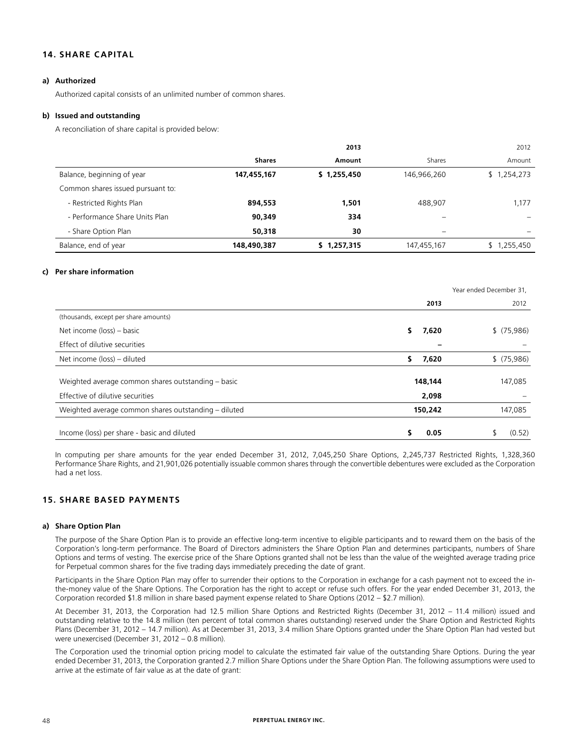## 14. SHARE CAPITAL

### a) Authorized

Authorized capital consists of an unlimited number of common shares.

### b) Issued and outstanding

A reconciliation of share capital is provided below:

| | 2013 | | 2012 | |
|---|---|---|---|---|
| | **Shares** | **Amount** | Shares | Amount |
| Balance, beginning of year | **147,455,167** | **$ 1,255,450** | 146,966,260 | $ 1,254,273 |
| Common shares issued pursuant to: | | | | |
| - Restricted Rights Plan | **894,553** | **1,501** | 488,907 | 1,177 |
| - Performance Share Units Plan | **90,349** | **334** | – | – |
| - Share Option Plan | **50,318** | **30** | – | – |
| Balance, end of year | **148,490,387** | **$ 1,257,315** | 147,455,167 | $ 1,255,450 |

### c) Per share information

| | Year ended December 31, | |
|---|---|---|
| | **2013** | 2012 |
| (thousands, except per share amounts) | | |
| Net income (loss) – basic | **$ 7,620** | $ (75,986) |
| Effect of dilutive securities | **–** | – |
| Net income (loss) – diluted | **$ 7,620** | $ (75,986) |
| Weighted average common shares outstanding – basic | **148,144** | 147,085 |
| Effective of dilutive securities | **2,098** | – |
| Weighted average common shares outstanding – diluted | **150,242** | 147,085 |
| Income (loss) per share - basic and diluted | **$ 0.05** | $ (0.52) |

In computing per share amounts for the year ended December 31, 2012, 7,045,250 Share Options, 2,245,737 Restricted Rights, 1,328,360 Performance Share Rights, and 21,901,026 potentially issuable common shares through the convertible debentures were excluded as the Corporation had a net loss.

## 15. SHARE BASED PAYMENTS

### a) Share Option Plan

The purpose of the Share Option Plan is to provide an effective long-term incentive to eligible participants and to reward them on the basis of the Corporation's long-term performance. The Board of Directors administers the Share Option Plan and determines participants, numbers of Share Options and terms of vesting. The exercise price of the Share Options granted shall not be less than the value of the weighted average trading price for Perpetual common shares for the five trading days immediately preceding the date of grant.

Participants in the Share Option Plan may offer to surrender their options to the Corporation in exchange for a cash payment not to exceed the in-the-money value of the Share Options. The Corporation has the right to accept or refuse such offers. For the year ended December 31, 2013, the Corporation recorded $1.8 million in share based payment expense related to Share Options (2012 – $2.7 million).

At December 31, 2013, the Corporation had 12.5 million Share Options and Restricted Rights (December 31, 2012 – 11.4 million) issued and outstanding relative to the 14.8 million (ten percent of total common shares outstanding) reserved under the Share Option and Restricted Rights Plans (December 31, 2012 – 14.7 million). As at December 31, 2013, 3.4 million Share Options granted under the Share Option Plan had vested but were unexercised (December 31, 2012 – 0.8 million).

The Corporation used the trinomial option pricing model to calculate the estimated fair value of the outstanding Share Options. During the year ended December 31, 2013, the Corporation granted 2.7 million Share Options under the Share Option Plan. The following assumptions were used to arrive at the estimate of fair value as at the date of grant: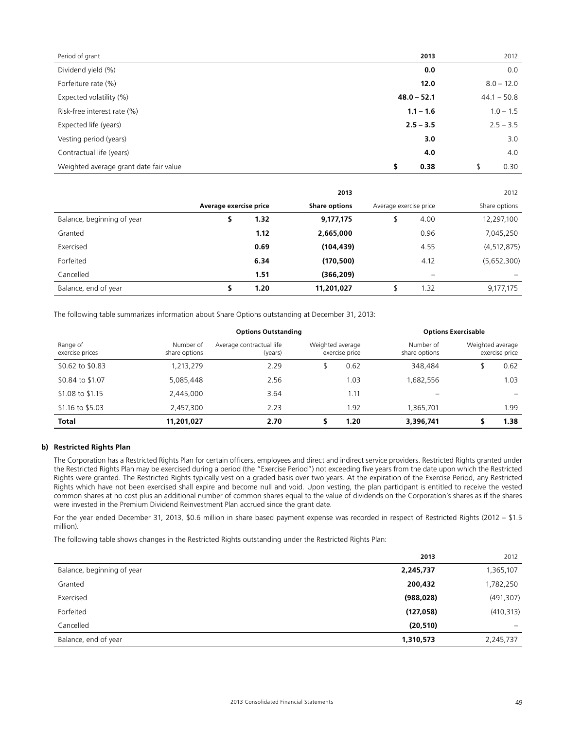| Period of grant | 2013 | 2012 |
|---|---|---|
| Dividend yield (%) | **0.0** | 0.0 |
| Forfeiture rate (%) | **12.0** | 8.0 – 12.0 |
| Expected volatility (%) | **48.0 – 52.1** | 44.1 – 50.8 |
| Risk-free interest rate (%) | **1.1 – 1.6** | 1.0 – 1.5 |
| Expected life (years) | **2.5 – 3.5** | 2.5 – 3.5 |
| Vesting period (years) | **3.0** | 3.0 |
| Contractual life (years) | **4.0** | 4.0 |
| Weighted average grant date fair value | **$ 0.38** | $ 0.30 |

| | | 2013 | | 2012 |
|---|---|---|---|---|
| | **Average exercise price** | **Share options** | Average exercise price | Share options |
| Balance, beginning of year | **$ 1.32** | **9,177,175** | $ 4.00 | 12,297,100 |
| Granted | **1.12** | **2,665,000** | 0.96 | 7,045,250 |
| Exercised | **0.69** | **(104,439)** | 4.55 | (4,512,875) |
| Forfeited | **6.34** | **(170,500)** | 4.12 | (5,652,300) |
| Cancelled | **1.51** | **(366,209)** | – | – |
| Balance, end of year | **$ 1.20** | **11,201,027** | $ 1.32 | 9,177,175 |

The following table summarizes information about Share Options outstanding at December 31, 2013:

| | **Options Outstanding** | | | **Options Exercisable** | |
|---|---|---|---|---|---|
| Range of exercise prices | Number of share options | Average contractual life (years) | Weighted average exercise price | Number of share options | Weighted average exercise price |
| $0.62 to $0.83 | 1,213,279 | 2.29 | $ 0.62 | 348,484 | $ 0.62 |
| $0.84 to $1.07 | 5,085,448 | 2.56 | 1.03 | 1,682,556 | 1.03 |
| $1.08 to $1.15 | 2,445,000 | 3.64 | 1.11 | – | – |
| $1.16 to $5.03 | 2,457,300 | 2.23 | 1.92 | 1,365,701 | 1.99 |
| **Total** | **11,201,027** | **2.70** | **$ 1.20** | **3,396,741** | **$ 1.38** |

**b) Restricted Rights Plan**

The Corporation has a Restricted Rights Plan for certain officers, employees and direct and indirect service providers. Restricted Rights granted under the Restricted Rights Plan may be exercised during a period (the "Exercise Period") not exceeding five years from the date upon which the Restricted Rights were granted. The Restricted Rights typically vest on a graded basis over two years. At the expiration of the Exercise Period, any Restricted Rights which have not been exercised shall expire and become null and void. Upon vesting, the plan participant is entitled to receive the vested common shares at no cost plus an additional number of common shares equal to the value of dividends on the Corporation's shares as if the shares were invested in the Premium Dividend Reinvestment Plan accrued since the grant date.

For the year ended December 31, 2013, $0.6 million in share based payment expense was recorded in respect of Restricted Rights (2012 – $1.5 million).

The following table shows changes in the Restricted Rights outstanding under the Restricted Rights Plan:

| | 2013 | 2012 |
|---|---|---|
| Balance, beginning of year | **2,245,737** | 1,365,107 |
| Granted | **200,432** | 1,782,250 |
| Exercised | **(988,028)** | (491,307) |
| Forfeited | **(127,058)** | (410,313) |
| Cancelled | **(20,510)** | – |
| Balance, end of year | **1,310,573** | 2,245,737 |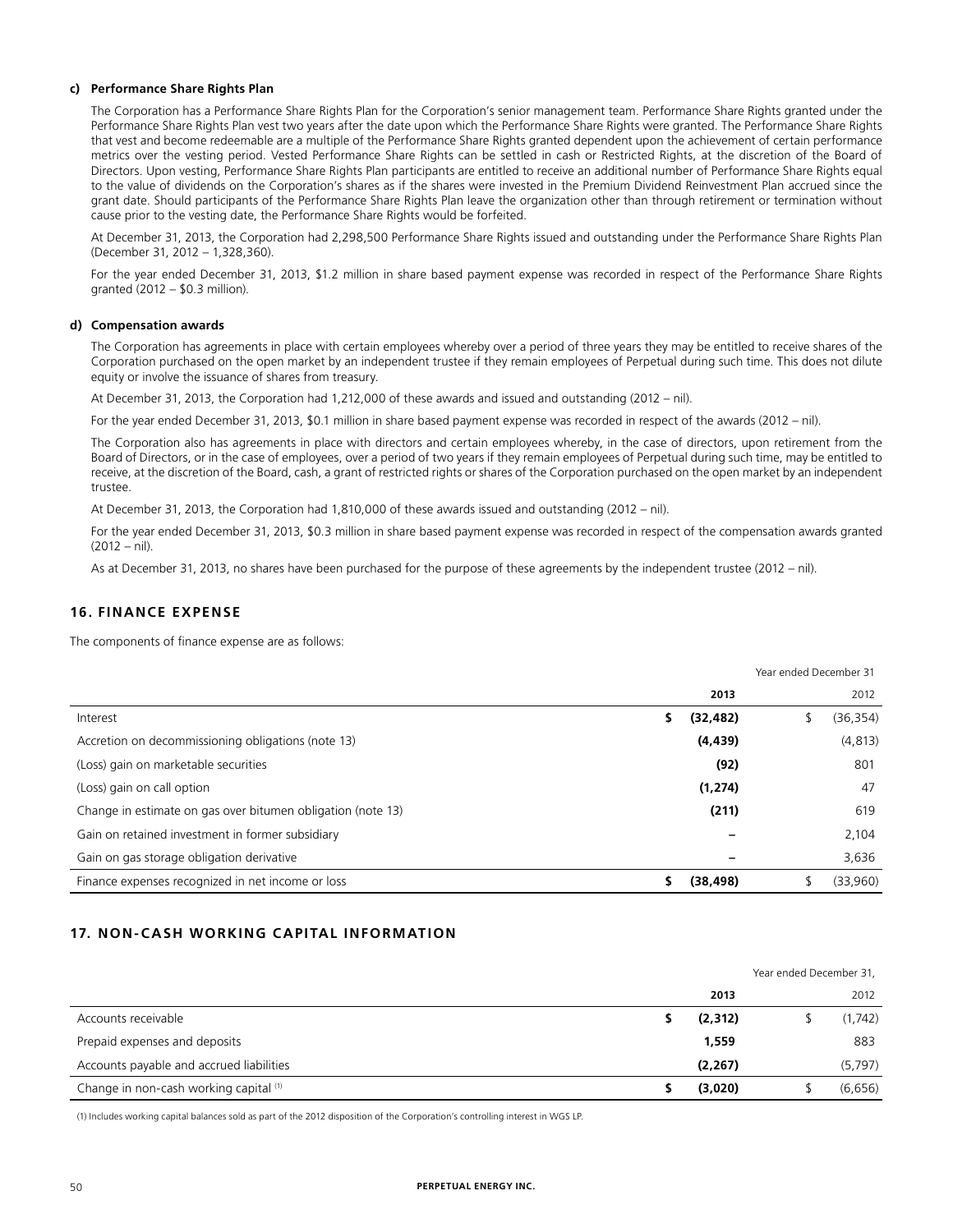**c) Performance Share Rights Plan**

The Corporation has a Performance Share Rights Plan for the Corporation's senior management team. Performance Share Rights granted under the Performance Share Rights Plan vest two years after the date upon which the Performance Share Rights were granted. The Performance Share Rights that vest and become redeemable are a multiple of the Performance Share Rights granted dependent upon the achievement of certain performance metrics over the vesting period. Vested Performance Share Rights can be settled in cash or Restricted Rights, at the discretion of the Board of Directors. Upon vesting, Performance Share Rights Plan participants are entitled to receive an additional number of Performance Share Rights equal to the value of dividends on the Corporation's shares as if the shares were invested in the Premium Dividend Reinvestment Plan accrued since the grant date. Should participants of the Performance Share Rights Plan leave the organization other than through retirement or termination without cause prior to the vesting date, the Performance Share Rights would be forfeited.

At December 31, 2013, the Corporation had 2,298,500 Performance Share Rights issued and outstanding under the Performance Share Rights Plan (December 31, 2012 – 1,328,360).

For the year ended December 31, 2013, $1.2 million in share based payment expense was recorded in respect of the Performance Share Rights granted (2012 – $0.3 million).

**d) Compensation awards**

The Corporation has agreements in place with certain employees whereby over a period of three years they may be entitled to receive shares of the Corporation purchased on the open market by an independent trustee if they remain employees of Perpetual during such time. This does not dilute equity or involve the issuance of shares from treasury.

At December 31, 2013, the Corporation had 1,212,000 of these awards and issued and outstanding (2012 – nil).

For the year ended December 31, 2013, $0.1 million in share based payment expense was recorded in respect of the awards (2012 – nil).

The Corporation also has agreements in place with directors and certain employees whereby, in the case of directors, upon retirement from the Board of Directors, or in the case of employees, over a period of two years if they remain employees of Perpetual during such time, may be entitled to receive, at the discretion of the Board, cash, a grant of restricted rights or shares of the Corporation purchased on the open market by an independent trustee.

At December 31, 2013, the Corporation had 1,810,000 of these awards issued and outstanding (2012 – nil).

For the year ended December 31, 2013, $0.3 million in share based payment expense was recorded in respect of the compensation awards granted (2012 – nil).

As at December 31, 2013, no shares have been purchased for the purpose of these agreements by the independent trustee (2012 – nil).

## 16. FINANCE EXPENSE

The components of finance expense are as follows:

| | Year ended December 31 | |
|---|---|---|
| | **2013** | 2012 |
| Interest | **$ (32,482)** | $ (36,354) |
| Accretion on decommissioning obligations (note 13) | **(4,439)** | (4,813) |
| (Loss) gain on marketable securities | **(92)** | 801 |
| (Loss) gain on call option | **(1,274)** | 47 |
| Change in estimate on gas over bitumen obligation (note 13) | **(211)** | 619 |
| Gain on retained investment in former subsidiary | **–** | 2,104 |
| Gain on gas storage obligation derivative | **–** | 3,636 |
| Finance expenses recognized in net income or loss | **$ (38,498)** | $ (33,960) |

## 17. NON-CASH WORKING CAPITAL INFORMATION

| | Year ended December 31, | |
|---|---|---|
| | **2013** | 2012 |
| Accounts receivable | **$ (2,312)** | $ (1,742) |
| Prepaid expenses and deposits | **1,559** | 883 |
| Accounts payable and accrued liabilities | **(2,267)** | (5,797) |
| Change in non-cash working capital [(1)] | **$ (3,020)** | $ (6,656) |

(1) Includes working capital balances sold as part of the 2012 disposition of the Corporation's controlling interest in WGS LP.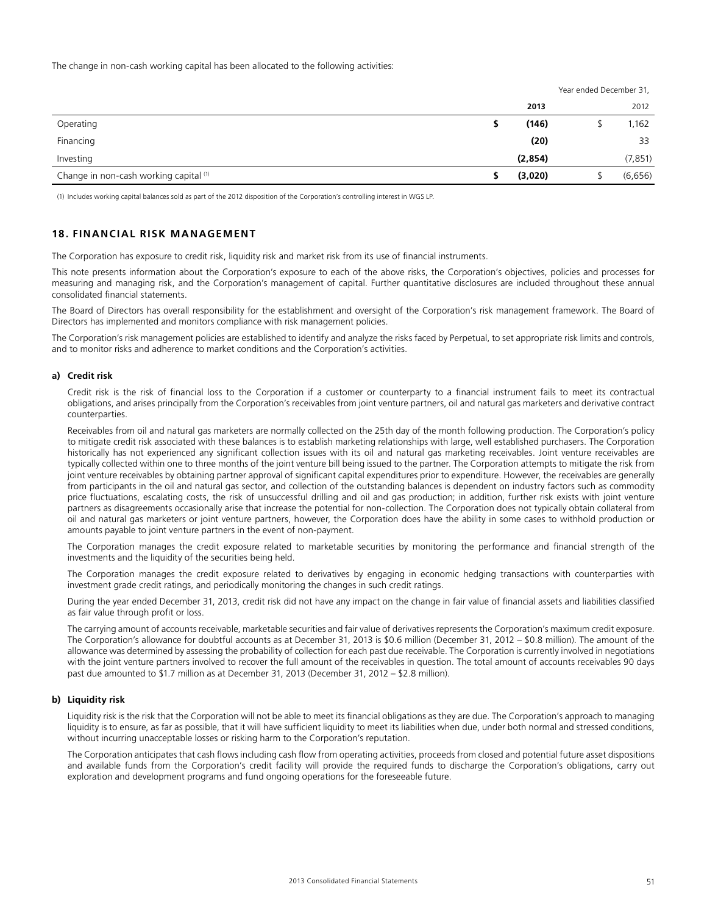The change in non-cash working capital has been allocated to the following activities:

| | Year ended December 31, | |
|---|---|---|
| | **2013** | 2012 |
| Operating | **$ (146)** | $ 1,162 |
| Financing | **(20)** | 33 |
| Investing | **(2,854)** | (7,851) |
| Change in non-cash working capital [(1)] | **$ (3,020)** | $ (6,656) |

(1) Includes working capital balances sold as part of the 2012 disposition of the Corporation's controlling interest in WGS LP.

## 18. FINANCIAL RISK MANAGEMENT

The Corporation has exposure to credit risk, liquidity risk and market risk from its use of financial instruments.

This note presents information about the Corporation's exposure to each of the above risks, the Corporation's objectives, policies and processes for measuring and managing risk, and the Corporation's management of capital. Further quantitative disclosures are included throughout these annual consolidated financial statements.

The Board of Directors has overall responsibility for the establishment and oversight of the Corporation's risk management framework. The Board of Directors has implemented and monitors compliance with risk management policies.

The Corporation's risk management policies are established to identify and analyze the risks faced by Perpetual, to set appropriate risk limits and controls, and to monitor risks and adherence to market conditions and the Corporation's activities.

### a) Credit risk

Credit risk is the risk of financial loss to the Corporation if a customer or counterparty to a financial instrument fails to meet its contractual obligations, and arises principally from the Corporation's receivables from joint venture partners, oil and natural gas marketers and derivative contract counterparties.

Receivables from oil and natural gas marketers are normally collected on the 25th day of the month following production. The Corporation's policy to mitigate credit risk associated with these balances is to establish marketing relationships with large, well established purchasers. The Corporation historically has not experienced any significant collection issues with its oil and natural gas marketing receivables. Joint venture receivables are typically collected within one to three months of the joint venture bill being issued to the partner. The Corporation attempts to mitigate the risk from joint venture receivables by obtaining partner approval of significant capital expenditures prior to expenditure. However, the receivables are generally from participants in the oil and natural gas sector, and collection of the outstanding balances is dependent on industry factors such as commodity price fluctuations, escalating costs, the risk of unsuccessful drilling and oil and gas production; in addition, further risk exists with joint venture partners as disagreements occasionally arise that increase the potential for non-collection. The Corporation does not typically obtain collateral from oil and natural gas marketers or joint venture partners, however, the Corporation does have the ability in some cases to withhold production or amounts payable to joint venture partners in the event of non-payment.

The Corporation manages the credit exposure related to marketable securities by monitoring the performance and financial strength of the investments and the liquidity of the securities being held.

The Corporation manages the credit exposure related to derivatives by engaging in economic hedging transactions with counterparties with investment grade credit ratings, and periodically monitoring the changes in such credit ratings.

During the year ended December 31, 2013, credit risk did not have any impact on the change in fair value of financial assets and liabilities classified as fair value through profit or loss.

The carrying amount of accounts receivable, marketable securities and fair value of derivatives represents the Corporation's maximum credit exposure. The Corporation's allowance for doubtful accounts as at December 31, 2013 is $0.6 million (December 31, 2012 – $0.8 million). The amount of the allowance was determined by assessing the probability of collection for each past due receivable. The Corporation is currently involved in negotiations with the joint venture partners involved to recover the full amount of the receivables in question. The total amount of accounts receivables 90 days past due amounted to $1.7 million as at December 31, 2013 (December 31, 2012 – $2.8 million).

### b) Liquidity risk

Liquidity risk is the risk that the Corporation will not be able to meet its financial obligations as they are due. The Corporation's approach to managing liquidity is to ensure, as far as possible, that it will have sufficient liquidity to meet its liabilities when due, under both normal and stressed conditions, without incurring unacceptable losses or risking harm to the Corporation's reputation.

The Corporation anticipates that cash flows including cash flow from operating activities, proceeds from closed and potential future asset dispositions and available funds from the Corporation's credit facility will provide the required funds to discharge the Corporation's obligations, carry out exploration and development programs and fund ongoing operations for the foreseeable future.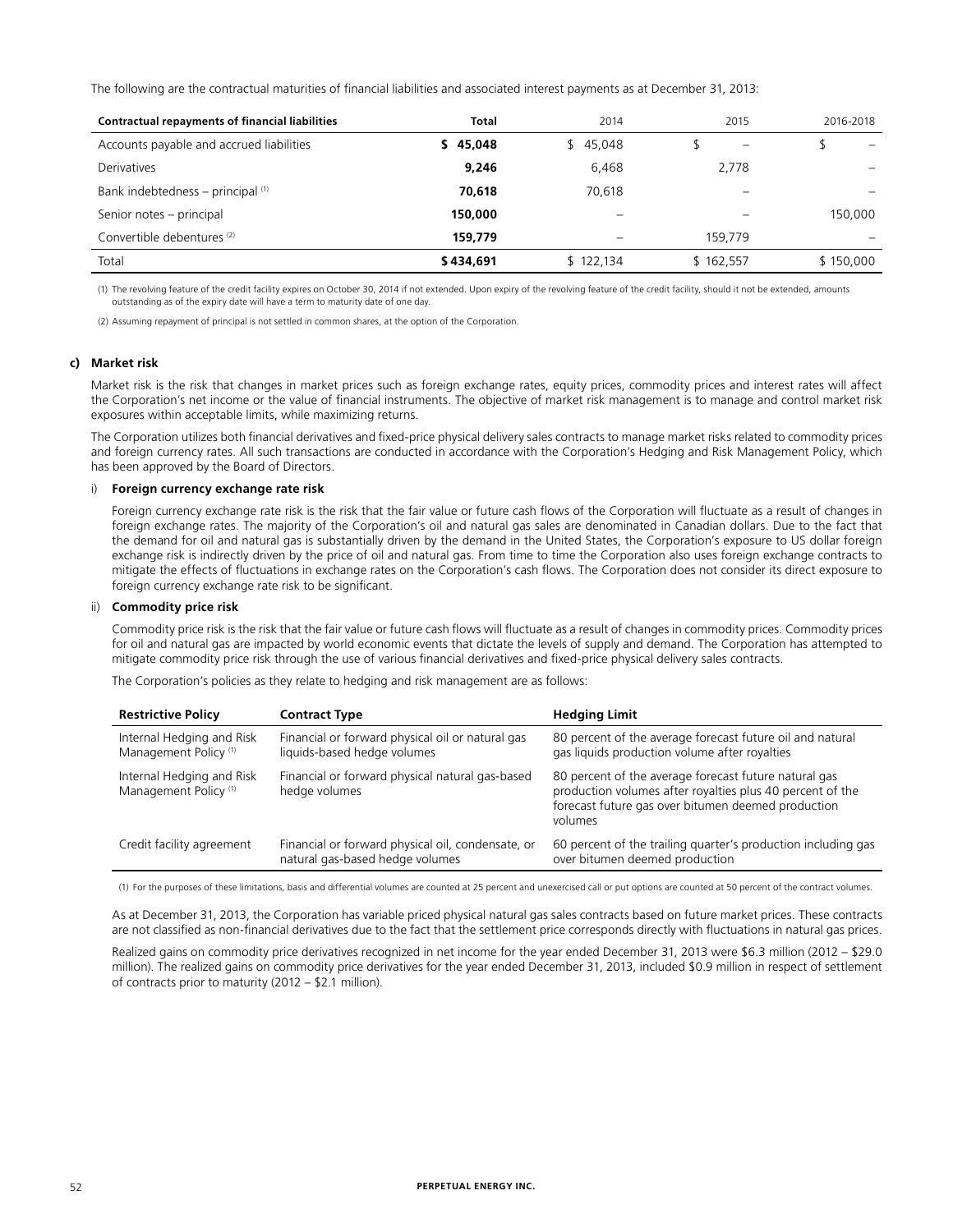The following are the contractual maturities of financial liabilities and associated interest payments as at December 31, 2013:

| Contractual repayments of financial liabilities | Total | 2014 | 2015 | 2016-2018 |
|---|---|---|---|---|
| Accounts payable and accrued liabilities | **$ 45,048** | $ 45,048 | $ – | $ – |
| Derivatives | **9,246** | 6,468 | 2,778 | – |
| Bank indebtedness – principal [(1)] | **70,618** | 70,618 | – | – |
| Senior notes – principal | **150,000** | – | – | 150,000 |
| Convertible debentures [(2)] | **159,779** | – | 159,779 | – |
| Total | **$ 434,691** | $ 122,134 | $ 162,557 | $ 150,000 |

(1) The revolving feature of the credit facility expires on October 30, 2014 if not extended. Upon expiry of the revolving feature of the credit facility, should it not be extended, amounts outstanding as of the expiry date will have a term to maturity date of one day.

(2) Assuming repayment of principal is not settled in common shares, at the option of the Corporation.

### c) Market risk

Market risk is the risk that changes in market prices such as foreign exchange rates, equity prices, commodity prices and interest rates will affect the Corporation's net income or the value of financial instruments. The objective of market risk management is to manage and control market risk exposures within acceptable limits, while maximizing returns.

The Corporation utilizes both financial derivatives and fixed-price physical delivery sales contracts to manage market risks related to commodity prices and foreign currency rates. All such transactions are conducted in accordance with the Corporation's Hedging and Risk Management Policy, which has been approved by the Board of Directors.

#### i) Foreign currency exchange rate risk

Foreign currency exchange rate risk is the risk that the fair value or future cash flows of the Corporation will fluctuate as a result of changes in foreign exchange rates. The majority of the Corporation's oil and natural gas sales are denominated in Canadian dollars. Due to the fact that the demand for oil and natural gas is substantially driven by the demand in the United States, the Corporation's exposure to US dollar foreign exchange risk is indirectly driven by the price of oil and natural gas. From time to time the Corporation also uses foreign exchange contracts to mitigate the effects of fluctuations in exchange rates on the Corporation's cash flows. The Corporation does not consider its direct exposure to foreign currency exchange rate risk to be significant.

#### ii) Commodity price risk

Commodity price risk is the risk that the fair value or future cash flows will fluctuate as a result of changes in commodity prices. Commodity prices for oil and natural gas are impacted by world economic events that dictate the levels of supply and demand. The Corporation has attempted to mitigate commodity price risk through the use of various financial derivatives and fixed-price physical delivery sales contracts.

The Corporation's policies as they relate to hedging and risk management are as follows:

| Restrictive Policy | Contract Type | Hedging Limit |
|---|---|---|
| Internal Hedging and Risk Management Policy [(1)] | Financial or forward physical oil or natural gas liquids-based hedge volumes | 80 percent of the average forecast future oil and natural gas liquids production volume after royalties |
| Internal Hedging and Risk Management Policy [(1)] | Financial or forward physical natural gas-based hedge volumes | 80 percent of the average forecast future natural gas production volumes after royalties plus 40 percent of the forecast future gas over bitumen deemed production volumes |
| Credit facility agreement | Financial or forward physical oil, condensate, or natural gas-based hedge volumes | 60 percent of the trailing quarter's production including gas over bitumen deemed production |

(1) For the purposes of these limitations, basis and differential volumes are counted at 25 percent and unexercised call or put options are counted at 50 percent of the contract volumes.

As at December 31, 2013, the Corporation has variable priced physical natural gas sales contracts based on future market prices. These contracts are not classified as non-financial derivatives due to the fact that the settlement price corresponds directly with fluctuations in natural gas prices.

Realized gains on commodity price derivatives recognized in net income for the year ended December 31, 2013 were $6.3 million (2012 – $29.0 million). The realized gains on commodity price derivatives for the year ended December 31, 2013, included $0.9 million in respect of settlement of contracts prior to maturity (2012 – $2.1 million).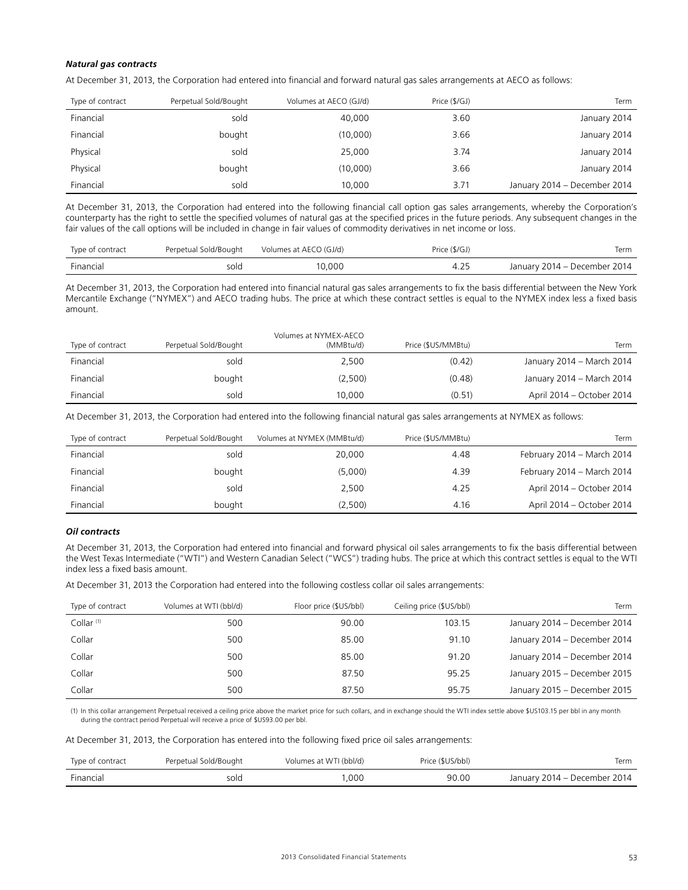### *Natural gas contracts*

At December 31, 2013, the Corporation had entered into financial and forward natural gas sales arrangements at AECO as follows:

| Type of contract | Perpetual Sold/Bought | Volumes at AECO (GJ/d) | Price ($/GJ) | Term |
|---|---|---|---|---|
| Financial | sold | 40,000 | 3.60 | January 2014 |
| Financial | bought | (10,000) | 3.66 | January 2014 |
| Physical | sold | 25,000 | 3.74 | January 2014 |
| Physical | bought | (10,000) | 3.66 | January 2014 |
| Financial | sold | 10,000 | 3.71 | January 2014 – December 2014 |

At December 31, 2013, the Corporation had entered into the following financial call option gas sales arrangements, whereby the Corporation's counterparty has the right to settle the specified volumes of natural gas at the specified prices in the future periods. Any subsequent changes in the fair values of the call options will be included in change in fair values of commodity derivatives in net income or loss.

| Type of contract | Perpetual Sold/Bought | Volumes at AECO (GJ/d) | Price ($/GJ) | Term |
|---|---|---|---|---|
| Financial | sold | 10,000 | 4.25 | January 2014 – December 2014 |

At December 31, 2013, the Corporation had entered into financial natural gas sales arrangements to fix the basis differential between the New York Mercantile Exchange ("NYMEX") and AECO trading hubs. The price at which these contract settles is equal to the NYMEX index less a fixed basis amount.

| Type of contract | Perpetual Sold/Bought | Volumes at NYMEX-AECO (MMBtu/d) | Price ($US/MMBtu) | Term |
|---|---|---|---|---|
| Financial | sold | 2,500 | (0.42) | January 2014 – March 2014 |
| Financial | bought | (2,500) | (0.48) | January 2014 – March 2014 |
| Financial | sold | 10,000 | (0.51) | April 2014 – October 2014 |

At December 31, 2013, the Corporation had entered into the following financial natural gas sales arrangements at NYMEX as follows:

| Type of contract | Perpetual Sold/Bought | Volumes at NYMEX (MMBtu/d) | Price ($US/MMBtu) | Term |
|---|---|---|---|---|
| Financial | sold | 20,000 | 4.48 | February 2014 – March 2014 |
| Financial | bought | (5,000) | 4.39 | February 2014 – March 2014 |
| Financial | sold | 2,500 | 4.25 | April 2014 – October 2014 |
| Financial | bought | (2,500) | 4.16 | April 2014 – October 2014 |

### *Oil contracts*

At December 31, 2013, the Corporation had entered into financial and forward physical oil sales arrangements to fix the basis differential between the West Texas Intermediate ("WTI") and Western Canadian Select ("WCS") trading hubs. The price at which this contract settles is equal to the WTI index less a fixed basis amount.

At December 31, 2013 the Corporation had entered into the following costless collar oil sales arrangements:

| Type of contract | Volumes at WTI (bbl/d) | Floor price ($US/bbl) | Ceiling price ($US/bbl) | Term |
|---|---|---|---|---|
| Collar [(1)] | 500 | 90.00 | 103.15 | January 2014 – December 2014 |
| Collar | 500 | 85.00 | 91.10 | January 2014 – December 2014 |
| Collar | 500 | 85.00 | 91.20 | January 2014 – December 2014 |
| Collar | 500 | 87.50 | 95.25 | January 2015 – December 2015 |
| Collar | 500 | 87.50 | 95.75 | January 2015 – December 2015 |

(1) In this collar arrangement Perpetual received a ceiling price above the market price for such collars, and in exchange should the WTI index settle above $US103.15 per bbl in any month during the contract period Perpetual will receive a price of $US93.00 per bbl.

At December 31, 2013, the Corporation has entered into the following fixed price oil sales arrangements:

| Type of contract | Perpetual Sold/Bought | Volumes at WTI (bbl/d) | Price ($US/bbl) | Term |
|---|---|---|---|---|
| Financial | sold | 1,000 | 90.00 | January 2014 – December 2014 |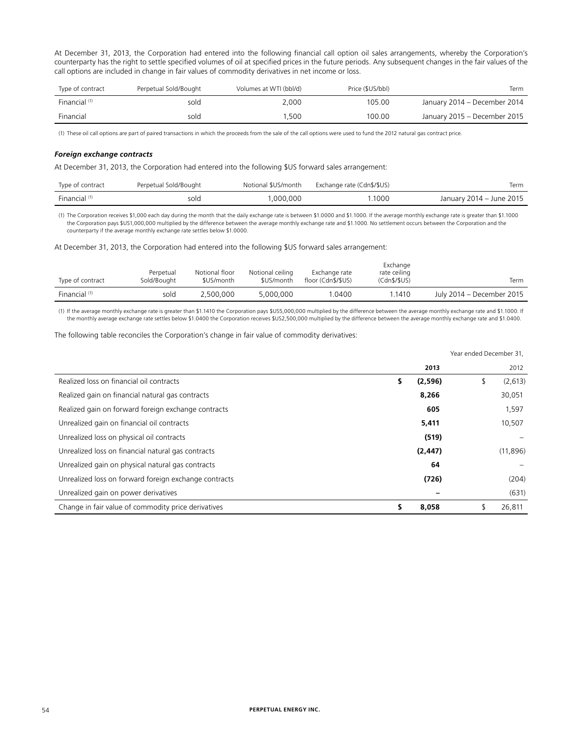At December 31, 2013, the Corporation had entered into the following financial call option oil sales arrangements, whereby the Corporation's counterparty has the right to settle specified volumes of oil at specified prices in the future periods. Any subsequent changes in the fair values of the call options are included in change in fair values of commodity derivatives in net income or loss.

| Type of contract | Perpetual Sold/Bought | Volumes at WTI (bbl/d) | Price ($US/bbl) | Term |
|---|---|---|---|---|
| Financial (1) | sold | 2,000 | 105.00 | January 2014 – December 2014 |
| Financial | sold | 1,500 | 100.00 | January 2015 – December 2015 |

(1) These oil call options are part of paired transactions in which the proceeds from the sale of the call options were used to fund the 2012 natural gas contract price.

***Foreign exchange contracts***

At December 31, 2013, the Corporation had entered into the following $US forward sales arrangement:

| Type of contract | Perpetual Sold/Bought | Notional $US/month | Exchange rate (Cdn$/$US) | Term |
|---|---|---|---|---|
| Financial (1) | sold | 1,000,000 | 1.1000 | January 2014 – June 2015 |

(1) The Corporation receives $1,000 each day during the month that the daily exchange rate is between $1.0000 and $1.1000. If the average monthly exchange rate is greater than $1.1000 the Corporation pays $US1,000,000 multiplied by the difference between the average monthly exchange rate and $1.1000. No settlement occurs between the Corporation and the counterparty if the average monthly exchange rate settles below $1.0000.

At December 31, 2013, the Corporation had entered into the following $US forward sales arrangement:

| Type of contract | Perpetual Sold/Bought | Notional floor $US/month | Notional ceiling $US/month | Exchange rate floor (Cdn$/$US) | Exchange rate ceiling (Cdn$/$US) | Term |
|---|---|---|---|---|---|---|
| Financial (1) | sold | 2,500,000 | 5,000,000 | 1.0400 | 1.1410 | July 2014 – December 2015 |

(1) If the average monthly exchange rate is greater than $1.1410 the Corporation pays $US5,000,000 multiplied by the difference between the average monthly exchange rate and $1.1000. If the monthly average exchange rate settles below $1.0400 the Corporation receives $US2,500,000 multiplied by the difference between the average monthly exchange rate and $1.0400.

The following table reconciles the Corporation's change in fair value of commodity derivatives:

| | Year ended December 31, 2013 | 2012 |
|---|---|---|
| Realized loss on financial oil contracts | **$ (2,596)** | $ (2,613) |
| Realized gain on financial natural gas contracts | **8,266** | 30,051 |
| Realized gain on forward foreign exchange contracts | **605** | 1,597 |
| Unrealized gain on financial oil contracts | **5,411** | 10,507 |
| Unrealized loss on physical oil contracts | **(519)** | – |
| Unrealized loss on financial natural gas contracts | **(2,447)** | (11,896) |
| Unrealized gain on physical natural gas contracts | **64** | – |
| Unrealized loss on forward foreign exchange contracts | **(726)** | (204) |
| Unrealized gain on power derivatives | **–** | (631) |
| Change in fair value of commodity price derivatives | **$ 8,058** | $ 26,811 |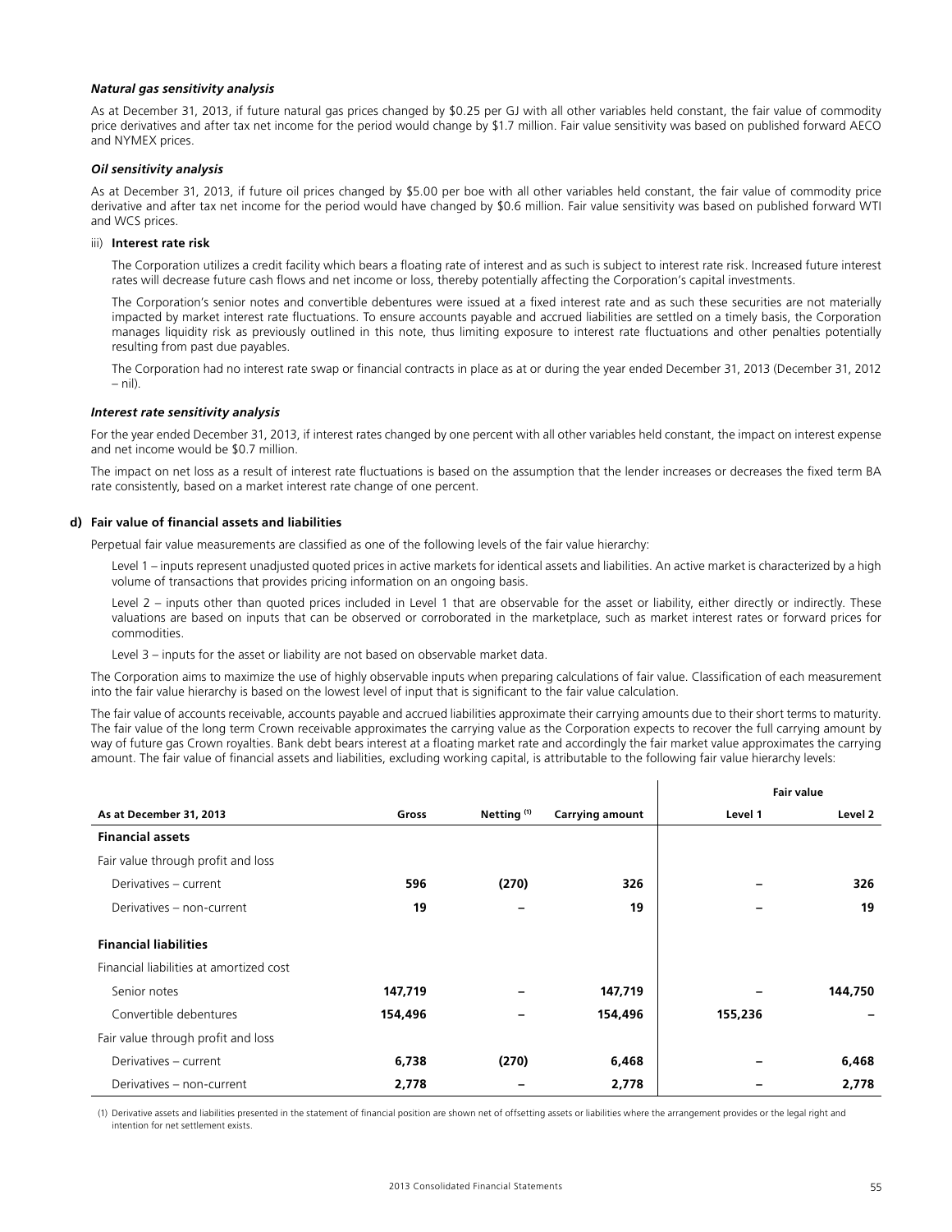***Natural gas sensitivity analysis***

As at December 31, 2013, if future natural gas prices changed by $0.25 per GJ with all other variables held constant, the fair value of commodity price derivatives and after tax net income for the period would change by $1.7 million. Fair value sensitivity was based on published forward AECO and NYMEX prices.

***Oil sensitivity analysis***

As at December 31, 2013, if future oil prices changed by $5.00 per boe with all other variables held constant, the fair value of commodity price derivative and after tax net income for the period would have changed by $0.6 million. Fair value sensitivity was based on published forward WTI and WCS prices.

iii) **Interest rate risk**

The Corporation utilizes a credit facility which bears a floating rate of interest and as such is subject to interest rate risk. Increased future interest rates will decrease future cash flows and net income or loss, thereby potentially affecting the Corporation's capital investments.

The Corporation's senior notes and convertible debentures were issued at a fixed interest rate and as such these securities are not materially impacted by market interest rate fluctuations. To ensure accounts payable and accrued liabilities are settled on a timely basis, the Corporation manages liquidity risk as previously outlined in this note, thus limiting exposure to interest rate fluctuations and other penalties potentially resulting from past due payables.

The Corporation had no interest rate swap or financial contracts in place as at or during the year ended December 31, 2013 (December 31, 2012 – nil).

***Interest rate sensitivity analysis***

For the year ended December 31, 2013, if interest rates changed by one percent with all other variables held constant, the impact on interest expense and net income would be $0.7 million.

The impact on net loss as a result of interest rate fluctuations is based on the assumption that the lender increases or decreases the fixed term BA rate consistently, based on a market interest rate change of one percent.

**d) Fair value of financial assets and liabilities**

Perpetual fair value measurements are classified as one of the following levels of the fair value hierarchy:

Level 1 – inputs represent unadjusted quoted prices in active markets for identical assets and liabilities. An active market is characterized by a high volume of transactions that provides pricing information on an ongoing basis.

Level 2 – inputs other than quoted prices included in Level 1 that are observable for the asset or liability, either directly or indirectly. These valuations are based on inputs that can be observed or corroborated in the marketplace, such as market interest rates or forward prices for commodities.

Level 3 – inputs for the asset or liability are not based on observable market data.

The Corporation aims to maximize the use of highly observable inputs when preparing calculations of fair value. Classification of each measurement into the fair value hierarchy is based on the lowest level of input that is significant to the fair value calculation.

The fair value of accounts receivable, accounts payable and accrued liabilities approximate their carrying amounts due to their short terms to maturity. The fair value of the long term Crown receivable approximates the carrying value as the Corporation expects to recover the full carrying amount by way of future gas Crown royalties. Bank debt bears interest at a floating market rate and accordingly the fair market value approximates the carrying amount. The fair value of financial assets and liabilities, excluding working capital, is attributable to the following fair value hierarchy levels:

| | | | | Fair value | |
|---|---|---|---|---|---|
| **As at December 31, 2013** | **Gross** | **Netting (1)** | **Carrying amount** | **Level 1** | **Level 2** |
| **Financial assets** | | | | | |
| Fair value through profit and loss | | | | | |
| Derivatives – current | **596** | **(270)** | **326** | – | **326** |
| Derivatives – non-current | **19** | – | **19** | – | **19** |
| **Financial liabilities** | | | | | |
| Financial liabilities at amortized cost | | | | | |
| Senior notes | **147,719** | – | **147,719** | – | **144,750** |
| Convertible debentures | **154,496** | – | **154,496** | **155,236** | – |
| Fair value through profit and loss | | | | | |
| Derivatives – current | **6,738** | **(270)** | **6,468** | – | **6,468** |
| Derivatives – non-current | **2,778** | – | **2,778** | – | **2,778** |

(1) Derivative assets and liabilities presented in the statement of financial position are shown net of offsetting assets or liabilities where the arrangement provides or the legal right and intention for net settlement exists.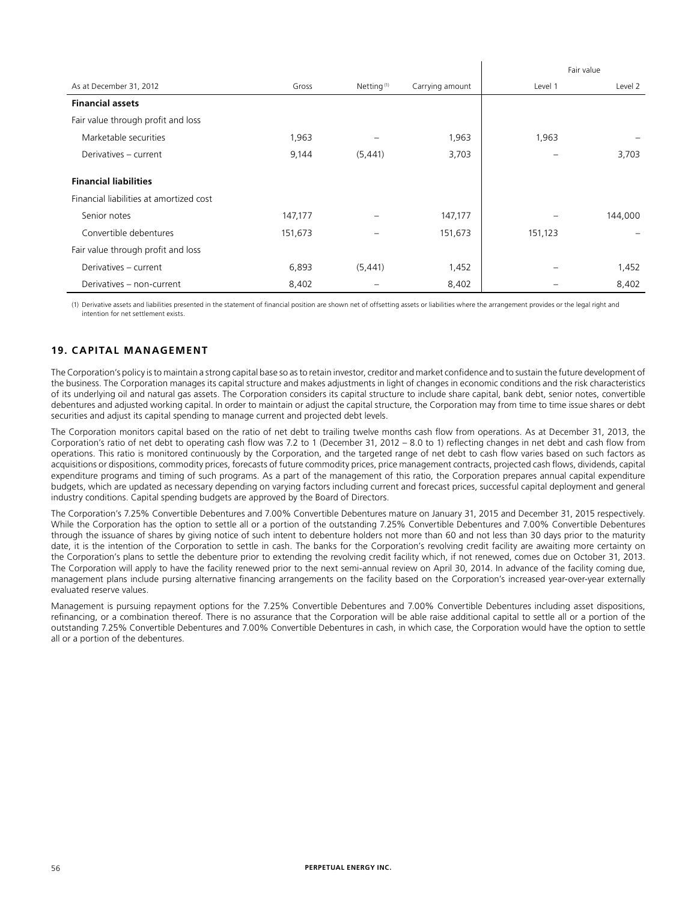| As at December 31, 2012 | Gross | Netting [1] | Carrying amount | Fair value | |
|---|---|---|---|---|---|
| | | | | Level 1 | Level 2 |
| **Financial assets** | | | | | |
| Fair value through profit and loss | | | | | |
| Marketable securities | 1,963 | – | 1,963 | 1,963 | – |
| Derivatives – current | 9,144 | (5,441) | 3,703 | – | 3,703 |
| **Financial liabilities** | | | | | |
| Financial liabilities at amortized cost | | | | | |
| Senior notes | 147,177 | – | 147,177 | – | 144,000 |
| Convertible debentures | 151,673 | – | 151,673 | 151,123 | – |
| Fair value through profit and loss | | | | | |
| Derivatives – current | 6,893 | (5,441) | 1,452 | – | 1,452 |
| Derivatives – non-current | 8,402 | – | 8,402 | – | 8,402 |

(1) Derivative assets and liabilities presented in the statement of financial position are shown net of offsetting assets or liabilities where the arrangement provides or the legal right and intention for net settlement exists.

## 19. CAPITAL MANAGEMENT

The Corporation's policy is to maintain a strong capital base so as to retain investor, creditor and market confidence and to sustain the future development of the business. The Corporation manages its capital structure and makes adjustments in light of changes in economic conditions and the risk characteristics of its underlying oil and natural gas assets. The Corporation considers its capital structure to include share capital, bank debt, senior notes, convertible debentures and adjusted working capital. In order to maintain or adjust the capital structure, the Corporation may from time to time issue shares or debt securities and adjust its capital spending to manage current and projected debt levels.

The Corporation monitors capital based on the ratio of net debt to trailing twelve months cash flow from operations. As at December 31, 2013, the Corporation's ratio of net debt to operating cash flow was 7.2 to 1 (December 31, 2012 – 8.0 to 1) reflecting changes in net debt and cash flow from operations. This ratio is monitored continuously by the Corporation, and the targeted range of net debt to cash flow varies based on such factors as acquisitions or dispositions, commodity prices, forecasts of future commodity prices, price management contracts, projected cash flows, dividends, capital expenditure programs and timing of such programs. As a part of the management of this ratio, the Corporation prepares annual capital expenditure budgets, which are updated as necessary depending on varying factors including current and forecast prices, successful capital deployment and general industry conditions. Capital spending budgets are approved by the Board of Directors.

The Corporation's 7.25% Convertible Debentures and 7.00% Convertible Debentures mature on January 31, 2015 and December 31, 2015 respectively. While the Corporation has the option to settle all or a portion of the outstanding 7.25% Convertible Debentures and 7.00% Convertible Debentures through the issuance of shares by giving notice of such intent to debenture holders not more than 60 and not less than 30 days prior to the maturity date, it is the intention of the Corporation to settle in cash. The banks for the Corporation's revolving credit facility are awaiting more certainty on the Corporation's plans to settle the debenture prior to extending the revolving credit facility which, if not renewed, comes due on October 31, 2013. The Corporation will apply to have the facility renewed prior to the next semi-annual review on April 30, 2014. In advance of the facility coming due, management plans include pursing alternative financing arrangements on the facility based on the Corporation's increased year-over-year externally evaluated reserve values.

Management is pursuing repayment options for the 7.25% Convertible Debentures and 7.00% Convertible Debentures including asset dispositions, refinancing, or a combination thereof. There is no assurance that the Corporation will be able raise additional capital to settle all or a portion of the outstanding 7.25% Convertible Debentures and 7.00% Convertible Debentures in cash, in which case, the Corporation would have the option to settle all or a portion of the debentures.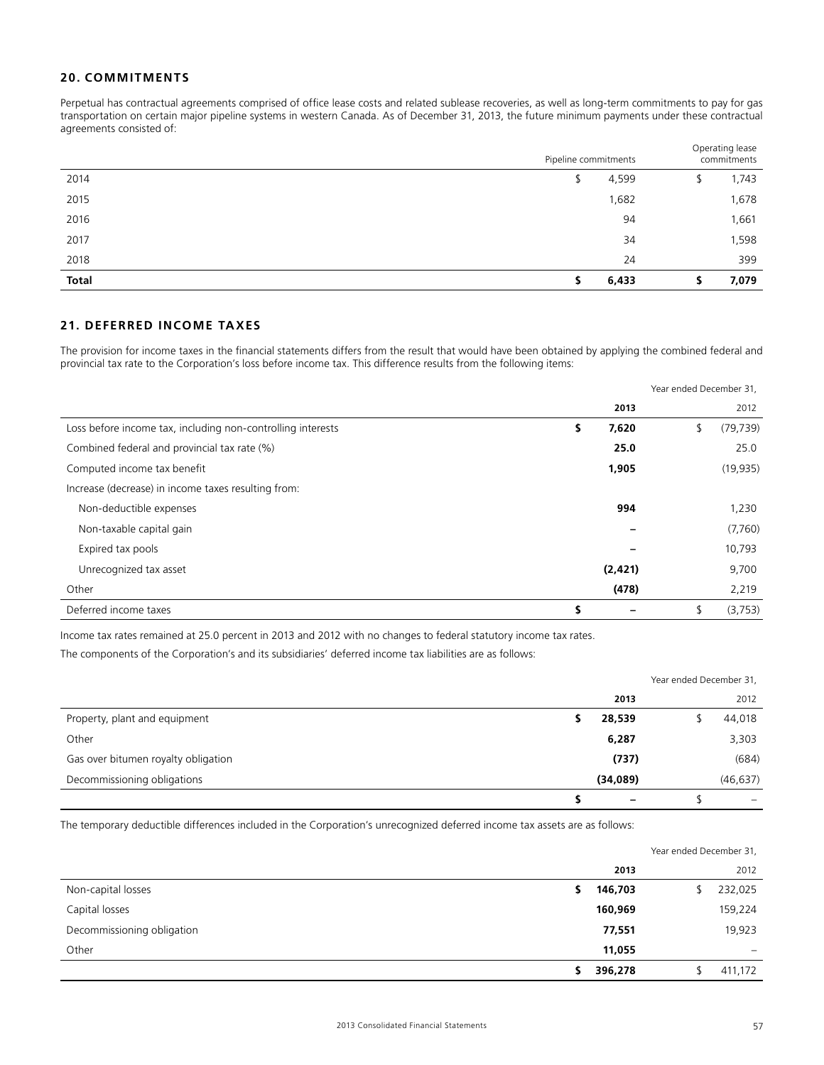## 20. COMMITMENTS

Perpetual has contractual agreements comprised of office lease costs and related sublease recoveries, as well as long-term commitments to pay for gas transportation on certain major pipeline systems in western Canada. As of December 31, 2013, the future minimum payments under these contractual agreements consisted of:

| | Pipeline commitments | Operating lease commitments |
|---|---|---|
| 2014 | $ 4,599 | $ 1,743 |
| 2015 | 1,682 | 1,678 |
| 2016 | 94 | 1,661 |
| 2017 | 34 | 1,598 |
| 2018 | 24 | 399 |
| **Total** | **$ 6,433** | **$ 7,079** |

## 21. DEFERRED INCOME TAXES

The provision for income taxes in the financial statements differs from the result that would have been obtained by applying the combined federal and provincial tax rate to the Corporation's loss before income tax. This difference results from the following items:

| | Year ended December 31, | |
|---|---|---|
| | **2013** | 2012 |
| Loss before income tax, including non-controlling interests | **$ 7,620** | $ (79,739) |
| Combined federal and provincial tax rate (%) | **25.0** | 25.0 |
| Computed income tax benefit | **1,905** | (19,935) |
| Increase (decrease) in income taxes resulting from: | | |
| Non-deductible expenses | **994** | 1,230 |
| Non-taxable capital gain | **–** | (7,760) |
| Expired tax pools | **–** | 10,793 |
| Unrecognized tax asset | **(2,421)** | 9,700 |
| Other | **(478)** | 2,219 |
| Deferred income taxes | **$ –** | $ (3,753) |

Income tax rates remained at 25.0 percent in 2013 and 2012 with no changes to federal statutory income tax rates.

The components of the Corporation's and its subsidiaries' deferred income tax liabilities are as follows:

| | Year ended December 31, | |
|---|---|---|
| | **2013** | 2012 |
| Property, plant and equipment | **$ 28,539** | $ 44,018 |
| Other | **6,287** | 3,303 |
| Gas over bitumen royalty obligation | **(737)** | (684) |
| Decommissioning obligations | **(34,089)** | (46,637) |
| | **$ –** | $ – |

The temporary deductible differences included in the Corporation's unrecognized deferred income tax assets are as follows:

| | Year ended December 31, | |
|---|---|---|
| | **2013** | 2012 |
| Non-capital losses | **$ 146,703** | $ 232,025 |
| Capital losses | **160,969** | 159,224 |
| Decommissioning obligation | **77,551** | 19,923 |
| Other | **11,055** | – |
| | **$ 396,278** | $ 411,172 |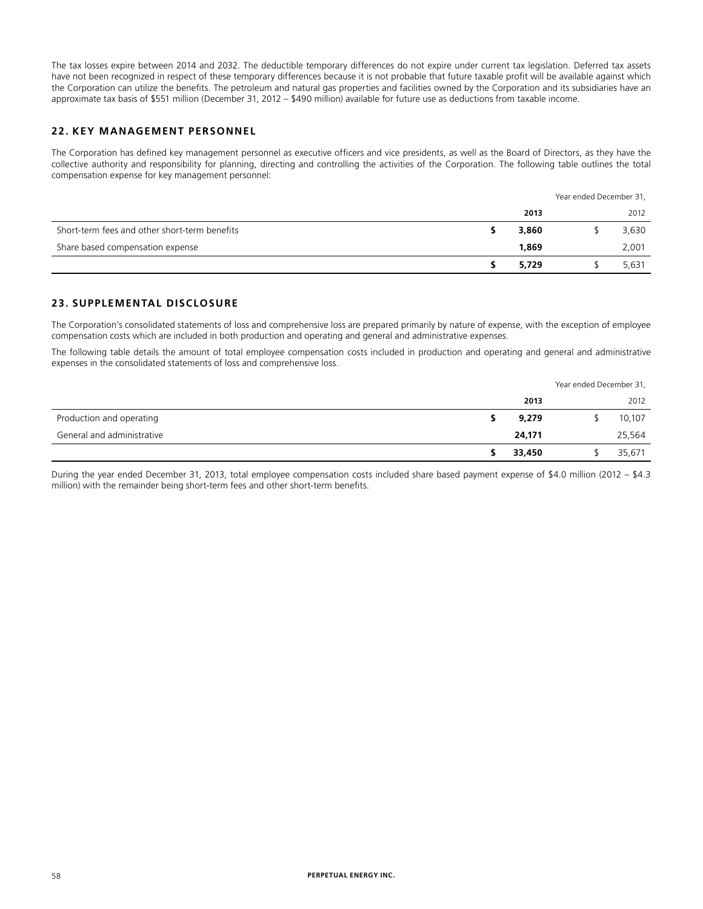The tax losses expire between 2014 and 2032. The deductible temporary differences do not expire under current tax legislation. Deferred tax assets have not been recognized in respect of these temporary differences because it is not probable that future taxable profit will be available against which the Corporation can utilize the benefits. The petroleum and natural gas properties and facilities owned by the Corporation and its subsidiaries have an approximate tax basis of $551 million (December 31, 2012 – $490 million) available for future use as deductions from taxable income.

## 22. KEY MANAGEMENT PERSONNEL

The Corporation has defined key management personnel as executive officers and vice presidents, as well as the Board of Directors, as they have the collective authority and responsibility for planning, directing and controlling the activities of the Corporation. The following table outlines the total compensation expense for key management personnel:

| | Year ended December 31, | |
|---|---|---|
| | **2013** | 2012 |
| Short-term fees and other short-term benefits | **$ 3,860** | $ 3,630 |
| Share based compensation expense | **1,869** | 2,001 |
| | **$ 5,729** | $ 5,631 |

## 23. SUPPLEMENTAL DISCLOSURE

The Corporation's consolidated statements of loss and comprehensive loss are prepared primarily by nature of expense, with the exception of employee compensation costs which are included in both production and operating and general and administrative expenses.

The following table details the amount of total employee compensation costs included in production and operating and general and administrative expenses in the consolidated statements of loss and comprehensive loss.

| | Year ended December 31, | |
|---|---|---|
| | **2013** | 2012 |
| Production and operating | **$ 9,279** | $ 10,107 |
| General and administrative | **24,171** | 25,564 |
| | **$ 33,450** | $ 35,671 |

During the year ended December 31, 2013, total employee compensation costs included share based payment expense of $4.0 million (2012 – $4.3 million) with the remainder being short-term fees and other short-term benefits.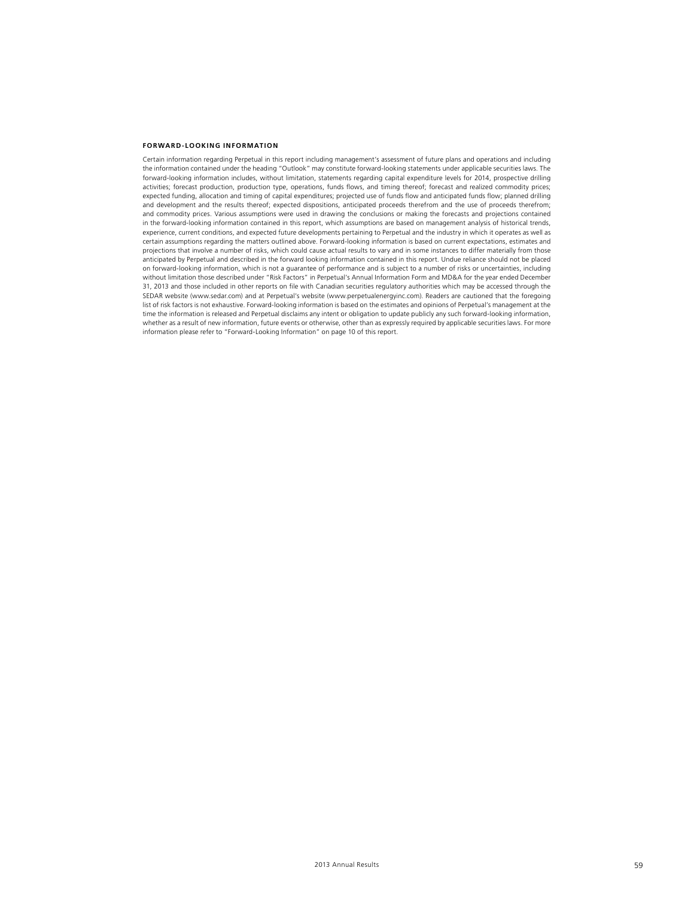### FORWARD-LOOKING INFORMATION

Certain information regarding Perpetual in this report including management's assessment of future plans and operations and including the information contained under the heading "Outlook" may constitute forward-looking statements under applicable securities laws. The forward-looking information includes, without limitation, statements regarding capital expenditure levels for 2014, prospective drilling activities; forecast production, production type, operations, funds flows, and timing thereof; forecast and realized commodity prices; expected funding, allocation and timing of capital expenditures; projected use of funds flow and anticipated funds flow; planned drilling and development and the results thereof; expected dispositions, anticipated proceeds therefrom and the use of proceeds therefrom; and commodity prices. Various assumptions were used in drawing the conclusions or making the forecasts and projections contained in the forward-looking information contained in this report, which assumptions are based on management analysis of historical trends, experience, current conditions, and expected future developments pertaining to Perpetual and the industry in which it operates as well as certain assumptions regarding the matters outlined above. Forward-looking information is based on current expectations, estimates and projections that involve a number of risks, which could cause actual results to vary and in some instances to differ materially from those anticipated by Perpetual and described in the forward looking information contained in this report. Undue reliance should not be placed on forward-looking information, which is not a guarantee of performance and is subject to a number of risks or uncertainties, including without limitation those described under "Risk Factors" in Perpetual's Annual Information Form and MD&A for the year ended December 31, 2013 and those included in other reports on file with Canadian securities regulatory authorities which may be accessed through the SEDAR website (www.sedar.com) and at Perpetual's website (www.perpetualenergyinc.com). Readers are cautioned that the foregoing list of risk factors is not exhaustive. Forward-looking information is based on the estimates and opinions of Perpetual's management at the time the information is released and Perpetual disclaims any intent or obligation to update publicly any such forward-looking information, whether as a result of new information, future events or otherwise, other than as expressly required by applicable securities laws. For more information please refer to "Forward-Looking Information" on page 10 of this report.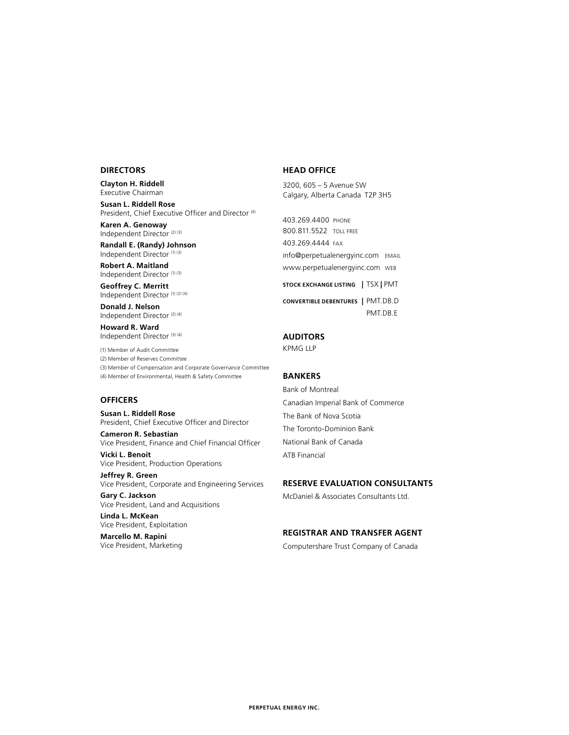## DIRECTORS

**Clayton H. Riddell**
Executive Chairman

**Susan L. Riddell Rose**
President, Chief Executive Officer and Director [4]

**Karen A. Genoway**
Independent Director [2] [3]

**Randall E. (Randy) Johnson**
Independent Director [1] [3]

**Robert A. Maitland**
Independent Director [1] [3]

**Geoffrey C. Merritt**
Independent Director [1] [2] [4]

**Donald J. Nelson**
Independent Director [2] [4]

**Howard R. Ward**
Independent Director [3] [4]

(1) Member of Audit Committee
(2) Member of Reserves Committee
(3) Member of Compensation and Corporate Governance Committee
(4) Member of Environmental, Health & Safety Committee

## OFFICERS

**Susan L. Riddell Rose**
President, Chief Executive Officer and Director

**Cameron R. Sebastian**
Vice President, Finance and Chief Financial Officer

**Vicki L. Benoit**
Vice President, Production Operations

**Jeffrey R. Green**
Vice President, Corporate and Engineering Services

**Gary C. Jackson**
Vice President, Land and Acquisitions

**Linda L. McKean**
Vice President, Exploitation

**Marcello M. Rapini**
Vice President, Marketing

## HEAD OFFICE

3200, 605 – 5 Avenue SW
Calgary, Alberta Canada T2P 3H5

403.269.4400 PHONE
800.811.5522 TOLL FREE
403.269.4444 FAX
info@perpetualenergyinc.com EMAIL
www.perpetualenergyinc.com WEB

**STOCK EXCHANGE LISTING** | TSX | PMT

**CONVERTIBLE DEBENTURES** | PMT.DB.D
PMT.DB.E

## AUDITORS

KPMG LLP

## BANKERS

Bank of Montreal
Canadian Imperial Bank of Commerce
The Bank of Nova Scotia
The Toronto-Dominion Bank
National Bank of Canada
ATB Financial

## RESERVE EVALUATION CONSULTANTS

McDaniel & Associates Consultants Ltd.

## REGISTRAR AND TRANSFER AGENT

Computershare Trust Company of Canada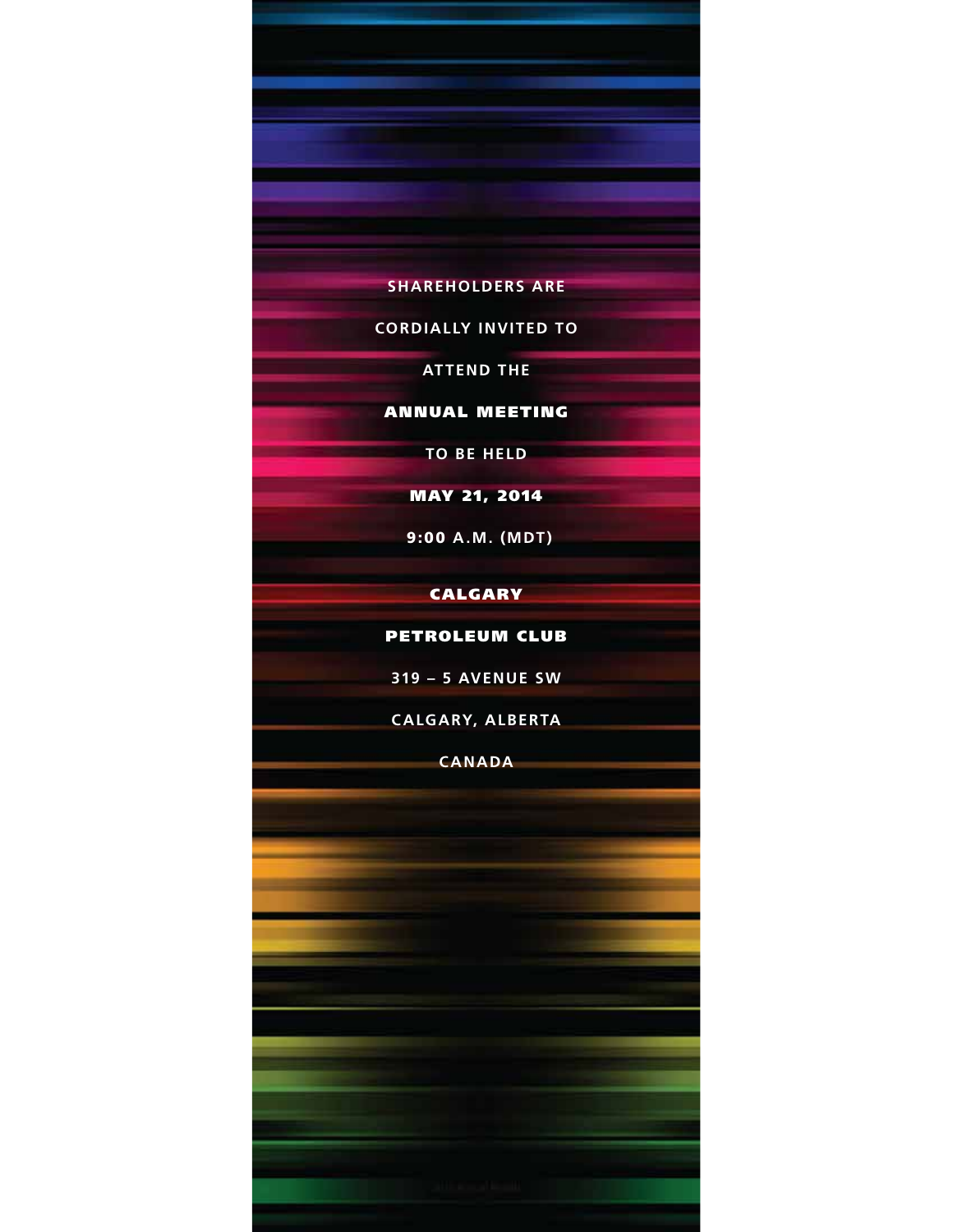SHAREHOLDERS ARE

CORDIALLY INVITED TO

ATTEND THE

**ANNUAL MEETING**

TO BE HELD

**MAY 21, 2014**

9:00 A.M. (MDT)

**CALGARY**

**PETROLEUM CLUB**

319 – 5 AVENUE SW

CALGARY, ALBERTA

CANADA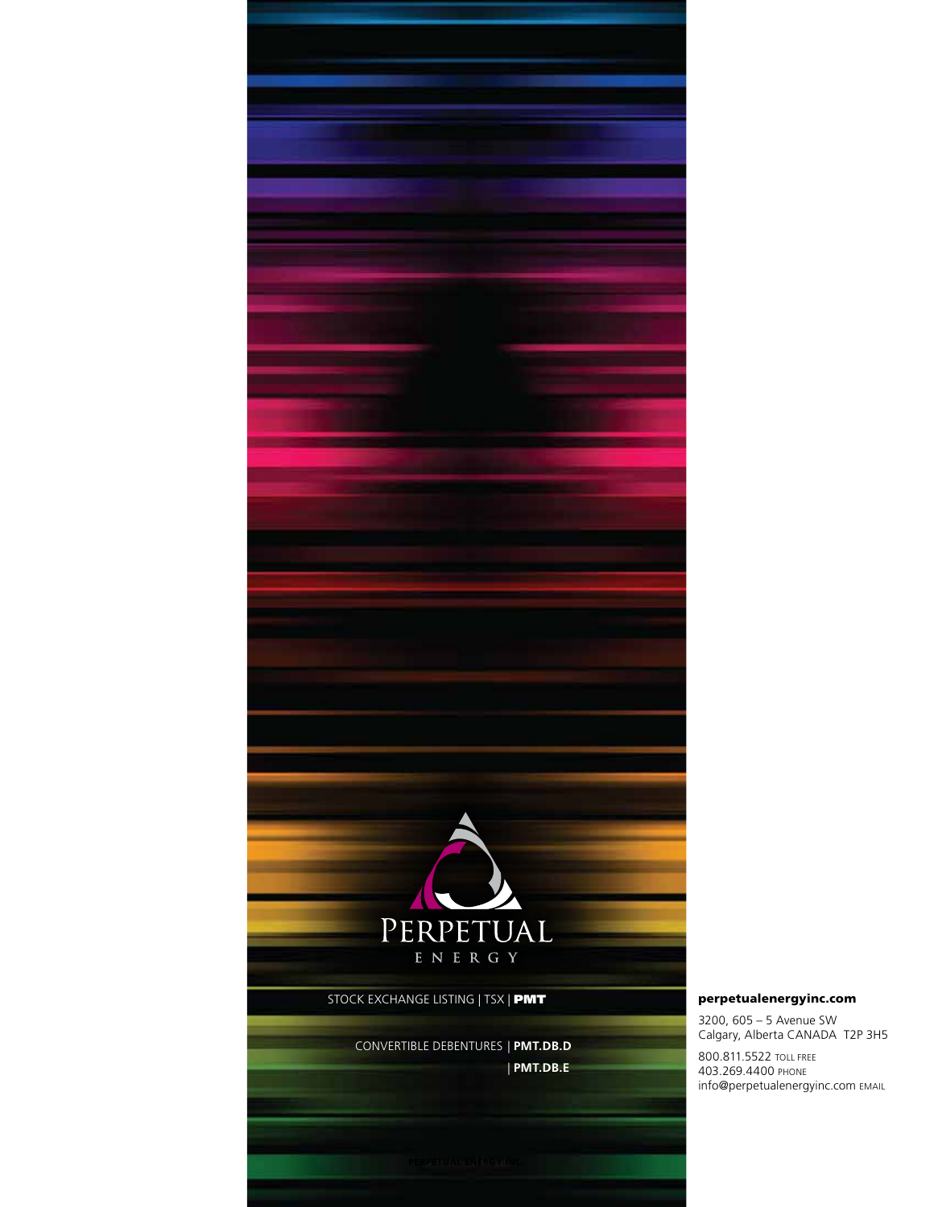PERPETUAL

ENERGY

STOCK EXCHANGE LISTING | TSX | **PMT**

CONVERTIBLE DEBENTURES | **PMT.DB.D**

| **PMT.DB.E**

PERPETUAL ENERGY INC.

**perpetualenergyinc.com**

3200, 605 – 5 Avenue SW
Calgary, Alberta CANADA T2P 3H5

800.811.5522 TOLL FREE
403.269.4400 PHONE
info@perpetualenergyinc.com EMAIL